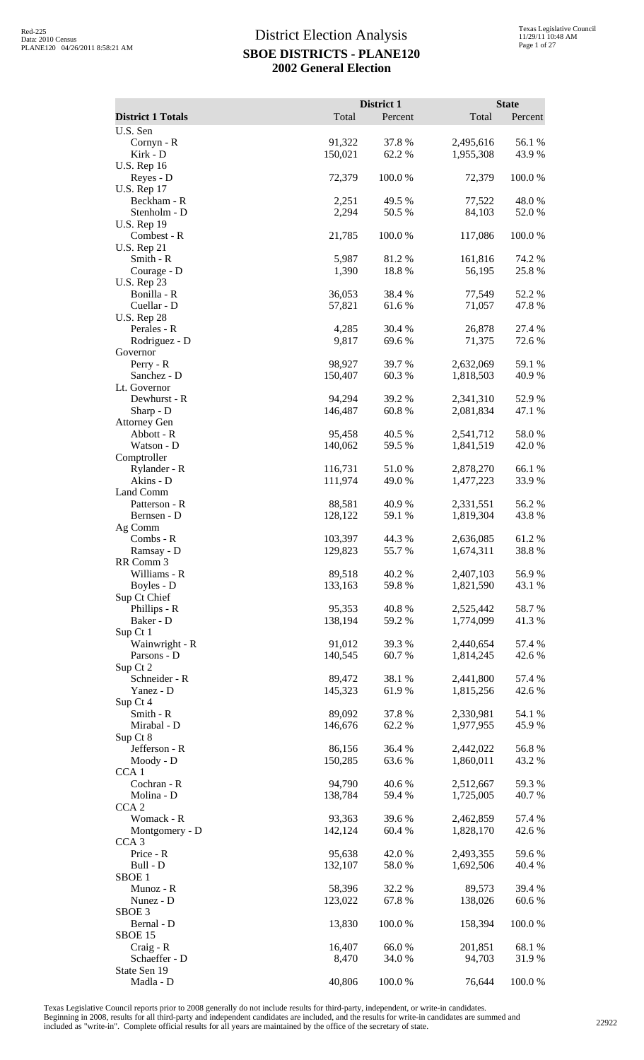# District Election Analysis
## SBOE DISTRICTS - PLANE120
## 2002 General Election

| District 1 Totals | District 1 Total | District 1 Percent | State Total | State Percent |
|---|---|---|---|---|
| U.S. Sen | | | | |
| Cornyn - R | 91,322 | 37.8 % | 2,495,616 | 56.1 % |
| Kirk - D | 150,021 | 62.2 % | 1,955,308 | 43.9 % |
| U.S. Rep 16 | | | | |
| Reyes - D | 72,379 | 100.0 % | 72,379 | 100.0 % |
| U.S. Rep 17 | | | | |
| Beckham - R | 2,251 | 49.5 % | 77,522 | 48.0 % |
| Stenholm - D | 2,294 | 50.5 % | 84,103 | 52.0 % |
| U.S. Rep 19 | | | | |
| Combest - R | 21,785 | 100.0 % | 117,086 | 100.0 % |
| U.S. Rep 21 | | | | |
| Smith - R | 5,987 | 81.2 % | 161,816 | 74.2 % |
| Courage - D | 1,390 | 18.8 % | 56,195 | 25.8 % |
| U.S. Rep 23 | | | | |
| Bonilla - R | 36,053 | 38.4 % | 77,549 | 52.2 % |
| Cuellar - D | 57,821 | 61.6 % | 71,057 | 47.8 % |
| U.S. Rep 28 | | | | |
| Perales - R | 4,285 | 30.4 % | 26,878 | 27.4 % |
| Rodriguez - D | 9,817 | 69.6 % | 71,375 | 72.6 % |
| Governor | | | | |
| Perry - R | 98,927 | 39.7 % | 2,632,069 | 59.1 % |
| Sanchez - D | 150,407 | 60.3 % | 1,818,503 | 40.9 % |
| Lt. Governor | | | | |
| Dewhurst - R | 94,294 | 39.2 % | 2,341,310 | 52.9 % |
| Sharp - D | 146,487 | 60.8 % | 2,081,834 | 47.1 % |
| Attorney Gen | | | | |
| Abbott - R | 95,458 | 40.5 % | 2,541,712 | 58.0 % |
| Watson - D | 140,062 | 59.5 % | 1,841,519 | 42.0 % |
| Comptroller | | | | |
| Rylander - R | 116,731 | 51.0 % | 2,878,270 | 66.1 % |
| Akins - D | 111,974 | 49.0 % | 1,477,223 | 33.9 % |
| Land Comm | | | | |
| Patterson - R | 88,581 | 40.9 % | 2,331,551 | 56.2 % |
| Bernsen - D | 128,122 | 59.1 % | 1,819,304 | 43.8 % |
| Ag Comm | | | | |
| Combs - R | 103,397 | 44.3 % | 2,636,085 | 61.2 % |
| Ramsay - D | 129,823 | 55.7 % | 1,674,311 | 38.8 % |
| RR Comm 3 | | | | |
| Williams - R | 89,518 | 40.2 % | 2,407,103 | 56.9 % |
| Boyles - D | 133,163 | 59.8 % | 1,821,590 | 43.1 % |
| Sup Ct Chief | | | | |
| Phillips - R | 95,353 | 40.8 % | 2,525,442 | 58.7 % |
| Baker - D | 138,194 | 59.2 % | 1,774,099 | 41.3 % |
| Sup Ct 1 | | | | |
| Wainwright - R | 91,012 | 39.3 % | 2,440,654 | 57.4 % |
| Parsons - D | 140,545 | 60.7 % | 1,814,245 | 42.6 % |
| Sup Ct 2 | | | | |
| Schneider - R | 89,472 | 38.1 % | 2,441,800 | 57.4 % |
| Yanez - D | 145,323 | 61.9 % | 1,815,256 | 42.6 % |
| Sup Ct 4 | | | | |
| Smith - R | 89,092 | 37.8 % | 2,330,981 | 54.1 % |
| Mirabal - D | 146,676 | 62.2 % | 1,977,955 | 45.9 % |
| Sup Ct 8 | | | | |
| Jefferson - R | 86,156 | 36.4 % | 2,442,022 | 56.8 % |
| Moody - D | 150,285 | 63.6 % | 1,860,011 | 43.2 % |
| CCA 1 | | | | |
| Cochran - R | 94,790 | 40.6 % | 2,512,667 | 59.3 % |
| Molina - D | 138,784 | 59.4 % | 1,725,005 | 40.7 % |
| CCA 2 | | | | |
| Womack - R | 93,363 | 39.6 % | 2,462,859 | 57.4 % |
| Montgomery - D | 142,124 | 60.4 % | 1,828,170 | 42.6 % |
| CCA 3 | | | | |
| Price - R | 95,638 | 42.0 % | 2,493,355 | 59.6 % |
| Bull - D | 132,107 | 58.0 % | 1,692,506 | 40.4 % |
| SBOE 1 | | | | |
| Munoz - R | 58,396 | 32.2 % | 89,573 | 39.4 % |
| Nunez - D | 123,022 | 67.8 % | 138,026 | 60.6 % |
| SBOE 3 | | | | |
| Bernal - D | 13,830 | 100.0 % | 158,394 | 100.0 % |
| SBOE 15 | | | | |
| Craig - R | 16,407 | 66.0 % | 201,851 | 68.1 % |
| Schaeffer - D | 8,470 | 34.0 % | 94,703 | 31.9 % |
| State Sen 19 | | | | |
| Madla - D | 40,806 | 100.0 % | 76,644 | 100.0 % |

Texas Legislative Council reports prior to 2008 generally do not include results for third-party, independent, or write-in candidates. Beginning in 2008, results for all third-party and independent candidates are included, and the results for write-in candidates are summed and included as "write-in". Complete official results for all years are maintained by the office of the secretary of state.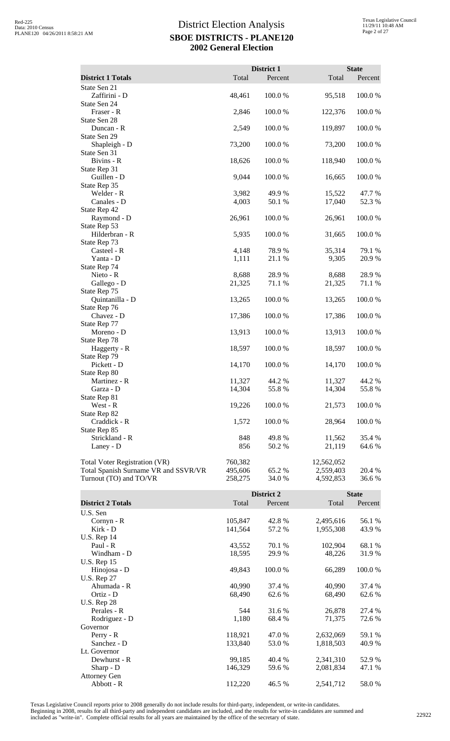# District Election Analysis
## SBOE DISTRICTS - PLANE120
## 2002 General Election

| District 1 Totals | District 1 Total | District 1 Percent | State Total | State Percent |
|---|---|---|---|---|
| State Sen 21 | | | | |
| Zaffirini - D | 48,461 | 100.0 % | 95,518 | 100.0 % |
| State Sen 24 | | | | |
| Fraser - R | 2,846 | 100.0 % | 122,376 | 100.0 % |
| State Sen 28 | | | | |
| Duncan - R | 2,549 | 100.0 % | 119,897 | 100.0 % |
| State Sen 29 | | | | |
| Shapleigh - D | 73,200 | 100.0 % | 73,200 | 100.0 % |
| State Sen 31 | | | | |
| Bivins - R | 18,626 | 100.0 % | 118,940 | 100.0 % |
| State Rep 31 | | | | |
| Guillen - D | 9,044 | 100.0 % | 16,665 | 100.0 % |
| State Rep 35 | | | | |
| Welder - R | 3,982 | 49.9 % | 15,522 | 47.7 % |
| Canales - D | 4,003 | 50.1 % | 17,040 | 52.3 % |
| State Rep 42 | | | | |
| Raymond - D | 26,961 | 100.0 % | 26,961 | 100.0 % |
| State Rep 53 | | | | |
| Hilderbran - R | 5,935 | 100.0 % | 31,665 | 100.0 % |
| State Rep 73 | | | | |
| Casteel - R | 4,148 | 78.9 % | 35,314 | 79.1 % |
| Yanta - D | 1,111 | 21.1 % | 9,305 | 20.9 % |
| State Rep 74 | | | | |
| Nieto - R | 8,688 | 28.9 % | 8,688 | 28.9 % |
| Gallego - D | 21,325 | 71.1 % | 21,325 | 71.1 % |
| State Rep 75 | | | | |
| Quintanilla - D | 13,265 | 100.0 % | 13,265 | 100.0 % |
| State Rep 76 | | | | |
| Chavez - D | 17,386 | 100.0 % | 17,386 | 100.0 % |
| State Rep 77 | | | | |
| Moreno - D | 13,913 | 100.0 % | 13,913 | 100.0 % |
| State Rep 78 | | | | |
| Haggerty - R | 18,597 | 100.0 % | 18,597 | 100.0 % |
| State Rep 79 | | | | |
| Pickett - D | 14,170 | 100.0 % | 14,170 | 100.0 % |
| State Rep 80 | | | | |
| Martinez - R | 11,327 | 44.2 % | 11,327 | 44.2 % |
| Garza - D | 14,304 | 55.8 % | 14,304 | 55.8 % |
| State Rep 81 | | | | |
| West - R | 19,226 | 100.0 % | 21,573 | 100.0 % |
| State Rep 82 | | | | |
| Craddick - R | 1,572 | 100.0 % | 28,964 | 100.0 % |
| State Rep 85 | | | | |
| Strickland - R | 848 | 49.8 % | 11,562 | 35.4 % |
| Laney - D | 856 | 50.2 % | 21,119 | 64.6 % |
| Total Voter Registration (VR) | 760,382 | | 12,562,052 | |
| Total Spanish Surname VR and SSVR/VR | 495,606 | 65.2 % | 2,559,403 | 20.4 % |
| Turnout (TO) and TO/VR | 258,275 | 34.0 % | 4,592,853 | 36.6 % |

| District 2 Totals | District 2 Total | District 2 Percent | State Total | State Percent |
|---|---|---|---|---|
| U.S. Sen | | | | |
| Cornyn - R | 105,847 | 42.8 % | 2,495,616 | 56.1 % |
| Kirk - D | 141,564 | 57.2 % | 1,955,308 | 43.9 % |
| U.S. Rep 14 | | | | |
| Paul - R | 43,552 | 70.1 % | 102,904 | 68.1 % |
| Windham - D | 18,595 | 29.9 % | 48,226 | 31.9 % |
| U.S. Rep 15 | | | | |
| Hinojosa - D | 49,843 | 100.0 % | 66,289 | 100.0 % |
| U.S. Rep 27 | | | | |
| Ahumada - R | 40,990 | 37.4 % | 40,990 | 37.4 % |
| Ortiz - D | 68,490 | 62.6 % | 68,490 | 62.6 % |
| U.S. Rep 28 | | | | |
| Perales - R | 544 | 31.6 % | 26,878 | 27.4 % |
| Rodriguez - D | 1,180 | 68.4 % | 71,375 | 72.6 % |
| Governor | | | | |
| Perry - R | 118,921 | 47.0 % | 2,632,069 | 59.1 % |
| Sanchez - D | 133,840 | 53.0 % | 1,818,503 | 40.9 % |
| Lt. Governor | | | | |
| Dewhurst - R | 99,185 | 40.4 % | 2,341,310 | 52.9 % |
| Sharp - D | 146,329 | 59.6 % | 2,081,834 | 47.1 % |
| Attorney Gen | | | | |
| Abbott - R | 112,220 | 46.5 % | 2,541,712 | 58.0 % |

Texas Legislative Council reports prior to 2008 generally do not include results for third-party, independent, or write-in candidates. Beginning in 2008, results for all third-party and independent candidates are included, and the results for write-in candidates are summed and included as "write-in". Complete official results for all years are maintained by the office of the secretary of state.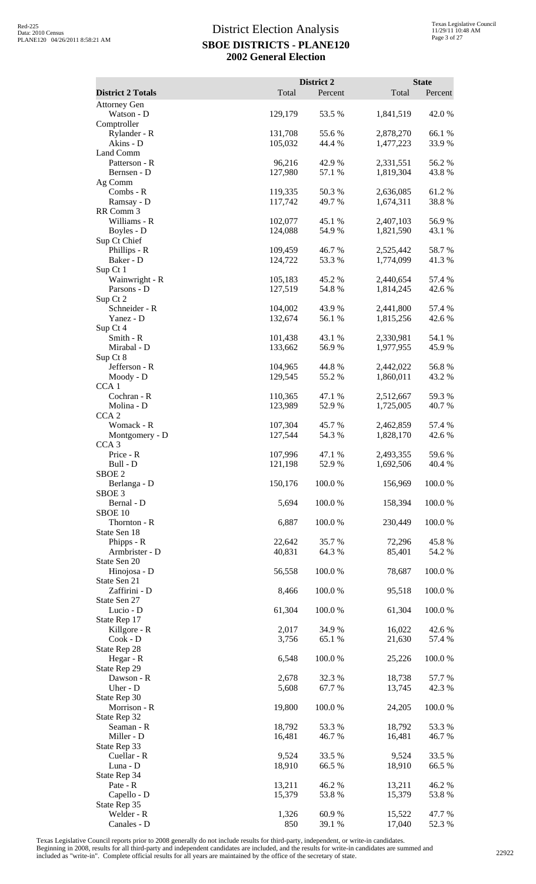# District Election Analysis

## SBOE DISTRICTS - PLANE120

## 2002 General Election

| District 2 Totals | District 2 Total | District 2 Percent | State Total | State Percent |
|---|---|---|---|---|
| Attorney Gen | | | | |
| Watson - D | 129,179 | 53.5 % | 1,841,519 | 42.0 % |
| Comptroller | | | | |
| Rylander - R | 131,708 | 55.6 % | 2,878,270 | 66.1 % |
| Akins - D | 105,032 | 44.4 % | 1,477,223 | 33.9 % |
| Land Comm | | | | |
| Patterson - R | 96,216 | 42.9 % | 2,331,551 | 56.2 % |
| Bernsen - D | 127,980 | 57.1 % | 1,819,304 | 43.8 % |
| Ag Comm | | | | |
| Combs - R | 119,335 | 50.3 % | 2,636,085 | 61.2 % |
| Ramsay - D | 117,742 | 49.7 % | 1,674,311 | 38.8 % |
| RR Comm 3 | | | | |
| Williams - R | 102,077 | 45.1 % | 2,407,103 | 56.9 % |
| Boyles - D | 124,088 | 54.9 % | 1,821,590 | 43.1 % |
| Sup Ct Chief | | | | |
| Phillips - R | 109,459 | 46.7 % | 2,525,442 | 58.7 % |
| Baker - D | 124,722 | 53.3 % | 1,774,099 | 41.3 % |
| Sup Ct 1 | | | | |
| Wainwright - R | 105,183 | 45.2 % | 2,440,654 | 57.4 % |
| Parsons - D | 127,519 | 54.8 % | 1,814,245 | 42.6 % |
| Sup Ct 2 | | | | |
| Schneider - R | 104,002 | 43.9 % | 2,441,800 | 57.4 % |
| Yanez - D | 132,674 | 56.1 % | 1,815,256 | 42.6 % |
| Sup Ct 4 | | | | |
| Smith - R | 101,438 | 43.1 % | 2,330,981 | 54.1 % |
| Mirabal - D | 133,662 | 56.9 % | 1,977,955 | 45.9 % |
| Sup Ct 8 | | | | |
| Jefferson - R | 104,965 | 44.8 % | 2,442,022 | 56.8 % |
| Moody - D | 129,545 | 55.2 % | 1,860,011 | 43.2 % |
| CCA 1 | | | | |
| Cochran - R | 110,365 | 47.1 % | 2,512,667 | 59.3 % |
| Molina - D | 123,989 | 52.9 % | 1,725,005 | 40.7 % |
| CCA 2 | | | | |
| Womack - R | 107,304 | 45.7 % | 2,462,859 | 57.4 % |
| Montgomery - D | 127,544 | 54.3 % | 1,828,170 | 42.6 % |
| CCA 3 | | | | |
| Price - R | 107,996 | 47.1 % | 2,493,355 | 59.6 % |
| Bull - D | 121,198 | 52.9 % | 1,692,506 | 40.4 % |
| SBOE 2 | | | | |
| Berlanga - D | 150,176 | 100.0 % | 156,969 | 100.0 % |
| SBOE 3 | | | | |
| Bernal - D | 5,694 | 100.0 % | 158,394 | 100.0 % |
| SBOE 10 | | | | |
| Thornton - R | 6,887 | 100.0 % | 230,449 | 100.0 % |
| State Sen 18 | | | | |
| Phipps - R | 22,642 | 35.7 % | 72,296 | 45.8 % |
| Armbrister - D | 40,831 | 64.3 % | 85,401 | 54.2 % |
| State Sen 20 | | | | |
| Hinojosa - D | 56,558 | 100.0 % | 78,687 | 100.0 % |
| State Sen 21 | | | | |
| Zaffirini - D | 8,466 | 100.0 % | 95,518 | 100.0 % |
| State Sen 27 | | | | |
| Lucio - D | 61,304 | 100.0 % | 61,304 | 100.0 % |
| State Rep 17 | | | | |
| Killgore - R | 2,017 | 34.9 % | 16,022 | 42.6 % |
| Cook - D | 3,756 | 65.1 % | 21,630 | 57.4 % |
| State Rep 28 | | | | |
| Hegar - R | 6,548 | 100.0 % | 25,226 | 100.0 % |
| State Rep 29 | | | | |
| Dawson - R | 2,678 | 32.3 % | 18,738 | 57.7 % |
| Uher - D | 5,608 | 67.7 % | 13,745 | 42.3 % |
| State Rep 30 | | | | |
| Morrison - R | 19,800 | 100.0 % | 24,205 | 100.0 % |
| State Rep 32 | | | | |
| Seaman - R | 18,792 | 53.3 % | 18,792 | 53.3 % |
| Miller - D | 16,481 | 46.7 % | 16,481 | 46.7 % |
| State Rep 33 | | | | |
| Cuellar - R | 9,524 | 33.5 % | 9,524 | 33.5 % |
| Luna - D | 18,910 | 66.5 % | 18,910 | 66.5 % |
| State Rep 34 | | | | |
| Pate - R | 13,211 | 46.2 % | 13,211 | 46.2 % |
| Capello - D | 15,379 | 53.8 % | 15,379 | 53.8 % |
| State Rep 35 | | | | |
| Welder - R | 1,326 | 60.9 % | 15,522 | 47.7 % |
| Canales - D | 850 | 39.1 % | 17,040 | 52.3 % |

Texas Legislative Council reports prior to 2008 generally do not include results for third-party, independent, or write-in candidates. Beginning in 2008, results for all third-party and independent candidates are included, and the results for write-in candidates are summed and included as "write-in". Complete official results for all years are maintained by the office of the secretary of state.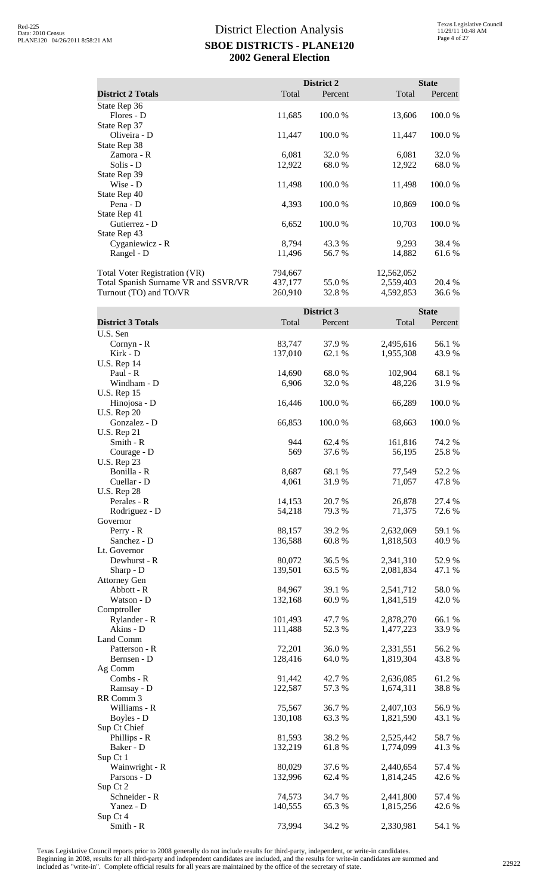# District Election Analysis
## SBOE DISTRICTS - PLANE120
## 2002 General Election

| District 2 Totals | District 2 Total | District 2 Percent | State Total | State Percent |
|---|---|---|---|---|
| State Rep 36 | | | | |
| Flores - D | 11,685 | 100.0 % | 13,606 | 100.0 % |
| State Rep 37 | | | | |
| Oliveira - D | 11,447 | 100.0 % | 11,447 | 100.0 % |
| State Rep 38 | | | | |
| Zamora - R | 6,081 | 32.0 % | 6,081 | 32.0 % |
| Solis - D | 12,922 | 68.0 % | 12,922 | 68.0 % |
| State Rep 39 | | | | |
| Wise - D | 11,498 | 100.0 % | 11,498 | 100.0 % |
| State Rep 40 | | | | |
| Pena - D | 4,393 | 100.0 % | 10,869 | 100.0 % |
| State Rep 41 | | | | |
| Gutierrez - D | 6,652 | 100.0 % | 10,703 | 100.0 % |
| State Rep 43 | | | | |
| Cyganiewicz - R | 8,794 | 43.3 % | 9,293 | 38.4 % |
| Rangel - D | 11,496 | 56.7 % | 14,882 | 61.6 % |
| Total Voter Registration (VR) | 794,667 | | 12,562,052 | |
| Total Spanish Surname VR and SSVR/VR | 437,177 | 55.0 % | 2,559,403 | 20.4 % |
| Turnout (TO) and TO/VR | 260,910 | 32.8 % | 4,592,853 | 36.6 % |

| District 3 Totals | District 3 Total | District 3 Percent | State Total | State Percent |
|---|---|---|---|---|
| U.S. Sen | | | | |
| Cornyn - R | 83,747 | 37.9 % | 2,495,616 | 56.1 % |
| Kirk - D | 137,010 | 62.1 % | 1,955,308 | 43.9 % |
| U.S. Rep 14 | | | | |
| Paul - R | 14,690 | 68.0 % | 102,904 | 68.1 % |
| Windham - D | 6,906 | 32.0 % | 48,226 | 31.9 % |
| U.S. Rep 15 | | | | |
| Hinojosa - D | 16,446 | 100.0 % | 66,289 | 100.0 % |
| U.S. Rep 20 | | | | |
| Gonzalez - D | 66,853 | 100.0 % | 68,663 | 100.0 % |
| U.S. Rep 21 | | | | |
| Smith - R | 944 | 62.4 % | 161,816 | 74.2 % |
| Courage - D | 569 | 37.6 % | 56,195 | 25.8 % |
| U.S. Rep 23 | | | | |
| Bonilla - R | 8,687 | 68.1 % | 77,549 | 52.2 % |
| Cuellar - D | 4,061 | 31.9 % | 71,057 | 47.8 % |
| U.S. Rep 28 | | | | |
| Perales - R | 14,153 | 20.7 % | 26,878 | 27.4 % |
| Rodriguez - D | 54,218 | 79.3 % | 71,375 | 72.6 % |
| Governor | | | | |
| Perry - R | 88,157 | 39.2 % | 2,632,069 | 59.1 % |
| Sanchez - D | 136,588 | 60.8 % | 1,818,503 | 40.9 % |
| Lt. Governor | | | | |
| Dewhurst - R | 80,072 | 36.5 % | 2,341,310 | 52.9 % |
| Sharp - D | 139,501 | 63.5 % | 2,081,834 | 47.1 % |
| Attorney Gen | | | | |
| Abbott - R | 84,967 | 39.1 % | 2,541,712 | 58.0 % |
| Watson - D | 132,168 | 60.9 % | 1,841,519 | 42.0 % |
| Comptroller | | | | |
| Rylander - R | 101,493 | 47.7 % | 2,878,270 | 66.1 % |
| Akins - D | 111,488 | 52.3 % | 1,477,223 | 33.9 % |
| Land Comm | | | | |
| Patterson - R | 72,201 | 36.0 % | 2,331,551 | 56.2 % |
| Bernsen - D | 128,416 | 64.0 % | 1,819,304 | 43.8 % |
| Ag Comm | | | | |
| Combs - R | 91,442 | 42.7 % | 2,636,085 | 61.2 % |
| Ramsay - D | 122,587 | 57.3 % | 1,674,311 | 38.8 % |
| RR Comm 3 | | | | |
| Williams - R | 75,567 | 36.7 % | 2,407,103 | 56.9 % |
| Boyles - D | 130,108 | 63.3 % | 1,821,590 | 43.1 % |
| Sup Ct Chief | | | | |
| Phillips - R | 81,593 | 38.2 % | 2,525,442 | 58.7 % |
| Baker - D | 132,219 | 61.8 % | 1,774,099 | 41.3 % |
| Sup Ct 1 | | | | |
| Wainwright - R | 80,029 | 37.6 % | 2,440,654 | 57.4 % |
| Parsons - D | 132,996 | 62.4 % | 1,814,245 | 42.6 % |
| Sup Ct 2 | | | | |
| Schneider - R | 74,573 | 34.7 % | 2,441,800 | 57.4 % |
| Yanez - D | 140,555 | 65.3 % | 1,815,256 | 42.6 % |
| Sup Ct 4 | | | | |
| Smith - R | 73,994 | 34.2 % | 2,330,981 | 54.1 % |

Texas Legislative Council reports prior to 2008 generally do not include results for third-party, independent, or write-in candidates. Beginning in 2008, results for all third-party and independent candidates are included, and the results for write-in candidates are summed and included as "write-in". Complete official results for all years are maintained by the office of the secretary of state.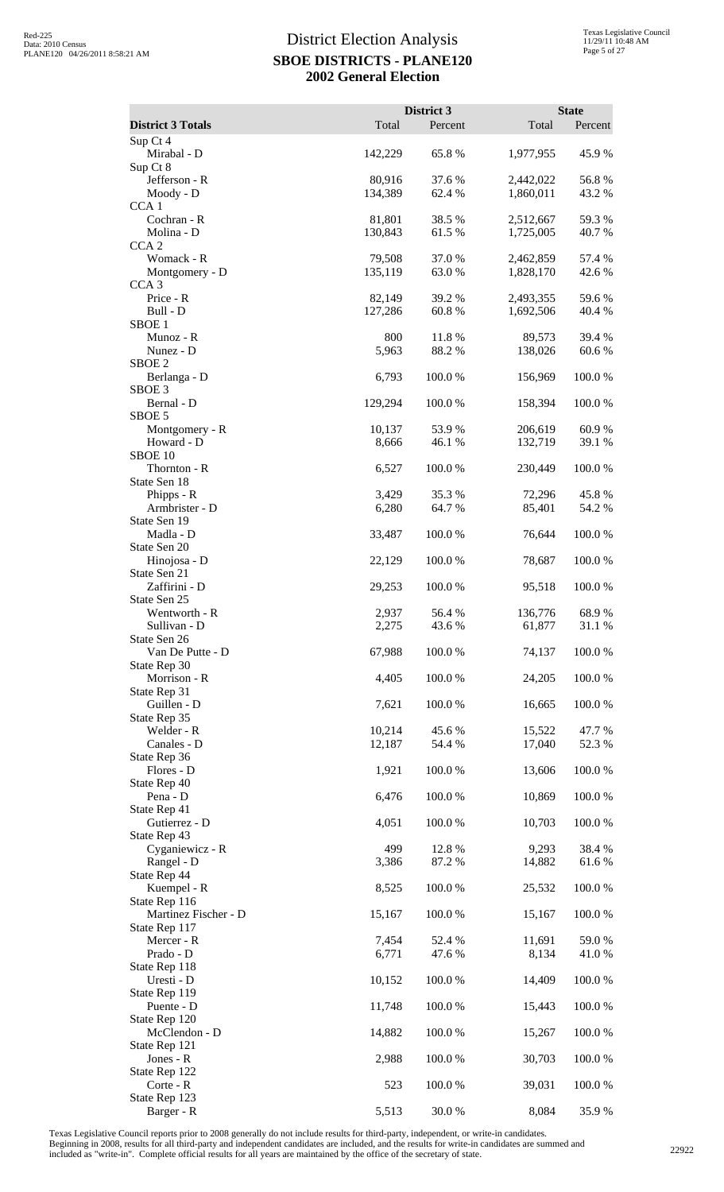# District Election Analysis

## SBOE DISTRICTS - PLANE120

## 2002 General Election

| District 3 Totals | District 3 Total | District 3 Percent | State Total | State Percent |
|---|---|---|---|---|
| Sup Ct 4 | | | | |
| Mirabal - D | 142,229 | 65.8 % | 1,977,955 | 45.9 % |
| Sup Ct 8 | | | | |
| Jefferson - R | 80,916 | 37.6 % | 2,442,022 | 56.8 % |
| Moody - D | 134,389 | 62.4 % | 1,860,011 | 43.2 % |
| CCA 1 | | | | |
| Cochran - R | 81,801 | 38.5 % | 2,512,667 | 59.3 % |
| Molina - D | 130,843 | 61.5 % | 1,725,005 | 40.7 % |
| CCA 2 | | | | |
| Womack - R | 79,508 | 37.0 % | 2,462,859 | 57.4 % |
| Montgomery - D | 135,119 | 63.0 % | 1,828,170 | 42.6 % |
| CCA 3 | | | | |
| Price - R | 82,149 | 39.2 % | 2,493,355 | 59.6 % |
| Bull - D | 127,286 | 60.8 % | 1,692,506 | 40.4 % |
| SBOE 1 | | | | |
| Munoz - R | 800 | 11.8 % | 89,573 | 39.4 % |
| Nunez - D | 5,963 | 88.2 % | 138,026 | 60.6 % |
| SBOE 2 | | | | |
| Berlanga - D | 6,793 | 100.0 % | 156,969 | 100.0 % |
| SBOE 3 | | | | |
| Bernal - D | 129,294 | 100.0 % | 158,394 | 100.0 % |
| SBOE 5 | | | | |
| Montgomery - R | 10,137 | 53.9 % | 206,619 | 60.9 % |
| Howard - D | 8,666 | 46.1 % | 132,719 | 39.1 % |
| SBOE 10 | | | | |
| Thornton - R | 6,527 | 100.0 % | 230,449 | 100.0 % |
| State Sen 18 | | | | |
| Phipps - R | 3,429 | 35.3 % | 72,296 | 45.8 % |
| Armbrister - D | 6,280 | 64.7 % | 85,401 | 54.2 % |
| State Sen 19 | | | | |
| Madla - D | 33,487 | 100.0 % | 76,644 | 100.0 % |
| State Sen 20 | | | | |
| Hinojosa - D | 22,129 | 100.0 % | 78,687 | 100.0 % |
| State Sen 21 | | | | |
| Zaffirini - D | 29,253 | 100.0 % | 95,518 | 100.0 % |
| State Sen 25 | | | | |
| Wentworth - R | 2,937 | 56.4 % | 136,776 | 68.9 % |
| Sullivan - D | 2,275 | 43.6 % | 61,877 | 31.1 % |
| State Sen 26 | | | | |
| Van De Putte - D | 67,988 | 100.0 % | 74,137 | 100.0 % |
| State Rep 30 | | | | |
| Morrison - R | 4,405 | 100.0 % | 24,205 | 100.0 % |
| State Rep 31 | | | | |
| Guillen - D | 7,621 | 100.0 % | 16,665 | 100.0 % |
| State Rep 35 | | | | |
| Welder - R | 10,214 | 45.6 % | 15,522 | 47.7 % |
| Canales - D | 12,187 | 54.4 % | 17,040 | 52.3 % |
| State Rep 36 | | | | |
| Flores - D | 1,921 | 100.0 % | 13,606 | 100.0 % |
| State Rep 40 | | | | |
| Pena - D | 6,476 | 100.0 % | 10,869 | 100.0 % |
| State Rep 41 | | | | |
| Gutierrez - D | 4,051 | 100.0 % | 10,703 | 100.0 % |
| State Rep 43 | | | | |
| Cyganiewicz - R | 499 | 12.8 % | 9,293 | 38.4 % |
| Rangel - D | 3,386 | 87.2 % | 14,882 | 61.6 % |
| State Rep 44 | | | | |
| Kuempel - R | 8,525 | 100.0 % | 25,532 | 100.0 % |
| State Rep 116 | | | | |
| Martinez Fischer - D | 15,167 | 100.0 % | 15,167 | 100.0 % |
| State Rep 117 | | | | |
| Mercer - R | 7,454 | 52.4 % | 11,691 | 59.0 % |
| Prado - D | 6,771 | 47.6 % | 8,134 | 41.0 % |
| State Rep 118 | | | | |
| Uresti - D | 10,152 | 100.0 % | 14,409 | 100.0 % |
| State Rep 119 | | | | |
| Puente - D | 11,748 | 100.0 % | 15,443 | 100.0 % |
| State Rep 120 | | | | |
| McClendon - D | 14,882 | 100.0 % | 15,267 | 100.0 % |
| State Rep 121 | | | | |
| Jones - R | 2,988 | 100.0 % | 30,703 | 100.0 % |
| State Rep 122 | | | | |
| Corte - R | 523 | 100.0 % | 39,031 | 100.0 % |
| State Rep 123 | | | | |
| Barger - R | 5,513 | 30.0 % | 8,084 | 35.9 % |

Texas Legislative Council reports prior to 2008 generally do not include results for third-party, independent, or write-in candidates. Beginning in 2008, results for all third-party and independent candidates are included, and the results for write-in candidates are summed and included as "write-in". Complete official results for all years are maintained by the office of the secretary of state.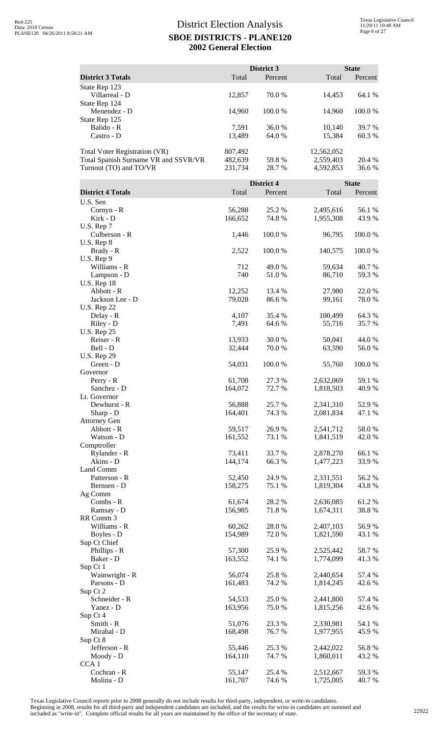# District Election Analysis
## SBOE DISTRICTS - PLANE120
## 2002 General Election

| District 3 Totals | District 3 Total | District 3 Percent | State Total | State Percent |
|---|---|---|---|---|
| State Rep 123 | | | | |
| Villarreal - D | 12,857 | 70.0 % | 14,453 | 64.1 % |
| State Rep 124 | | | | |
| Menendez - D | 14,960 | 100.0 % | 14,960 | 100.0 % |
| State Rep 125 | | | | |
| Balido - R | 7,591 | 36.0 % | 10,140 | 39.7 % |
| Castro - D | 13,489 | 64.0 % | 15,384 | 60.3 % |
| Total Voter Registration (VR) | 807,492 | | 12,562,052 | |
| Total Spanish Surname VR and SSVR/VR | 482,639 | 59.8 % | 2,559,403 | 20.4 % |
| Turnout (TO) and TO/VR | 231,734 | 28.7 % | 4,592,853 | 36.6 % |

| District 4 Totals | District 4 Total | District 4 Percent | State Total | State Percent |
|---|---|---|---|---|
| U.S. Sen | | | | |
| Cornyn - R | 56,288 | 25.2 % | 2,495,616 | 56.1 % |
| Kirk - D | 166,652 | 74.8 % | 1,955,308 | 43.9 % |
| U.S. Rep 7 | | | | |
| Culberson - R | 1,446 | 100.0 % | 96,795 | 100.0 % |
| U.S. Rep 8 | | | | |
| Brady - R | 2,522 | 100.0 % | 140,575 | 100.0 % |
| U.S. Rep 9 | | | | |
| Williams - R | 712 | 49.0 % | 59,634 | 40.7 % |
| Lampson - D | 740 | 51.0 % | 86,710 | 59.3 % |
| U.S. Rep 18 | | | | |
| Abbott - R | 12,252 | 13.4 % | 27,980 | 22.0 % |
| Jackson Lee - D | 79,028 | 86.6 % | 99,161 | 78.0 % |
| U.S. Rep 22 | | | | |
| Delay - R | 4,107 | 35.4 % | 100,499 | 64.3 % |
| Riley - D | 7,491 | 64.6 % | 55,716 | 35.7 % |
| U.S. Rep 25 | | | | |
| Reiser - R | 13,933 | 30.0 % | 50,041 | 44.0 % |
| Bell - D | 32,444 | 70.0 % | 63,590 | 56.0 % |
| U.S. Rep 29 | | | | |
| Green - D | 54,031 | 100.0 % | 55,760 | 100.0 % |
| Governor | | | | |
| Perry - R | 61,708 | 27.3 % | 2,632,069 | 59.1 % |
| Sanchez - D | 164,072 | 72.7 % | 1,818,503 | 40.9 % |
| Lt. Governor | | | | |
| Dewhurst - R | 56,888 | 25.7 % | 2,341,310 | 52.9 % |
| Sharp - D | 164,401 | 74.3 % | 2,081,834 | 47.1 % |
| Attorney Gen | | | | |
| Abbott - R | 59,517 | 26.9 % | 2,541,712 | 58.0 % |
| Watson - D | 161,552 | 73.1 % | 1,841,519 | 42.0 % |
| Comptroller | | | | |
| Rylander - R | 73,411 | 33.7 % | 2,878,270 | 66.1 % |
| Akins - D | 144,174 | 66.3 % | 1,477,223 | 33.9 % |
| Land Comm | | | | |
| Patterson - R | 52,450 | 24.9 % | 2,331,551 | 56.2 % |
| Bernsen - D | 158,275 | 75.1 % | 1,819,304 | 43.8 % |
| Ag Comm | | | | |
| Combs - R | 61,674 | 28.2 % | 2,636,085 | 61.2 % |
| Ramsay - D | 156,985 | 71.8 % | 1,674,311 | 38.8 % |
| RR Comm 3 | | | | |
| Williams - R | 60,262 | 28.0 % | 2,407,103 | 56.9 % |
| Boyles - D | 154,989 | 72.0 % | 1,821,590 | 43.1 % |
| Sup Ct Chief | | | | |
| Phillips - R | 57,300 | 25.9 % | 2,525,442 | 58.7 % |
| Baker - D | 163,552 | 74.1 % | 1,774,099 | 41.3 % |
| Sup Ct 1 | | | | |
| Wainwright - R | 56,074 | 25.8 % | 2,440,654 | 57.4 % |
| Parsons - D | 161,483 | 74.2 % | 1,814,245 | 42.6 % |
| Sup Ct 2 | | | | |
| Schneider - R | 54,533 | 25.0 % | 2,441,800 | 57.4 % |
| Yanez - D | 163,956 | 75.0 % | 1,815,256 | 42.6 % |
| Sup Ct 4 | | | | |
| Smith - R | 51,076 | 23.3 % | 2,330,981 | 54.1 % |
| Mirabal - D | 168,498 | 76.7 % | 1,977,955 | 45.9 % |
| Sup Ct 8 | | | | |
| Jefferson - R | 55,446 | 25.3 % | 2,442,022 | 56.8 % |
| Moody - D | 164,110 | 74.7 % | 1,860,011 | 43.2 % |
| CCA 1 | | | | |
| Cochran - R | 55,147 | 25.4 % | 2,512,667 | 59.3 % |
| Molina - D | 161,707 | 74.6 % | 1,725,005 | 40.7 % |

Texas Legislative Council reports prior to 2008 generally do not include results for third-party, independent, or write-in candidates. Beginning in 2008, results for all third-party and independent candidates are included, and the results for write-in candidates are summed and included as "write-in". Complete official results for all years are maintained by the office of the secretary of state.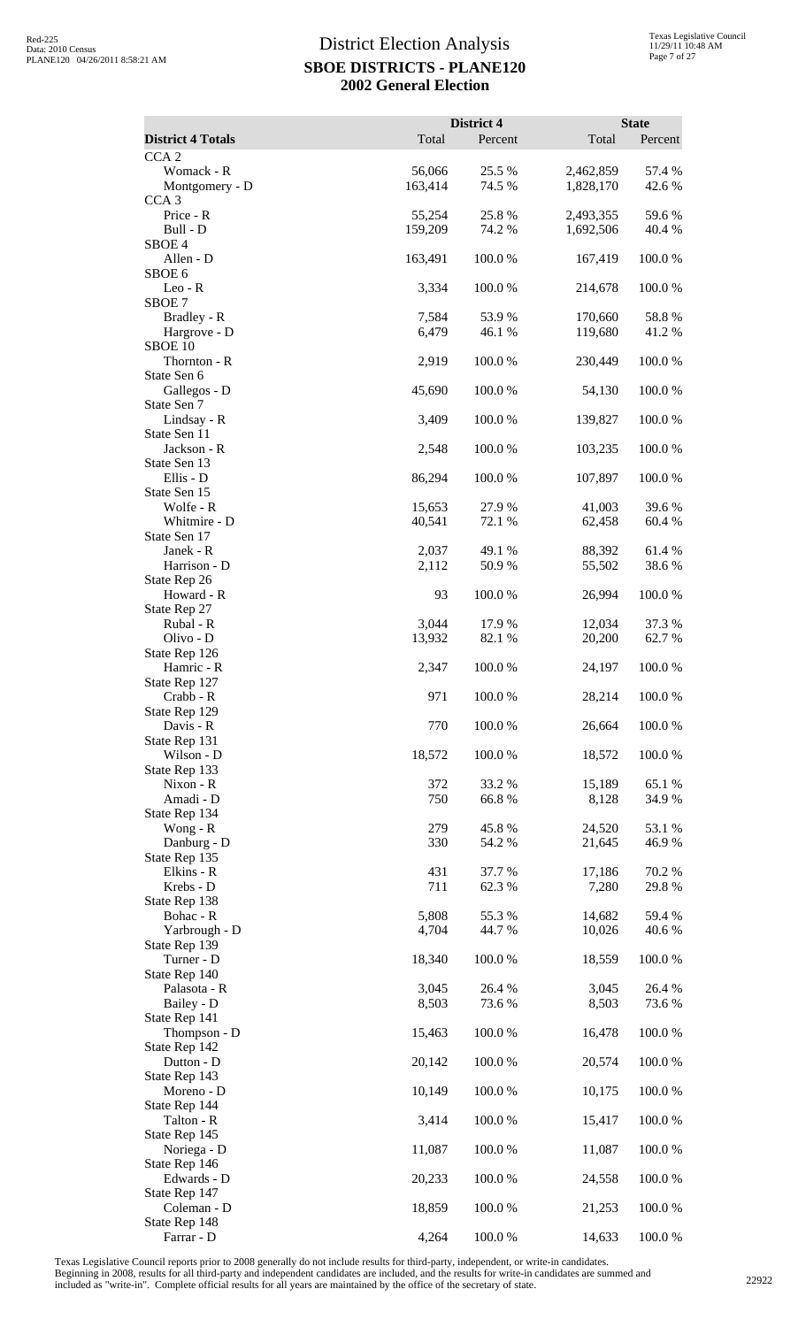# District Election Analysis

## SBOE DISTRICTS - PLANE120

## 2002 General Election

| District 4 Totals | District 4 Total | District 4 Percent | State Total | State Percent |
|---|---|---|---|---|
| CCA 2 | | | | |
| Womack - R | 56,066 | 25.5 % | 2,462,859 | 57.4 % |
| Montgomery - D | 163,414 | 74.5 % | 1,828,170 | 42.6 % |
| CCA 3 | | | | |
| Price - R | 55,254 | 25.8 % | 2,493,355 | 59.6 % |
| Bull - D | 159,209 | 74.2 % | 1,692,506 | 40.4 % |
| SBOE 4 | | | | |
| Allen - D | 163,491 | 100.0 % | 167,419 | 100.0 % |
| SBOE 6 | | | | |
| Leo - R | 3,334 | 100.0 % | 214,678 | 100.0 % |
| SBOE 7 | | | | |
| Bradley - R | 7,584 | 53.9 % | 170,660 | 58.8 % |
| Hargrove - D | 6,479 | 46.1 % | 119,680 | 41.2 % |
| SBOE 10 | | | | |
| Thornton - R | 2,919 | 100.0 % | 230,449 | 100.0 % |
| State Sen 6 | | | | |
| Gallegos - D | 45,690 | 100.0 % | 54,130 | 100.0 % |
| State Sen 7 | | | | |
| Lindsay - R | 3,409 | 100.0 % | 139,827 | 100.0 % |
| State Sen 11 | | | | |
| Jackson - R | 2,548 | 100.0 % | 103,235 | 100.0 % |
| State Sen 13 | | | | |
| Ellis - D | 86,294 | 100.0 % | 107,897 | 100.0 % |
| State Sen 15 | | | | |
| Wolfe - R | 15,653 | 27.9 % | 41,003 | 39.6 % |
| Whitmire - D | 40,541 | 72.1 % | 62,458 | 60.4 % |
| State Sen 17 | | | | |
| Janek - R | 2,037 | 49.1 % | 88,392 | 61.4 % |
| Harrison - D | 2,112 | 50.9 % | 55,502 | 38.6 % |
| State Rep 26 | | | | |
| Howard - R | 93 | 100.0 % | 26,994 | 100.0 % |
| State Rep 27 | | | | |
| Rubal - R | 3,044 | 17.9 % | 12,034 | 37.3 % |
| Olivo - D | 13,932 | 82.1 % | 20,200 | 62.7 % |
| State Rep 126 | | | | |
| Hamric - R | 2,347 | 100.0 % | 24,197 | 100.0 % |
| State Rep 127 | | | | |
| Crabb - R | 971 | 100.0 % | 28,214 | 100.0 % |
| State Rep 129 | | | | |
| Davis - R | 770 | 100.0 % | 26,664 | 100.0 % |
| State Rep 131 | | | | |
| Wilson - D | 18,572 | 100.0 % | 18,572 | 100.0 % |
| State Rep 133 | | | | |
| Nixon - R | 372 | 33.2 % | 15,189 | 65.1 % |
| Amadi - D | 750 | 66.8 % | 8,128 | 34.9 % |
| State Rep 134 | | | | |
| Wong - R | 279 | 45.8 % | 24,520 | 53.1 % |
| Danburg - D | 330 | 54.2 % | 21,645 | 46.9 % |
| State Rep 135 | | | | |
| Elkins - R | 431 | 37.7 % | 17,186 | 70.2 % |
| Krebs - D | 711 | 62.3 % | 7,280 | 29.8 % |
| State Rep 138 | | | | |
| Bohac - R | 5,808 | 55.3 % | 14,682 | 59.4 % |
| Yarbrough - D | 4,704 | 44.7 % | 10,026 | 40.6 % |
| State Rep 139 | | | | |
| Turner - D | 18,340 | 100.0 % | 18,559 | 100.0 % |
| State Rep 140 | | | | |
| Palasota - R | 3,045 | 26.4 % | 3,045 | 26.4 % |
| Bailey - D | 8,503 | 73.6 % | 8,503 | 73.6 % |
| State Rep 141 | | | | |
| Thompson - D | 15,463 | 100.0 % | 16,478 | 100.0 % |
| State Rep 142 | | | | |
| Dutton - D | 20,142 | 100.0 % | 20,574 | 100.0 % |
| State Rep 143 | | | | |
| Moreno - D | 10,149 | 100.0 % | 10,175 | 100.0 % |
| State Rep 144 | | | | |
| Talton - R | 3,414 | 100.0 % | 15,417 | 100.0 % |
| State Rep 145 | | | | |
| Noriega - D | 11,087 | 100.0 % | 11,087 | 100.0 % |
| State Rep 146 | | | | |
| Edwards - D | 20,233 | 100.0 % | 24,558 | 100.0 % |
| State Rep 147 | | | | |
| Coleman - D | 18,859 | 100.0 % | 21,253 | 100.0 % |
| State Rep 148 | | | | |
| Farrar - D | 4,264 | 100.0 % | 14,633 | 100.0 % |

Texas Legislative Council reports prior to 2008 generally do not include results for third-party, independent, or write-in candidates. Beginning in 2008, results for all third-party and independent candidates are included, and the results for write-in candidates are summed and included as "write-in". Complete official results for all years are maintained by the office of the secretary of state.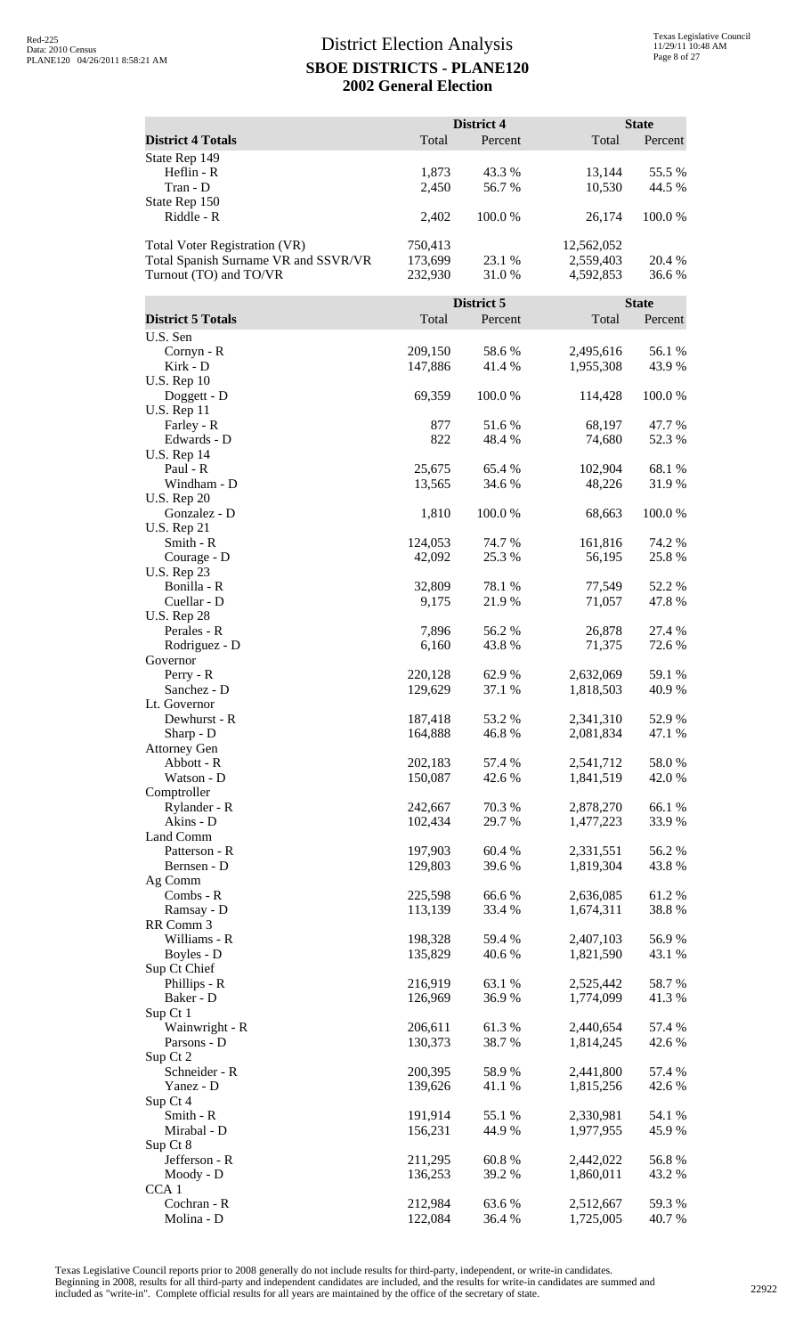# District Election Analysis
## SBOE DISTRICTS - PLANE120
## 2002 General Election

| District 4 Totals | District 4 Total | District 4 Percent | State Total | State Percent |
|---|---|---|---|---|
| State Rep 149 | | | | |
| Heflin - R | 1,873 | 43.3 % | 13,144 | 55.5 % |
| Tran - D | 2,450 | 56.7 % | 10,530 | 44.5 % |
| State Rep 150 | | | | |
| Riddle - R | 2,402 | 100.0 % | 26,174 | 100.0 % |
| Total Voter Registration (VR) | 750,413 | | 12,562,052 | |
| Total Spanish Surname VR and SSVR/VR | 173,699 | 23.1 % | 2,559,403 | 20.4 % |
| Turnout (TO) and TO/VR | 232,930 | 31.0 % | 4,592,853 | 36.6 % |

| District 5 Totals | District 5 Total | District 5 Percent | State Total | State Percent |
|---|---|---|---|---|
| U.S. Sen | | | | |
| Cornyn - R | 209,150 | 58.6 % | 2,495,616 | 56.1 % |
| Kirk - D | 147,886 | 41.4 % | 1,955,308 | 43.9 % |
| U.S. Rep 10 | | | | |
| Doggett - D | 69,359 | 100.0 % | 114,428 | 100.0 % |
| U.S. Rep 11 | | | | |
| Farley - R | 877 | 51.6 % | 68,197 | 47.7 % |
| Edwards - D | 822 | 48.4 % | 74,680 | 52.3 % |
| U.S. Rep 14 | | | | |
| Paul - R | 25,675 | 65.4 % | 102,904 | 68.1 % |
| Windham - D | 13,565 | 34.6 % | 48,226 | 31.9 % |
| U.S. Rep 20 | | | | |
| Gonzalez - D | 1,810 | 100.0 % | 68,663 | 100.0 % |
| U.S. Rep 21 | | | | |
| Smith - R | 124,053 | 74.7 % | 161,816 | 74.2 % |
| Courage - D | 42,092 | 25.3 % | 56,195 | 25.8 % |
| U.S. Rep 23 | | | | |
| Bonilla - R | 32,809 | 78.1 % | 77,549 | 52.2 % |
| Cuellar - D | 9,175 | 21.9 % | 71,057 | 47.8 % |
| U.S. Rep 28 | | | | |
| Perales - R | 7,896 | 56.2 % | 26,878 | 27.4 % |
| Rodriguez - D | 6,160 | 43.8 % | 71,375 | 72.6 % |
| Governor | | | | |
| Perry - R | 220,128 | 62.9 % | 2,632,069 | 59.1 % |
| Sanchez - D | 129,629 | 37.1 % | 1,818,503 | 40.9 % |
| Lt. Governor | | | | |
| Dewhurst - R | 187,418 | 53.2 % | 2,341,310 | 52.9 % |
| Sharp - D | 164,888 | 46.8 % | 2,081,834 | 47.1 % |
| Attorney Gen | | | | |
| Abbott - R | 202,183 | 57.4 % | 2,541,712 | 58.0 % |
| Watson - D | 150,087 | 42.6 % | 1,841,519 | 42.0 % |
| Comptroller | | | | |
| Rylander - R | 242,667 | 70.3 % | 2,878,270 | 66.1 % |
| Akins - D | 102,434 | 29.7 % | 1,477,223 | 33.9 % |
| Land Comm | | | | |
| Patterson - R | 197,903 | 60.4 % | 2,331,551 | 56.2 % |
| Bernsen - D | 129,803 | 39.6 % | 1,819,304 | 43.8 % |
| Ag Comm | | | | |
| Combs - R | 225,598 | 66.6 % | 2,636,085 | 61.2 % |
| Ramsay - D | 113,139 | 33.4 % | 1,674,311 | 38.8 % |
| RR Comm 3 | | | | |
| Williams - R | 198,328 | 59.4 % | 2,407,103 | 56.9 % |
| Boyles - D | 135,829 | 40.6 % | 1,821,590 | 43.1 % |
| Sup Ct Chief | | | | |
| Phillips - R | 216,919 | 63.1 % | 2,525,442 | 58.7 % |
| Baker - D | 126,969 | 36.9 % | 1,774,099 | 41.3 % |
| Sup Ct 1 | | | | |
| Wainwright - R | 206,611 | 61.3 % | 2,440,654 | 57.4 % |
| Parsons - D | 130,373 | 38.7 % | 1,814,245 | 42.6 % |
| Sup Ct 2 | | | | |
| Schneider - R | 200,395 | 58.9 % | 2,441,800 | 57.4 % |
| Yanez - D | 139,626 | 41.1 % | 1,815,256 | 42.6 % |
| Sup Ct 4 | | | | |
| Smith - R | 191,914 | 55.1 % | 2,330,981 | 54.1 % |
| Mirabal - D | 156,231 | 44.9 % | 1,977,955 | 45.9 % |
| Sup Ct 8 | | | | |
| Jefferson - R | 211,295 | 60.8 % | 2,442,022 | 56.8 % |
| Moody - D | 136,253 | 39.2 % | 1,860,011 | 43.2 % |
| CCA 1 | | | | |
| Cochran - R | 212,984 | 63.6 % | 2,512,667 | 59.3 % |
| Molina - D | 122,084 | 36.4 % | 1,725,005 | 40.7 % |

Texas Legislative Council reports prior to 2008 generally do not include results for third-party, independent, or write-in candidates. Beginning in 2008, results for all third-party and independent candidates are included, and the results for write-in candidates are summed and included as "write-in". Complete official results for all years are maintained by the office of the secretary of state.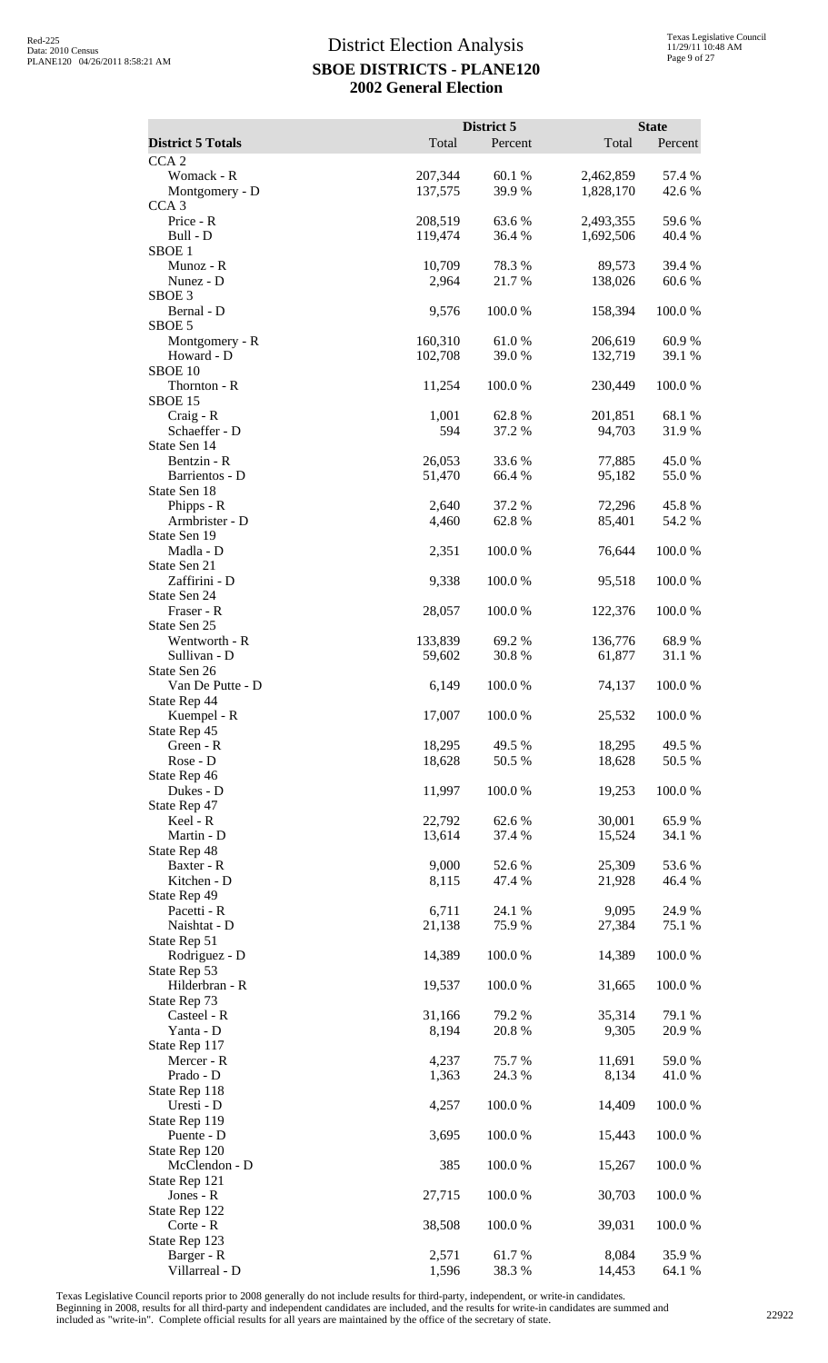# District Election Analysis

## SBOE DISTRICTS - PLANE120

## 2002 General Election

| | District 5 | | State | |
|---|---|---|---|---|
| **District 5 Totals** | Total | Percent | Total | Percent |
| CCA 2 | | | | |
| Womack - R | 207,344 | 60.1 % | 2,462,859 | 57.4 % |
| Montgomery - D | 137,575 | 39.9 % | 1,828,170 | 42.6 % |
| CCA 3 | | | | |
| Price - R | 208,519 | 63.6 % | 2,493,355 | 59.6 % |
| Bull - D | 119,474 | 36.4 % | 1,692,506 | 40.4 % |
| SBOE 1 | | | | |
| Munoz - R | 10,709 | 78.3 % | 89,573 | 39.4 % |
| Nunez - D | 2,964 | 21.7 % | 138,026 | 60.6 % |
| SBOE 3 | | | | |
| Bernal - D | 9,576 | 100.0 % | 158,394 | 100.0 % |
| SBOE 5 | | | | |
| Montgomery - R | 160,310 | 61.0 % | 206,619 | 60.9 % |
| Howard - D | 102,708 | 39.0 % | 132,719 | 39.1 % |
| SBOE 10 | | | | |
| Thornton - R | 11,254 | 100.0 % | 230,449 | 100.0 % |
| SBOE 15 | | | | |
| Craig - R | 1,001 | 62.8 % | 201,851 | 68.1 % |
| Schaeffer - D | 594 | 37.2 % | 94,703 | 31.9 % |
| State Sen 14 | | | | |
| Bentzin - R | 26,053 | 33.6 % | 77,885 | 45.0 % |
| Barrientos - D | 51,470 | 66.4 % | 95,182 | 55.0 % |
| State Sen 18 | | | | |
| Phipps - R | 2,640 | 37.2 % | 72,296 | 45.8 % |
| Armbrister - D | 4,460 | 62.8 % | 85,401 | 54.2 % |
| State Sen 19 | | | | |
| Madla - D | 2,351 | 100.0 % | 76,644 | 100.0 % |
| State Sen 21 | | | | |
| Zaffirini - D | 9,338 | 100.0 % | 95,518 | 100.0 % |
| State Sen 24 | | | | |
| Fraser - R | 28,057 | 100.0 % | 122,376 | 100.0 % |
| State Sen 25 | | | | |
| Wentworth - R | 133,839 | 69.2 % | 136,776 | 68.9 % |
| Sullivan - D | 59,602 | 30.8 % | 61,877 | 31.1 % |
| State Sen 26 | | | | |
| Van De Putte - D | 6,149 | 100.0 % | 74,137 | 100.0 % |
| State Rep 44 | | | | |
| Kuempel - R | 17,007 | 100.0 % | 25,532 | 100.0 % |
| State Rep 45 | | | | |
| Green - R | 18,295 | 49.5 % | 18,295 | 49.5 % |
| Rose - D | 18,628 | 50.5 % | 18,628 | 50.5 % |
| State Rep 46 | | | | |
| Dukes - D | 11,997 | 100.0 % | 19,253 | 100.0 % |
| State Rep 47 | | | | |
| Keel - R | 22,792 | 62.6 % | 30,001 | 65.9 % |
| Martin - D | 13,614 | 37.4 % | 15,524 | 34.1 % |
| State Rep 48 | | | | |
| Baxter - R | 9,000 | 52.6 % | 25,309 | 53.6 % |
| Kitchen - D | 8,115 | 47.4 % | 21,928 | 46.4 % |
| State Rep 49 | | | | |
| Pacetti - R | 6,711 | 24.1 % | 9,095 | 24.9 % |
| Naishtat - D | 21,138 | 75.9 % | 27,384 | 75.1 % |
| State Rep 51 | | | | |
| Rodriguez - D | 14,389 | 100.0 % | 14,389 | 100.0 % |
| State Rep 53 | | | | |
| Hilderbran - R | 19,537 | 100.0 % | 31,665 | 100.0 % |
| State Rep 73 | | | | |
| Casteel - R | 31,166 | 79.2 % | 35,314 | 79.1 % |
| Yanta - D | 8,194 | 20.8 % | 9,305 | 20.9 % |
| State Rep 117 | | | | |
| Mercer - R | 4,237 | 75.7 % | 11,691 | 59.0 % |
| Prado - D | 1,363 | 24.3 % | 8,134 | 41.0 % |
| State Rep 118 | | | | |
| Uresti - D | 4,257 | 100.0 % | 14,409 | 100.0 % |
| State Rep 119 | | | | |
| Puente - D | 3,695 | 100.0 % | 15,443 | 100.0 % |
| State Rep 120 | | | | |
| McClendon - D | 385 | 100.0 % | 15,267 | 100.0 % |
| State Rep 121 | | | | |
| Jones - R | 27,715 | 100.0 % | 30,703 | 100.0 % |
| State Rep 122 | | | | |
| Corte - R | 38,508 | 100.0 % | 39,031 | 100.0 % |
| State Rep 123 | | | | |
| Barger - R | 2,571 | 61.7 % | 8,084 | 35.9 % |
| Villarreal - D | 1,596 | 38.3 % | 14,453 | 64.1 % |

Texas Legislative Council reports prior to 2008 generally do not include results for third-party, independent, or write-in candidates. Beginning in 2008, results for all third-party and independent candidates are included, and the results for write-in candidates are summed and included as "write-in". Complete official results for all years are maintained by the office of the secretary of state.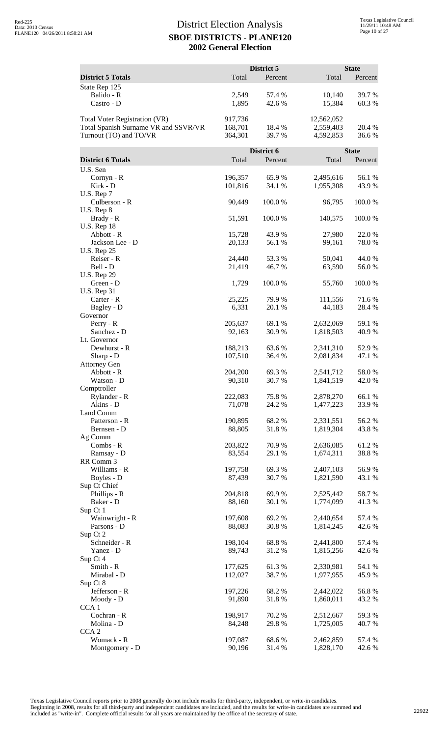# District Election Analysis
## SBOE DISTRICTS - PLANE120
## 2002 General Election

| District 5 Totals | District 5 Total | District 5 Percent | State Total | State Percent |
|---|---|---|---|---|
| State Rep 125 | | | | |
| Balido - R | 2,549 | 57.4 % | 10,140 | 39.7 % |
| Castro - D | 1,895 | 42.6 % | 15,384 | 60.3 % |
| | | | | |
| Total Voter Registration (VR) | 917,736 | | 12,562,052 | |
| Total Spanish Surname VR and SSVR/VR | 168,701 | 18.4 % | 2,559,403 | 20.4 % |
| Turnout (TO) and TO/VR | 364,301 | 39.7 % | 4,592,853 | 36.6 % |

| District 6 Totals | District 6 Total | District 6 Percent | State Total | State Percent |
|---|---|---|---|---|
| U.S. Sen | | | | |
| Cornyn - R | 196,357 | 65.9 % | 2,495,616 | 56.1 % |
| Kirk - D | 101,816 | 34.1 % | 1,955,308 | 43.9 % |
| U.S. Rep 7 | | | | |
| Culberson - R | 90,449 | 100.0 % | 96,795 | 100.0 % |
| U.S. Rep 8 | | | | |
| Brady - R | 51,591 | 100.0 % | 140,575 | 100.0 % |
| U.S. Rep 18 | | | | |
| Abbott - R | 15,728 | 43.9 % | 27,980 | 22.0 % |
| Jackson Lee - D | 20,133 | 56.1 % | 99,161 | 78.0 % |
| U.S. Rep 25 | | | | |
| Reiser - R | 24,440 | 53.3 % | 50,041 | 44.0 % |
| Bell - D | 21,419 | 46.7 % | 63,590 | 56.0 % |
| U.S. Rep 29 | | | | |
| Green - D | 1,729 | 100.0 % | 55,760 | 100.0 % |
| U.S. Rep 31 | | | | |
| Carter - R | 25,225 | 79.9 % | 111,556 | 71.6 % |
| Bagley - D | 6,331 | 20.1 % | 44,183 | 28.4 % |
| Governor | | | | |
| Perry - R | 205,637 | 69.1 % | 2,632,069 | 59.1 % |
| Sanchez - D | 92,163 | 30.9 % | 1,818,503 | 40.9 % |
| Lt. Governor | | | | |
| Dewhurst - R | 188,213 | 63.6 % | 2,341,310 | 52.9 % |
| Sharp - D | 107,510 | 36.4 % | 2,081,834 | 47.1 % |
| Attorney Gen | | | | |
| Abbott - R | 204,200 | 69.3 % | 2,541,712 | 58.0 % |
| Watson - D | 90,310 | 30.7 % | 1,841,519 | 42.0 % |
| Comptroller | | | | |
| Rylander - R | 222,083 | 75.8 % | 2,878,270 | 66.1 % |
| Akins - D | 71,078 | 24.2 % | 1,477,223 | 33.9 % |
| Land Comm | | | | |
| Patterson - R | 190,895 | 68.2 % | 2,331,551 | 56.2 % |
| Bernsen - D | 88,805 | 31.8 % | 1,819,304 | 43.8 % |
| Ag Comm | | | | |
| Combs - R | 203,822 | 70.9 % | 2,636,085 | 61.2 % |
| Ramsay - D | 83,554 | 29.1 % | 1,674,311 | 38.8 % |
| RR Comm 3 | | | | |
| Williams - R | 197,758 | 69.3 % | 2,407,103 | 56.9 % |
| Boyles - D | 87,439 | 30.7 % | 1,821,590 | 43.1 % |
| Sup Ct Chief | | | | |
| Phillips - R | 204,818 | 69.9 % | 2,525,442 | 58.7 % |
| Baker - D | 88,160 | 30.1 % | 1,774,099 | 41.3 % |
| Sup Ct 1 | | | | |
| Wainwright - R | 197,608 | 69.2 % | 2,440,654 | 57.4 % |
| Parsons - D | 88,083 | 30.8 % | 1,814,245 | 42.6 % |
| Sup Ct 2 | | | | |
| Schneider - R | 198,104 | 68.8 % | 2,441,800 | 57.4 % |
| Yanez - D | 89,743 | 31.2 % | 1,815,256 | 42.6 % |
| Sup Ct 4 | | | | |
| Smith - R | 177,625 | 61.3 % | 2,330,981 | 54.1 % |
| Mirabal - D | 112,027 | 38.7 % | 1,977,955 | 45.9 % |
| Sup Ct 8 | | | | |
| Jefferson - R | 197,226 | 68.2 % | 2,442,022 | 56.8 % |
| Moody - D | 91,890 | 31.8 % | 1,860,011 | 43.2 % |
| CCA 1 | | | | |
| Cochran - R | 198,917 | 70.2 % | 2,512,667 | 59.3 % |
| Molina - D | 84,248 | 29.8 % | 1,725,005 | 40.7 % |
| CCA 2 | | | | |
| Womack - R | 197,087 | 68.6 % | 2,462,859 | 57.4 % |
| Montgomery - D | 90,196 | 31.4 % | 1,828,170 | 42.6 % |

Texas Legislative Council reports prior to 2008 generally do not include results for third-party, independent, or write-in candidates. Beginning in 2008, results for all third-party and independent candidates are included, and the results for write-in candidates are summed and included as "write-in". Complete official results for all years are maintained by the office of the secretary of state.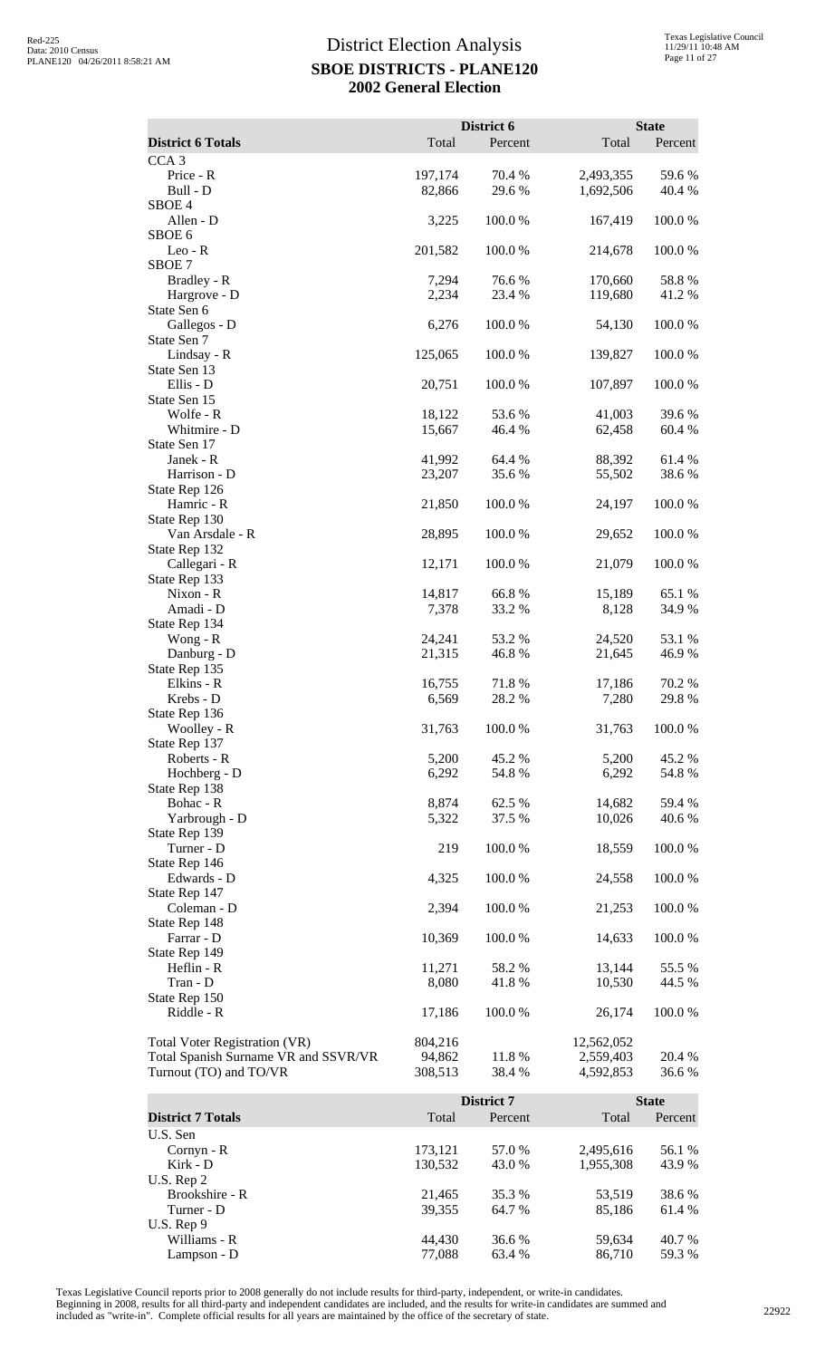# District Election Analysis
## SBOE DISTRICTS - PLANE120
## 2002 General Election

| District 6 Totals | District 6 Total | District 6 Percent | State Total | State Percent |
|---|---|---|---|---|
| CCA 3 | | | | |
| Price - R | 197,174 | 70.4 % | 2,493,355 | 59.6 % |
| Bull - D | 82,866 | 29.6 % | 1,692,506 | 40.4 % |
| SBOE 4 | | | | |
| Allen - D | 3,225 | 100.0 % | 167,419 | 100.0 % |
| SBOE 6 | | | | |
| Leo - R | 201,582 | 100.0 % | 214,678 | 100.0 % |
| SBOE 7 | | | | |
| Bradley - R | 7,294 | 76.6 % | 170,660 | 58.8 % |
| Hargrove - D | 2,234 | 23.4 % | 119,680 | 41.2 % |
| State Sen 6 | | | | |
| Gallegos - D | 6,276 | 100.0 % | 54,130 | 100.0 % |
| State Sen 7 | | | | |
| Lindsay - R | 125,065 | 100.0 % | 139,827 | 100.0 % |
| State Sen 13 | | | | |
| Ellis - D | 20,751 | 100.0 % | 107,897 | 100.0 % |
| State Sen 15 | | | | |
| Wolfe - R | 18,122 | 53.6 % | 41,003 | 39.6 % |
| Whitmire - D | 15,667 | 46.4 % | 62,458 | 60.4 % |
| State Sen 17 | | | | |
| Janek - R | 41,992 | 64.4 % | 88,392 | 61.4 % |
| Harrison - D | 23,207 | 35.6 % | 55,502 | 38.6 % |
| State Rep 126 | | | | |
| Hamric - R | 21,850 | 100.0 % | 24,197 | 100.0 % |
| State Rep 130 | | | | |
| Van Arsdale - R | 28,895 | 100.0 % | 29,652 | 100.0 % |
| State Rep 132 | | | | |
| Callegari - R | 12,171 | 100.0 % | 21,079 | 100.0 % |
| State Rep 133 | | | | |
| Nixon - R | 14,817 | 66.8 % | 15,189 | 65.1 % |
| Amadi - D | 7,378 | 33.2 % | 8,128 | 34.9 % |
| State Rep 134 | | | | |
| Wong - R | 24,241 | 53.2 % | 24,520 | 53.1 % |
| Danburg - D | 21,315 | 46.8 % | 21,645 | 46.9 % |
| State Rep 135 | | | | |
| Elkins - R | 16,755 | 71.8 % | 17,186 | 70.2 % |
| Krebs - D | 6,569 | 28.2 % | 7,280 | 29.8 % |
| State Rep 136 | | | | |
| Woolley - R | 31,763 | 100.0 % | 31,763 | 100.0 % |
| State Rep 137 | | | | |
| Roberts - R | 5,200 | 45.2 % | 5,200 | 45.2 % |
| Hochberg - D | 6,292 | 54.8 % | 6,292 | 54.8 % |
| State Rep 138 | | | | |
| Bohac - R | 8,874 | 62.5 % | 14,682 | 59.4 % |
| Yarbrough - D | 5,322 | 37.5 % | 10,026 | 40.6 % |
| State Rep 139 | | | | |
| Turner - D | 219 | 100.0 % | 18,559 | 100.0 % |
| State Rep 146 | | | | |
| Edwards - D | 4,325 | 100.0 % | 24,558 | 100.0 % |
| State Rep 147 | | | | |
| Coleman - D | 2,394 | 100.0 % | 21,253 | 100.0 % |
| State Rep 148 | | | | |
| Farrar - D | 10,369 | 100.0 % | 14,633 | 100.0 % |
| State Rep 149 | | | | |
| Heflin - R | 11,271 | 58.2 % | 13,144 | 55.5 % |
| Tran - D | 8,080 | 41.8 % | 10,530 | 44.5 % |
| State Rep 150 | | | | |
| Riddle - R | 17,186 | 100.0 % | 26,174 | 100.0 % |
| Total Voter Registration (VR) | 804,216 | | 12,562,052 | |
| Total Spanish Surname VR and SSVR/VR | 94,862 | 11.8 % | 2,559,403 | 20.4 % |
| Turnout (TO) and TO/VR | 308,513 | 38.4 % | 4,592,853 | 36.6 % |

| District 7 Totals | District 7 Total | District 7 Percent | State Total | State Percent |
|---|---|---|---|---|
| U.S. Sen | | | | |
| Cornyn - R | 173,121 | 57.0 % | 2,495,616 | 56.1 % |
| Kirk - D | 130,532 | 43.0 % | 1,955,308 | 43.9 % |
| U.S. Rep 2 | | | | |
| Brookshire - R | 21,465 | 35.3 % | 53,519 | 38.6 % |
| Turner - D | 39,355 | 64.7 % | 85,186 | 61.4 % |
| U.S. Rep 9 | | | | |
| Williams - R | 44,430 | 36.6 % | 59,634 | 40.7 % |
| Lampson - D | 77,088 | 63.4 % | 86,710 | 59.3 % |

Texas Legislative Council reports prior to 2008 generally do not include results for third-party, independent, or write-in candidates. Beginning in 2008, results for all third-party and independent candidates are included, and the results for write-in candidates are summed and included as "write-in". Complete official results for all years are maintained by the office of the secretary of state.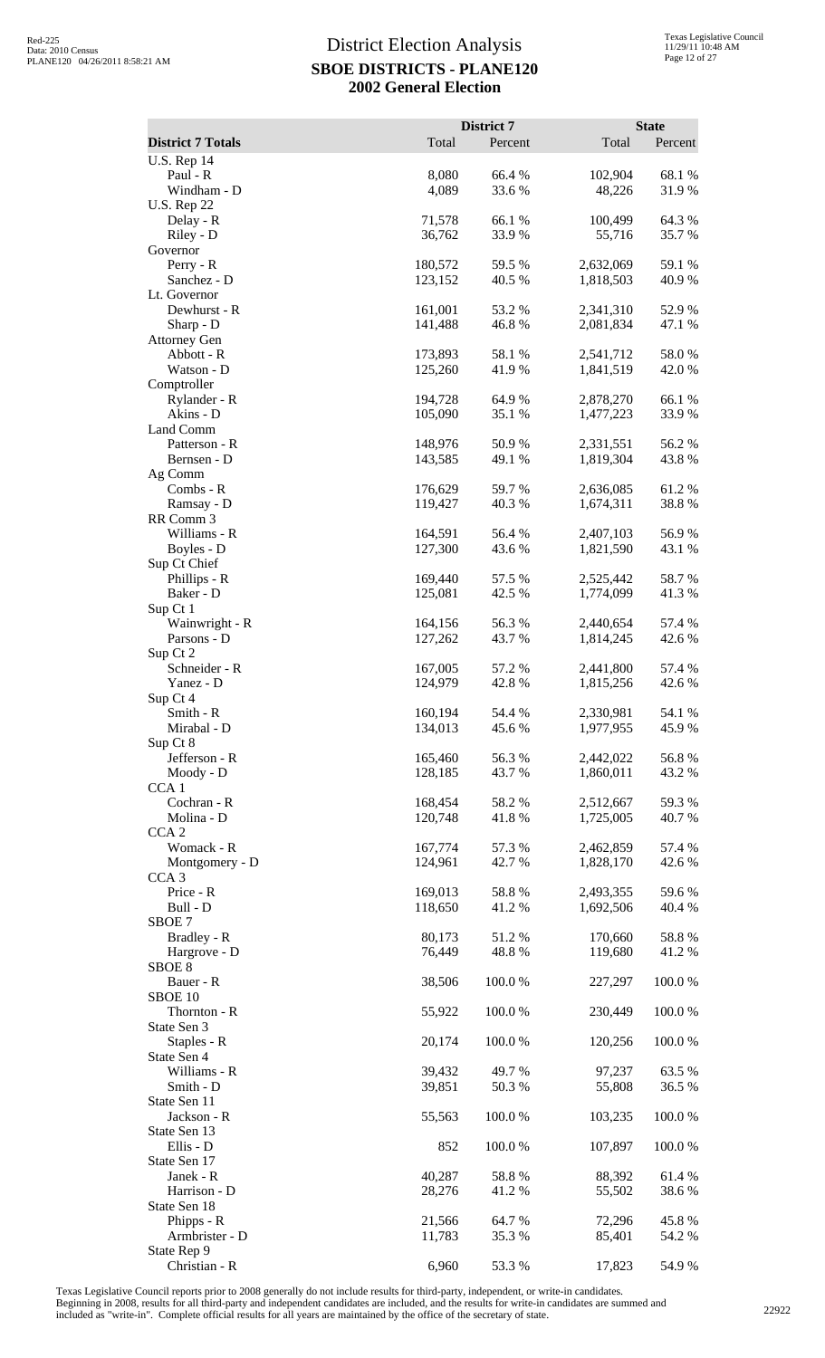# District Election Analysis

## SBOE DISTRICTS - PLANE120

### 2002 General Election

| District 7 Totals | District 7 Total | District 7 Percent | State Total | State Percent |
|---|---|---|---|---|
| U.S. Rep 14 | | | | |
| Paul - R | 8,080 | 66.4 % | 102,904 | 68.1 % |
| Windham - D | 4,089 | 33.6 % | 48,226 | 31.9 % |
| U.S. Rep 22 | | | | |
| Delay - R | 71,578 | 66.1 % | 100,499 | 64.3 % |
| Riley - D | 36,762 | 33.9 % | 55,716 | 35.7 % |
| Governor | | | | |
| Perry - R | 180,572 | 59.5 % | 2,632,069 | 59.1 % |
| Sanchez - D | 123,152 | 40.5 % | 1,818,503 | 40.9 % |
| Lt. Governor | | | | |
| Dewhurst - R | 161,001 | 53.2 % | 2,341,310 | 52.9 % |
| Sharp - D | 141,488 | 46.8 % | 2,081,834 | 47.1 % |
| Attorney Gen | | | | |
| Abbott - R | 173,893 | 58.1 % | 2,541,712 | 58.0 % |
| Watson - D | 125,260 | 41.9 % | 1,841,519 | 42.0 % |
| Comptroller | | | | |
| Rylander - R | 194,728 | 64.9 % | 2,878,270 | 66.1 % |
| Akins - D | 105,090 | 35.1 % | 1,477,223 | 33.9 % |
| Land Comm | | | | |
| Patterson - R | 148,976 | 50.9 % | 2,331,551 | 56.2 % |
| Bernsen - D | 143,585 | 49.1 % | 1,819,304 | 43.8 % |
| Ag Comm | | | | |
| Combs - R | 176,629 | 59.7 % | 2,636,085 | 61.2 % |
| Ramsay - D | 119,427 | 40.3 % | 1,674,311 | 38.8 % |
| RR Comm 3 | | | | |
| Williams - R | 164,591 | 56.4 % | 2,407,103 | 56.9 % |
| Boyles - D | 127,300 | 43.6 % | 1,821,590 | 43.1 % |
| Sup Ct Chief | | | | |
| Phillips - R | 169,440 | 57.5 % | 2,525,442 | 58.7 % |
| Baker - D | 125,081 | 42.5 % | 1,774,099 | 41.3 % |
| Sup Ct 1 | | | | |
| Wainwright - R | 164,156 | 56.3 % | 2,440,654 | 57.4 % |
| Parsons - D | 127,262 | 43.7 % | 1,814,245 | 42.6 % |
| Sup Ct 2 | | | | |
| Schneider - R | 167,005 | 57.2 % | 2,441,800 | 57.4 % |
| Yanez - D | 124,979 | 42.8 % | 1,815,256 | 42.6 % |
| Sup Ct 4 | | | | |
| Smith - R | 160,194 | 54.4 % | 2,330,981 | 54.1 % |
| Mirabal - D | 134,013 | 45.6 % | 1,977,955 | 45.9 % |
| Sup Ct 8 | | | | |
| Jefferson - R | 165,460 | 56.3 % | 2,442,022 | 56.8 % |
| Moody - D | 128,185 | 43.7 % | 1,860,011 | 43.2 % |
| CCA 1 | | | | |
| Cochran - R | 168,454 | 58.2 % | 2,512,667 | 59.3 % |
| Molina - D | 120,748 | 41.8 % | 1,725,005 | 40.7 % |
| CCA 2 | | | | |
| Womack - R | 167,774 | 57.3 % | 2,462,859 | 57.4 % |
| Montgomery - D | 124,961 | 42.7 % | 1,828,170 | 42.6 % |
| CCA 3 | | | | |
| Price - R | 169,013 | 58.8 % | 2,493,355 | 59.6 % |
| Bull - D | 118,650 | 41.2 % | 1,692,506 | 40.4 % |
| SBOE 7 | | | | |
| Bradley - R | 80,173 | 51.2 % | 170,660 | 58.8 % |
| Hargrove - D | 76,449 | 48.8 % | 119,680 | 41.2 % |
| SBOE 8 | | | | |
| Bauer - R | 38,506 | 100.0 % | 227,297 | 100.0 % |
| SBOE 10 | | | | |
| Thornton - R | 55,922 | 100.0 % | 230,449 | 100.0 % |
| State Sen 3 | | | | |
| Staples - R | 20,174 | 100.0 % | 120,256 | 100.0 % |
| State Sen 4 | | | | |
| Williams - R | 39,432 | 49.7 % | 97,237 | 63.5 % |
| Smith - D | 39,851 | 50.3 % | 55,808 | 36.5 % |
| State Sen 11 | | | | |
| Jackson - R | 55,563 | 100.0 % | 103,235 | 100.0 % |
| State Sen 13 | | | | |
| Ellis - D | 852 | 100.0 % | 107,897 | 100.0 % |
| State Sen 17 | | | | |
| Janek - R | 40,287 | 58.8 % | 88,392 | 61.4 % |
| Harrison - D | 28,276 | 41.2 % | 55,502 | 38.6 % |
| State Sen 18 | | | | |
| Phipps - R | 21,566 | 64.7 % | 72,296 | 45.8 % |
| Armbrister - D | 11,783 | 35.3 % | 85,401 | 54.2 % |
| State Rep 9 | | | | |
| Christian - R | 6,960 | 53.3 % | 17,823 | 54.9 % |

Texas Legislative Council reports prior to 2008 generally do not include results for third-party, independent, or write-in candidates.
Beginning in 2008, results for all third-party and independent candidates are included, and the results for write-in candidates are summed and included as "write-in". Complete official results for all years are maintained by the office of the secretary of state.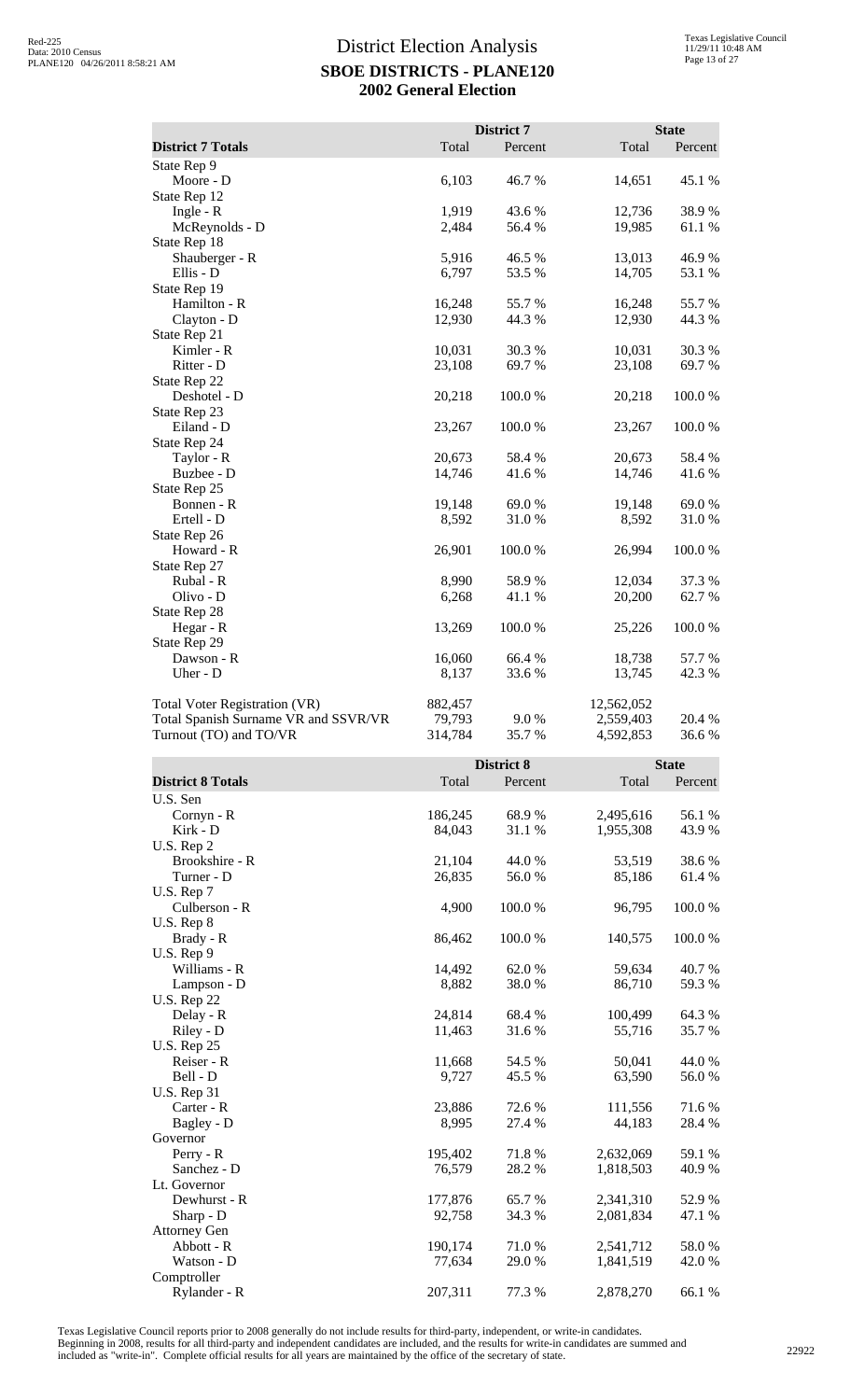# District Election Analysis

## SBOE DISTRICTS - PLANE120

## 2002 General Election

| District 7 Totals | District 7 Total | District 7 Percent | State Total | State Percent |
|---|---|---|---|---|
| State Rep 9 | | | | |
| Moore - D | 6,103 | 46.7 % | 14,651 | 45.1 % |
| State Rep 12 | | | | |
| Ingle - R | 1,919 | 43.6 % | 12,736 | 38.9 % |
| McReynolds - D | 2,484 | 56.4 % | 19,985 | 61.1 % |
| State Rep 18 | | | | |
| Shauberger - R | 5,916 | 46.5 % | 13,013 | 46.9 % |
| Ellis - D | 6,797 | 53.5 % | 14,705 | 53.1 % |
| State Rep 19 | | | | |
| Hamilton - R | 16,248 | 55.7 % | 16,248 | 55.7 % |
| Clayton - D | 12,930 | 44.3 % | 12,930 | 44.3 % |
| State Rep 21 | | | | |
| Kimler - R | 10,031 | 30.3 % | 10,031 | 30.3 % |
| Ritter - D | 23,108 | 69.7 % | 23,108 | 69.7 % |
| State Rep 22 | | | | |
| Deshotel - D | 20,218 | 100.0 % | 20,218 | 100.0 % |
| State Rep 23 | | | | |
| Eiland - D | 23,267 | 100.0 % | 23,267 | 100.0 % |
| State Rep 24 | | | | |
| Taylor - R | 20,673 | 58.4 % | 20,673 | 58.4 % |
| Buzbee - D | 14,746 | 41.6 % | 14,746 | 41.6 % |
| State Rep 25 | | | | |
| Bonnen - R | 19,148 | 69.0 % | 19,148 | 69.0 % |
| Ertell - D | 8,592 | 31.0 % | 8,592 | 31.0 % |
| State Rep 26 | | | | |
| Howard - R | 26,901 | 100.0 % | 26,994 | 100.0 % |
| State Rep 27 | | | | |
| Rubal - R | 8,990 | 58.9 % | 12,034 | 37.3 % |
| Olivo - D | 6,268 | 41.1 % | 20,200 | 62.7 % |
| State Rep 28 | | | | |
| Hegar - R | 13,269 | 100.0 % | 25,226 | 100.0 % |
| State Rep 29 | | | | |
| Dawson - R | 16,060 | 66.4 % | 18,738 | 57.7 % |
| Uher - D | 8,137 | 33.6 % | 13,745 | 42.3 % |
| | | | | |
| Total Voter Registration (VR) | 882,457 | | 12,562,052 | |
| Total Spanish Surname VR and SSVR/VR | 79,793 | 9.0 % | 2,559,403 | 20.4 % |
| Turnout (TO) and TO/VR | 314,784 | 35.7 % | 4,592,853 | 36.6 % |

| District 8 Totals | District 8 Total | District 8 Percent | State Total | State Percent |
|---|---|---|---|---|
| U.S. Sen | | | | |
| Cornyn - R | 186,245 | 68.9 % | 2,495,616 | 56.1 % |
| Kirk - D | 84,043 | 31.1 % | 1,955,308 | 43.9 % |
| U.S. Rep 2 | | | | |
| Brookshire - R | 21,104 | 44.0 % | 53,519 | 38.6 % |
| Turner - D | 26,835 | 56.0 % | 85,186 | 61.4 % |
| U.S. Rep 7 | | | | |
| Culberson - R | 4,900 | 100.0 % | 96,795 | 100.0 % |
| U.S. Rep 8 | | | | |
| Brady - R | 86,462 | 100.0 % | 140,575 | 100.0 % |
| U.S. Rep 9 | | | | |
| Williams - R | 14,492 | 62.0 % | 59,634 | 40.7 % |
| Lampson - D | 8,882 | 38.0 % | 86,710 | 59.3 % |
| U.S. Rep 22 | | | | |
| Delay - R | 24,814 | 68.4 % | 100,499 | 64.3 % |
| Riley - D | 11,463 | 31.6 % | 55,716 | 35.7 % |
| U.S. Rep 25 | | | | |
| Reiser - R | 11,668 | 54.5 % | 50,041 | 44.0 % |
| Bell - D | 9,727 | 45.5 % | 63,590 | 56.0 % |
| U.S. Rep 31 | | | | |
| Carter - R | 23,886 | 72.6 % | 111,556 | 71.6 % |
| Bagley - D | 8,995 | 27.4 % | 44,183 | 28.4 % |
| Governor | | | | |
| Perry - R | 195,402 | 71.8 % | 2,632,069 | 59.1 % |
| Sanchez - D | 76,579 | 28.2 % | 1,818,503 | 40.9 % |
| Lt. Governor | | | | |
| Dewhurst - R | 177,876 | 65.7 % | 2,341,310 | 52.9 % |
| Sharp - D | 92,758 | 34.3 % | 2,081,834 | 47.1 % |
| Attorney Gen | | | | |
| Abbott - R | 190,174 | 71.0 % | 2,541,712 | 58.0 % |
| Watson - D | 77,634 | 29.0 % | 1,841,519 | 42.0 % |
| Comptroller | | | | |
| Rylander - R | 207,311 | 77.3 % | 2,878,270 | 66.1 % |

Texas Legislative Council reports prior to 2008 generally do not include results for third-party, independent, or write-in candidates. Beginning in 2008, results for all third-party and independent candidates are included, and the results for write-in candidates are summed and included as "write-in". Complete official results for all years are maintained by the office of the secretary of state.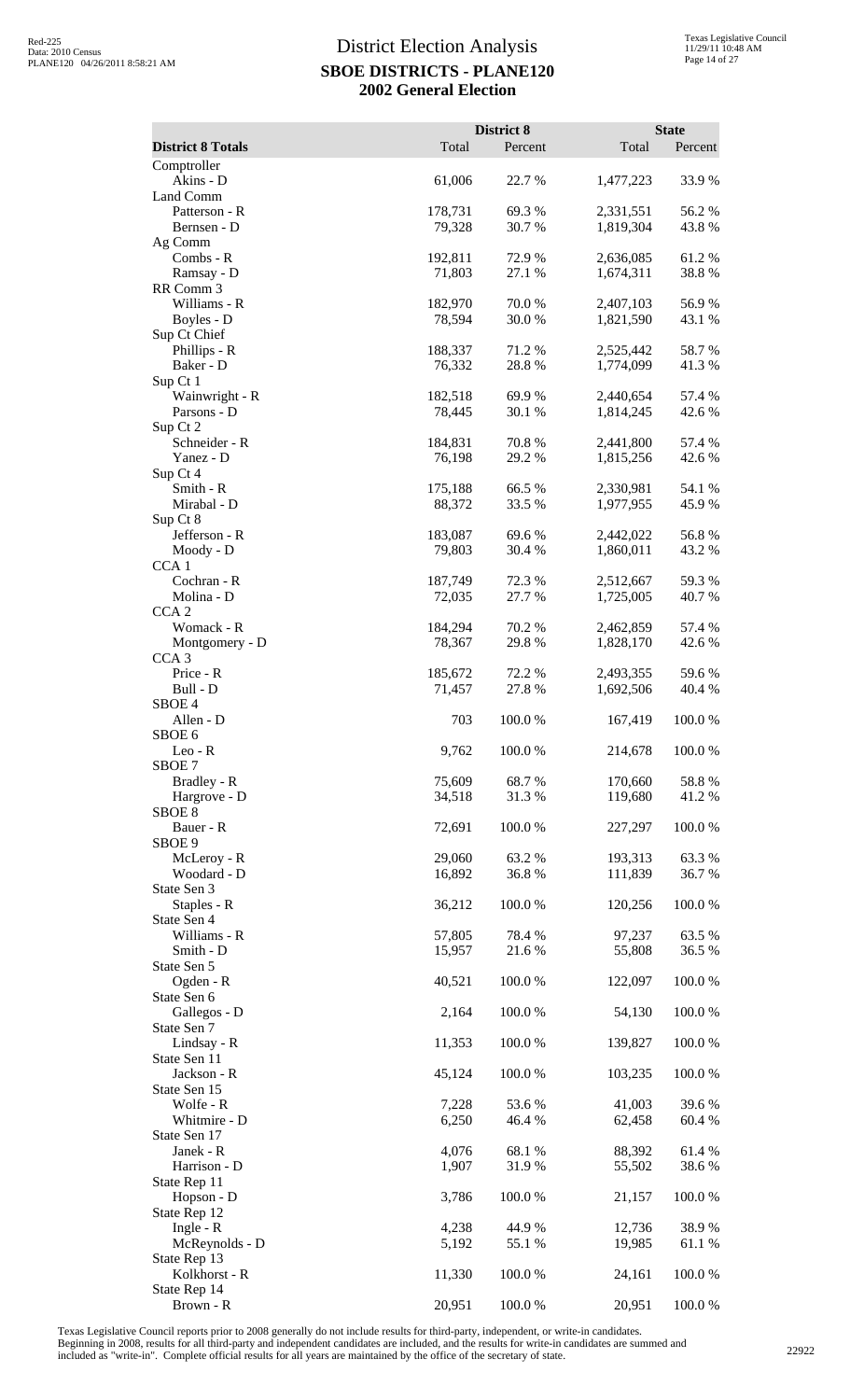# District Election Analysis

## SBOE DISTRICTS - PLANE120

## 2002 General Election

| District 8 Totals | District 8 Total | District 8 Percent | State Total | State Percent |
|---|---|---|---|---|
| Comptroller | | | | |
| Akins - D | 61,006 | 22.7 % | 1,477,223 | 33.9 % |
| Land Comm | | | | |
| Patterson - R | 178,731 | 69.3 % | 2,331,551 | 56.2 % |
| Bernsen - D | 79,328 | 30.7 % | 1,819,304 | 43.8 % |
| Ag Comm | | | | |
| Combs - R | 192,811 | 72.9 % | 2,636,085 | 61.2 % |
| Ramsay - D | 71,803 | 27.1 % | 1,674,311 | 38.8 % |
| RR Comm 3 | | | | |
| Williams - R | 182,970 | 70.0 % | 2,407,103 | 56.9 % |
| Boyles - D | 78,594 | 30.0 % | 1,821,590 | 43.1 % |
| Sup Ct Chief | | | | |
| Phillips - R | 188,337 | 71.2 % | 2,525,442 | 58.7 % |
| Baker - D | 76,332 | 28.8 % | 1,774,099 | 41.3 % |
| Sup Ct 1 | | | | |
| Wainwright - R | 182,518 | 69.9 % | 2,440,654 | 57.4 % |
| Parsons - D | 78,445 | 30.1 % | 1,814,245 | 42.6 % |
| Sup Ct 2 | | | | |
| Schneider - R | 184,831 | 70.8 % | 2,441,800 | 57.4 % |
| Yanez - D | 76,198 | 29.2 % | 1,815,256 | 42.6 % |
| Sup Ct 4 | | | | |
| Smith - R | 175,188 | 66.5 % | 2,330,981 | 54.1 % |
| Mirabal - D | 88,372 | 33.5 % | 1,977,955 | 45.9 % |
| Sup Ct 8 | | | | |
| Jefferson - R | 183,087 | 69.6 % | 2,442,022 | 56.8 % |
| Moody - D | 79,803 | 30.4 % | 1,860,011 | 43.2 % |
| CCA 1 | | | | |
| Cochran - R | 187,749 | 72.3 % | 2,512,667 | 59.3 % |
| Molina - D | 72,035 | 27.7 % | 1,725,005 | 40.7 % |
| CCA 2 | | | | |
| Womack - R | 184,294 | 70.2 % | 2,462,859 | 57.4 % |
| Montgomery - D | 78,367 | 29.8 % | 1,828,170 | 42.6 % |
| CCA 3 | | | | |
| Price - R | 185,672 | 72.2 % | 2,493,355 | 59.6 % |
| Bull - D | 71,457 | 27.8 % | 1,692,506 | 40.4 % |
| SBOE 4 | | | | |
| Allen - D | 703 | 100.0 % | 167,419 | 100.0 % |
| SBOE 6 | | | | |
| Leo - R | 9,762 | 100.0 % | 214,678 | 100.0 % |
| SBOE 7 | | | | |
| Bradley - R | 75,609 | 68.7 % | 170,660 | 58.8 % |
| Hargrove - D | 34,518 | 31.3 % | 119,680 | 41.2 % |
| SBOE 8 | | | | |
| Bauer - R | 72,691 | 100.0 % | 227,297 | 100.0 % |
| SBOE 9 | | | | |
| McLeroy - R | 29,060 | 63.2 % | 193,313 | 63.3 % |
| Woodard - D | 16,892 | 36.8 % | 111,839 | 36.7 % |
| State Sen 3 | | | | |
| Staples - R | 36,212 | 100.0 % | 120,256 | 100.0 % |
| State Sen 4 | | | | |
| Williams - R | 57,805 | 78.4 % | 97,237 | 63.5 % |
| Smith - D | 15,957 | 21.6 % | 55,808 | 36.5 % |
| State Sen 5 | | | | |
| Ogden - R | 40,521 | 100.0 % | 122,097 | 100.0 % |
| State Sen 6 | | | | |
| Gallegos - D | 2,164 | 100.0 % | 54,130 | 100.0 % |
| State Sen 7 | | | | |
| Lindsay - R | 11,353 | 100.0 % | 139,827 | 100.0 % |
| State Sen 11 | | | | |
| Jackson - R | 45,124 | 100.0 % | 103,235 | 100.0 % |
| State Sen 15 | | | | |
| Wolfe - R | 7,228 | 53.6 % | 41,003 | 39.6 % |
| Whitmire - D | 6,250 | 46.4 % | 62,458 | 60.4 % |
| State Sen 17 | | | | |
| Janek - R | 4,076 | 68.1 % | 88,392 | 61.4 % |
| Harrison - D | 1,907 | 31.9 % | 55,502 | 38.6 % |
| State Rep 11 | | | | |
| Hopson - D | 3,786 | 100.0 % | 21,157 | 100.0 % |
| State Rep 12 | | | | |
| Ingle - R | 4,238 | 44.9 % | 12,736 | 38.9 % |
| McReynolds - D | 5,192 | 55.1 % | 19,985 | 61.1 % |
| State Rep 13 | | | | |
| Kolkhorst - R | 11,330 | 100.0 % | 24,161 | 100.0 % |
| State Rep 14 | | | | |
| Brown - R | 20,951 | 100.0 % | 20,951 | 100.0 % |

Texas Legislative Council reports prior to 2008 generally do not include results for third-party, independent, or write-in candidates. Beginning in 2008, results for all third-party and independent candidates are included, and the results for write-in candidates are summed and included as "write-in". Complete official results for all years are maintained by the office of the secretary of state.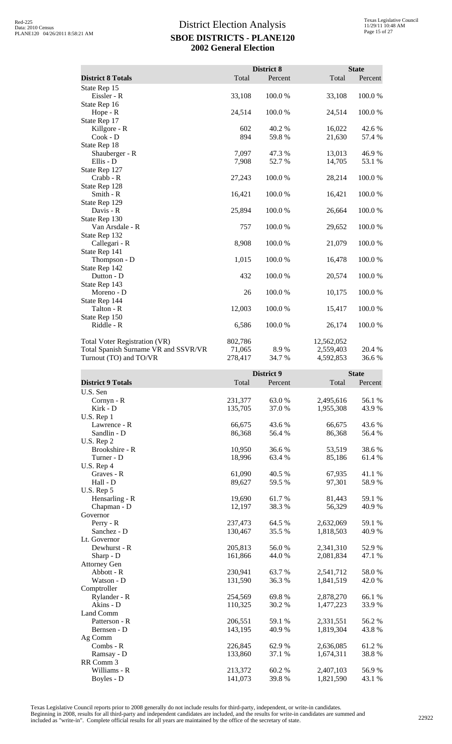# District Election Analysis
## SBOE DISTRICTS - PLANE120
## 2002 General Election

| District 8 Totals | District 8 Total | District 8 Percent | State Total | State Percent |
|---|---|---|---|---|
| State Rep 15 | | | | |
| Eissler - R | 33,108 | 100.0 % | 33,108 | 100.0 % |
| State Rep 16 | | | | |
| Hope - R | 24,514 | 100.0 % | 24,514 | 100.0 % |
| State Rep 17 | | | | |
| Killgore - R | 602 | 40.2 % | 16,022 | 42.6 % |
| Cook - D | 894 | 59.8 % | 21,630 | 57.4 % |
| State Rep 18 | | | | |
| Shauberger - R | 7,097 | 47.3 % | 13,013 | 46.9 % |
| Ellis - D | 7,908 | 52.7 % | 14,705 | 53.1 % |
| State Rep 127 | | | | |
| Crabb - R | 27,243 | 100.0 % | 28,214 | 100.0 % |
| State Rep 128 | | | | |
| Smith - R | 16,421 | 100.0 % | 16,421 | 100.0 % |
| State Rep 129 | | | | |
| Davis - R | 25,894 | 100.0 % | 26,664 | 100.0 % |
| State Rep 130 | | | | |
| Van Arsdale - R | 757 | 100.0 % | 29,652 | 100.0 % |
| State Rep 132 | | | | |
| Callegari - R | 8,908 | 100.0 % | 21,079 | 100.0 % |
| State Rep 141 | | | | |
| Thompson - D | 1,015 | 100.0 % | 16,478 | 100.0 % |
| State Rep 142 | | | | |
| Dutton - D | 432 | 100.0 % | 20,574 | 100.0 % |
| State Rep 143 | | | | |
| Moreno - D | 26 | 100.0 % | 10,175 | 100.0 % |
| State Rep 144 | | | | |
| Talton - R | 12,003 | 100.0 % | 15,417 | 100.0 % |
| State Rep 150 | | | | |
| Riddle - R | 6,586 | 100.0 % | 26,174 | 100.0 % |
| Total Voter Registration (VR) | 802,786 | | 12,562,052 | |
| Total Spanish Surname VR and SSVR/VR | 71,065 | 8.9 % | 2,559,403 | 20.4 % |
| Turnout (TO) and TO/VR | 278,417 | 34.7 % | 4,592,853 | 36.6 % |

| District 9 Totals | District 9 Total | District 9 Percent | State Total | State Percent |
|---|---|---|---|---|
| U.S. Sen | | | | |
| Cornyn - R | 231,377 | 63.0 % | 2,495,616 | 56.1 % |
| Kirk - D | 135,705 | 37.0 % | 1,955,308 | 43.9 % |
| U.S. Rep 1 | | | | |
| Lawrence - R | 66,675 | 43.6 % | 66,675 | 43.6 % |
| Sandlin - D | 86,368 | 56.4 % | 86,368 | 56.4 % |
| U.S. Rep 2 | | | | |
| Brookshire - R | 10,950 | 36.6 % | 53,519 | 38.6 % |
| Turner - D | 18,996 | 63.4 % | 85,186 | 61.4 % |
| U.S. Rep 4 | | | | |
| Graves - R | 61,090 | 40.5 % | 67,935 | 41.1 % |
| Hall - D | 89,627 | 59.5 % | 97,301 | 58.9 % |
| U.S. Rep 5 | | | | |
| Hensarling - R | 19,690 | 61.7 % | 81,443 | 59.1 % |
| Chapman - D | 12,197 | 38.3 % | 56,329 | 40.9 % |
| Governor | | | | |
| Perry - R | 237,473 | 64.5 % | 2,632,069 | 59.1 % |
| Sanchez - D | 130,467 | 35.5 % | 1,818,503 | 40.9 % |
| Lt. Governor | | | | |
| Dewhurst - R | 205,813 | 56.0 % | 2,341,310 | 52.9 % |
| Sharp - D | 161,866 | 44.0 % | 2,081,834 | 47.1 % |
| Attorney Gen | | | | |
| Abbott - R | 230,941 | 63.7 % | 2,541,712 | 58.0 % |
| Watson - D | 131,590 | 36.3 % | 1,841,519 | 42.0 % |
| Comptroller | | | | |
| Rylander - R | 254,569 | 69.8 % | 2,878,270 | 66.1 % |
| Akins - D | 110,325 | 30.2 % | 1,477,223 | 33.9 % |
| Land Comm | | | | |
| Patterson - R | 206,551 | 59.1 % | 2,331,551 | 56.2 % |
| Bernsen - D | 143,195 | 40.9 % | 1,819,304 | 43.8 % |
| Ag Comm | | | | |
| Combs - R | 226,845 | 62.9 % | 2,636,085 | 61.2 % |
| Ramsay - D | 133,860 | 37.1 % | 1,674,311 | 38.8 % |
| RR Comm 3 | | | | |
| Williams - R | 213,372 | 60.2 % | 2,407,103 | 56.9 % |
| Boyles - D | 141,073 | 39.8 % | 1,821,590 | 43.1 % |

Texas Legislative Council reports prior to 2008 generally do not include results for third-party, independent, or write-in candidates. Beginning in 2008, results for all third-party and independent candidates are included, and the results for write-in candidates are summed and included as "write-in". Complete official results for all years are maintained by the office of the secretary of state.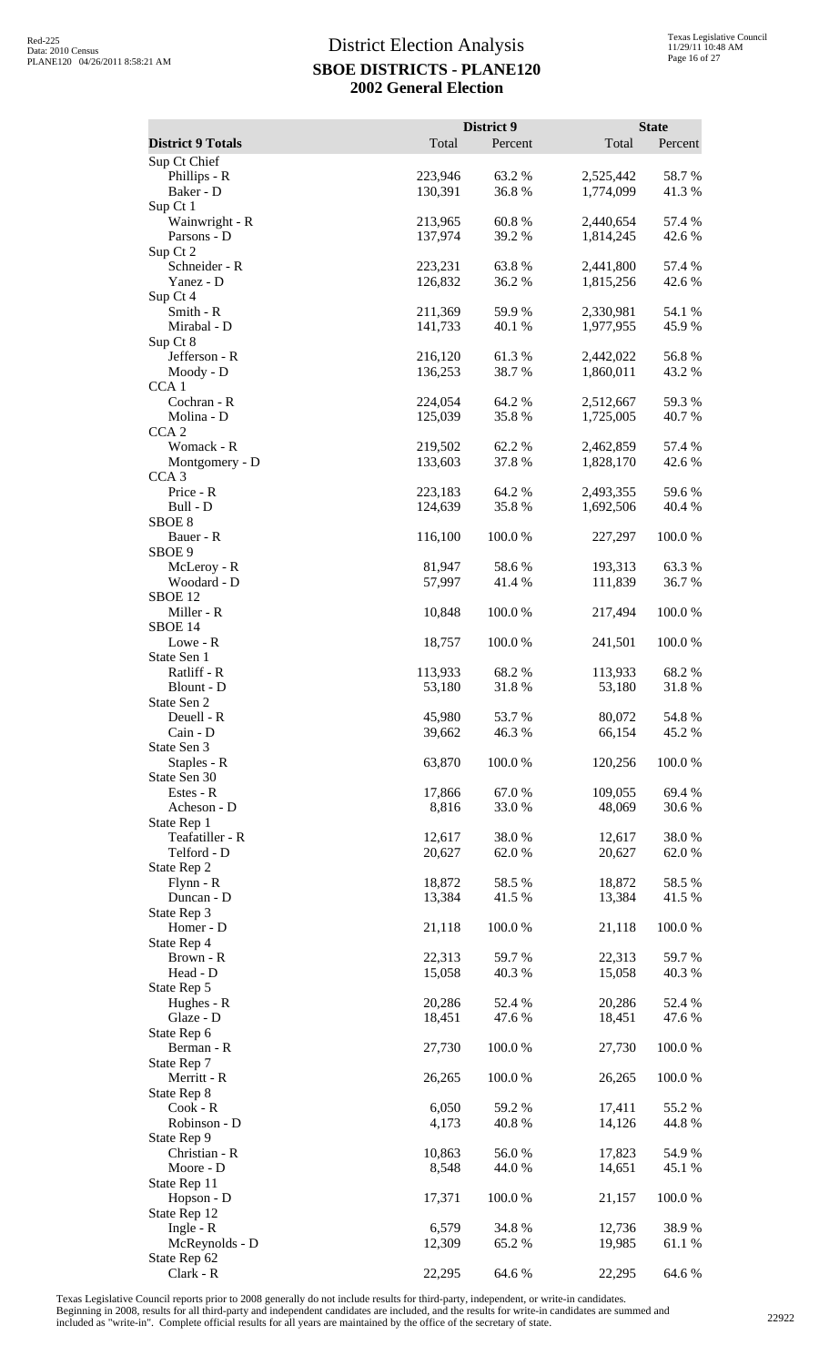# District Election Analysis

## SBOE DISTRICTS - PLANE120

## 2002 General Election

| District 9 Totals | District 9 Total | District 9 Percent | State Total | State Percent |
|---|---|---|---|---|
| Sup Ct Chief | | | | |
| Phillips - R | 223,946 | 63.2 % | 2,525,442 | 58.7 % |
| Baker - D | 130,391 | 36.8 % | 1,774,099 | 41.3 % |
| Sup Ct 1 | | | | |
| Wainwright - R | 213,965 | 60.8 % | 2,440,654 | 57.4 % |
| Parsons - D | 137,974 | 39.2 % | 1,814,245 | 42.6 % |
| Sup Ct 2 | | | | |
| Schneider - R | 223,231 | 63.8 % | 2,441,800 | 57.4 % |
| Yanez - D | 126,832 | 36.2 % | 1,815,256 | 42.6 % |
| Sup Ct 4 | | | | |
| Smith - R | 211,369 | 59.9 % | 2,330,981 | 54.1 % |
| Mirabal - D | 141,733 | 40.1 % | 1,977,955 | 45.9 % |
| Sup Ct 8 | | | | |
| Jefferson - R | 216,120 | 61.3 % | 2,442,022 | 56.8 % |
| Moody - D | 136,253 | 38.7 % | 1,860,011 | 43.2 % |
| CCA 1 | | | | |
| Cochran - R | 224,054 | 64.2 % | 2,512,667 | 59.3 % |
| Molina - D | 125,039 | 35.8 % | 1,725,005 | 40.7 % |
| CCA 2 | | | | |
| Womack - R | 219,502 | 62.2 % | 2,462,859 | 57.4 % |
| Montgomery - D | 133,603 | 37.8 % | 1,828,170 | 42.6 % |
| CCA 3 | | | | |
| Price - R | 223,183 | 64.2 % | 2,493,355 | 59.6 % |
| Bull - D | 124,639 | 35.8 % | 1,692,506 | 40.4 % |
| SBOE 8 | | | | |
| Bauer - R | 116,100 | 100.0 % | 227,297 | 100.0 % |
| SBOE 9 | | | | |
| McLeroy - R | 81,947 | 58.6 % | 193,313 | 63.3 % |
| Woodard - D | 57,997 | 41.4 % | 111,839 | 36.7 % |
| SBOE 12 | | | | |
| Miller - R | 10,848 | 100.0 % | 217,494 | 100.0 % |
| SBOE 14 | | | | |
| Lowe - R | 18,757 | 100.0 % | 241,501 | 100.0 % |
| State Sen 1 | | | | |
| Ratliff - R | 113,933 | 68.2 % | 113,933 | 68.2 % |
| Blount - D | 53,180 | 31.8 % | 53,180 | 31.8 % |
| State Sen 2 | | | | |
| Deuell - R | 45,980 | 53.7 % | 80,072 | 54.8 % |
| Cain - D | 39,662 | 46.3 % | 66,154 | 45.2 % |
| State Sen 3 | | | | |
| Staples - R | 63,870 | 100.0 % | 120,256 | 100.0 % |
| State Sen 30 | | | | |
| Estes - R | 17,866 | 67.0 % | 109,055 | 69.4 % |
| Acheson - D | 8,816 | 33.0 % | 48,069 | 30.6 % |
| State Rep 1 | | | | |
| Teafatiller - R | 12,617 | 38.0 % | 12,617 | 38.0 % |
| Telford - D | 20,627 | 62.0 % | 20,627 | 62.0 % |
| State Rep 2 | | | | |
| Flynn - R | 18,872 | 58.5 % | 18,872 | 58.5 % |
| Duncan - D | 13,384 | 41.5 % | 13,384 | 41.5 % |
| State Rep 3 | | | | |
| Homer - D | 21,118 | 100.0 % | 21,118 | 100.0 % |
| State Rep 4 | | | | |
| Brown - R | 22,313 | 59.7 % | 22,313 | 59.7 % |
| Head - D | 15,058 | 40.3 % | 15,058 | 40.3 % |
| State Rep 5 | | | | |
| Hughes - R | 20,286 | 52.4 % | 20,286 | 52.4 % |
| Glaze - D | 18,451 | 47.6 % | 18,451 | 47.6 % |
| State Rep 6 | | | | |
| Berman - R | 27,730 | 100.0 % | 27,730 | 100.0 % |
| State Rep 7 | | | | |
| Merritt - R | 26,265 | 100.0 % | 26,265 | 100.0 % |
| State Rep 8 | | | | |
| Cook - R | 6,050 | 59.2 % | 17,411 | 55.2 % |
| Robinson - D | 4,173 | 40.8 % | 14,126 | 44.8 % |
| State Rep 9 | | | | |
| Christian - R | 10,863 | 56.0 % | 17,823 | 54.9 % |
| Moore - D | 8,548 | 44.0 % | 14,651 | 45.1 % |
| State Rep 11 | | | | |
| Hopson - D | 17,371 | 100.0 % | 21,157 | 100.0 % |
| State Rep 12 | | | | |
| Ingle - R | 6,579 | 34.8 % | 12,736 | 38.9 % |
| McReynolds - D | 12,309 | 65.2 % | 19,985 | 61.1 % |
| State Rep 62 | | | | |
| Clark - R | 22,295 | 64.6 % | 22,295 | 64.6 % |

Texas Legislative Council reports prior to 2008 generally do not include results for third-party, independent, or write-in candidates. Beginning in 2008, results for all third-party and independent candidates are included, and the results for write-in candidates are summed and included as "write-in". Complete official results for all years are maintained by the office of the secretary of state.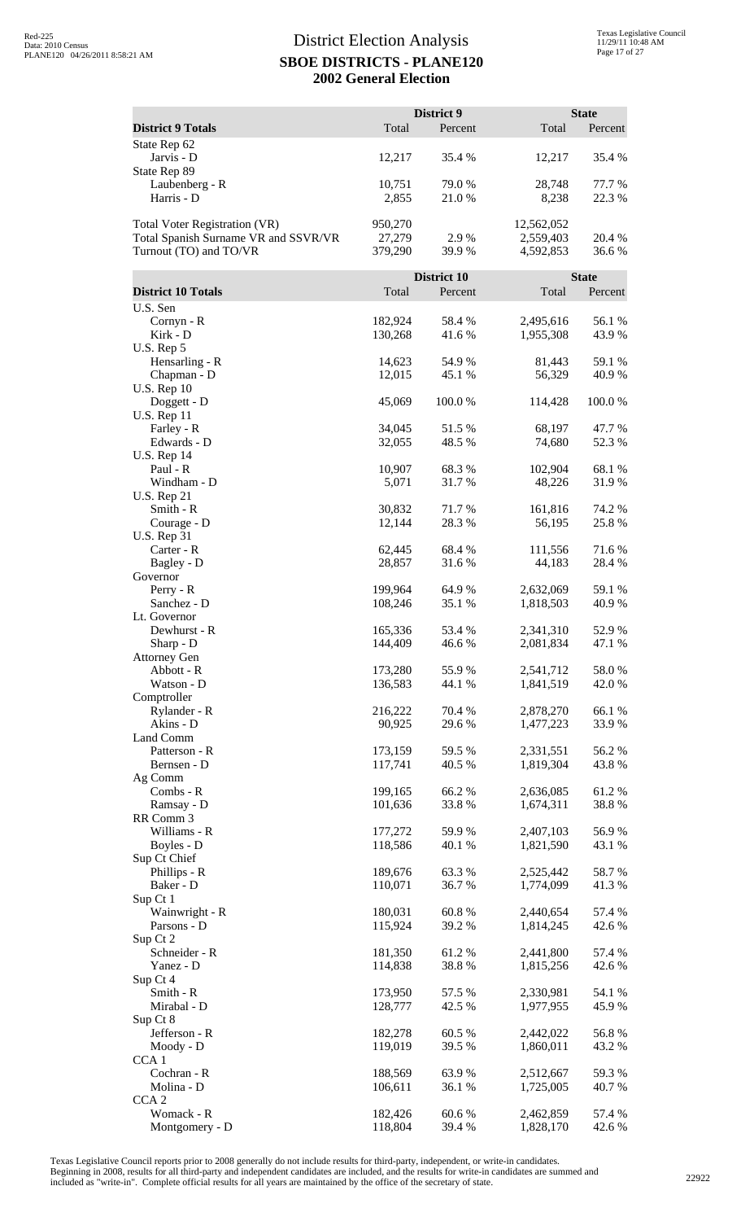# District Election Analysis

## SBOE DISTRICTS - PLANE120

### 2002 General Election

| District 9 Totals | District 9 Total | District 9 Percent | State Total | State Percent |
|---|---|---|---|---|
| State Rep 62 | | | | |
| Jarvis - D | 12,217 | 35.4 % | 12,217 | 35.4 % |
| State Rep 89 | | | | |
| Laubenberg - R | 10,751 | 79.0 % | 28,748 | 77.7 % |
| Harris - D | 2,855 | 21.0 % | 8,238 | 22.3 % |
| | | | | |
| Total Voter Registration (VR) | 950,270 | | 12,562,052 | |
| Total Spanish Surname VR and SSVR/VR | 27,279 | 2.9 % | 2,559,403 | 20.4 % |
| Turnout (TO) and TO/VR | 379,290 | 39.9 % | 4,592,853 | 36.6 % |

| District 10 Totals | District 10 Total | District 10 Percent | State Total | State Percent |
|---|---|---|---|---|
| U.S. Sen | | | | |
| Cornyn - R | 182,924 | 58.4 % | 2,495,616 | 56.1 % |
| Kirk - D | 130,268 | 41.6 % | 1,955,308 | 43.9 % |
| U.S. Rep 5 | | | | |
| Hensarling - R | 14,623 | 54.9 % | 81,443 | 59.1 % |
| Chapman - D | 12,015 | 45.1 % | 56,329 | 40.9 % |
| U.S. Rep 10 | | | | |
| Doggett - D | 45,069 | 100.0 % | 114,428 | 100.0 % |
| U.S. Rep 11 | | | | |
| Farley - R | 34,045 | 51.5 % | 68,197 | 47.7 % |
| Edwards - D | 32,055 | 48.5 % | 74,680 | 52.3 % |
| U.S. Rep 14 | | | | |
| Paul - R | 10,907 | 68.3 % | 102,904 | 68.1 % |
| Windham - D | 5,071 | 31.7 % | 48,226 | 31.9 % |
| U.S. Rep 21 | | | | |
| Smith - R | 30,832 | 71.7 % | 161,816 | 74.2 % |
| Courage - D | 12,144 | 28.3 % | 56,195 | 25.8 % |
| U.S. Rep 31 | | | | |
| Carter - R | 62,445 | 68.4 % | 111,556 | 71.6 % |
| Bagley - D | 28,857 | 31.6 % | 44,183 | 28.4 % |
| Governor | | | | |
| Perry - R | 199,964 | 64.9 % | 2,632,069 | 59.1 % |
| Sanchez - D | 108,246 | 35.1 % | 1,818,503 | 40.9 % |
| Lt. Governor | | | | |
| Dewhurst - R | 165,336 | 53.4 % | 2,341,310 | 52.9 % |
| Sharp - D | 144,409 | 46.6 % | 2,081,834 | 47.1 % |
| Attorney Gen | | | | |
| Abbott - R | 173,280 | 55.9 % | 2,541,712 | 58.0 % |
| Watson - D | 136,583 | 44.1 % | 1,841,519 | 42.0 % |
| Comptroller | | | | |
| Rylander - R | 216,222 | 70.4 % | 2,878,270 | 66.1 % |
| Akins - D | 90,925 | 29.6 % | 1,477,223 | 33.9 % |
| Land Comm | | | | |
| Patterson - R | 173,159 | 59.5 % | 2,331,551 | 56.2 % |
| Bernsen - D | 117,741 | 40.5 % | 1,819,304 | 43.8 % |
| Ag Comm | | | | |
| Combs - R | 199,165 | 66.2 % | 2,636,085 | 61.2 % |
| Ramsay - D | 101,636 | 33.8 % | 1,674,311 | 38.8 % |
| RR Comm 3 | | | | |
| Williams - R | 177,272 | 59.9 % | 2,407,103 | 56.9 % |
| Boyles - D | 118,586 | 40.1 % | 1,821,590 | 43.1 % |
| Sup Ct Chief | | | | |
| Phillips - R | 189,676 | 63.3 % | 2,525,442 | 58.7 % |
| Baker - D | 110,071 | 36.7 % | 1,774,099 | 41.3 % |
| Sup Ct 1 | | | | |
| Wainwright - R | 180,031 | 60.8 % | 2,440,654 | 57.4 % |
| Parsons - D | 115,924 | 39.2 % | 1,814,245 | 42.6 % |
| Sup Ct 2 | | | | |
| Schneider - R | 181,350 | 61.2 % | 2,441,800 | 57.4 % |
| Yanez - D | 114,838 | 38.8 % | 1,815,256 | 42.6 % |
| Sup Ct 4 | | | | |
| Smith - R | 173,950 | 57.5 % | 2,330,981 | 54.1 % |
| Mirabal - D | 128,777 | 42.5 % | 1,977,955 | 45.9 % |
| Sup Ct 8 | | | | |
| Jefferson - R | 182,278 | 60.5 % | 2,442,022 | 56.8 % |
| Moody - D | 119,019 | 39.5 % | 1,860,011 | 43.2 % |
| CCA 1 | | | | |
| Cochran - R | 188,569 | 63.9 % | 2,512,667 | 59.3 % |
| Molina - D | 106,611 | 36.1 % | 1,725,005 | 40.7 % |
| CCA 2 | | | | |
| Womack - R | 182,426 | 60.6 % | 2,462,859 | 57.4 % |
| Montgomery - D | 118,804 | 39.4 % | 1,828,170 | 42.6 % |

Texas Legislative Council reports prior to 2008 generally do not include results for third-party, independent, or write-in candidates. Beginning in 2008, results for all third-party and independent candidates are included, and the results for write-in candidates are summed and included as "write-in". Complete official results for all years are maintained by the office of the secretary of state.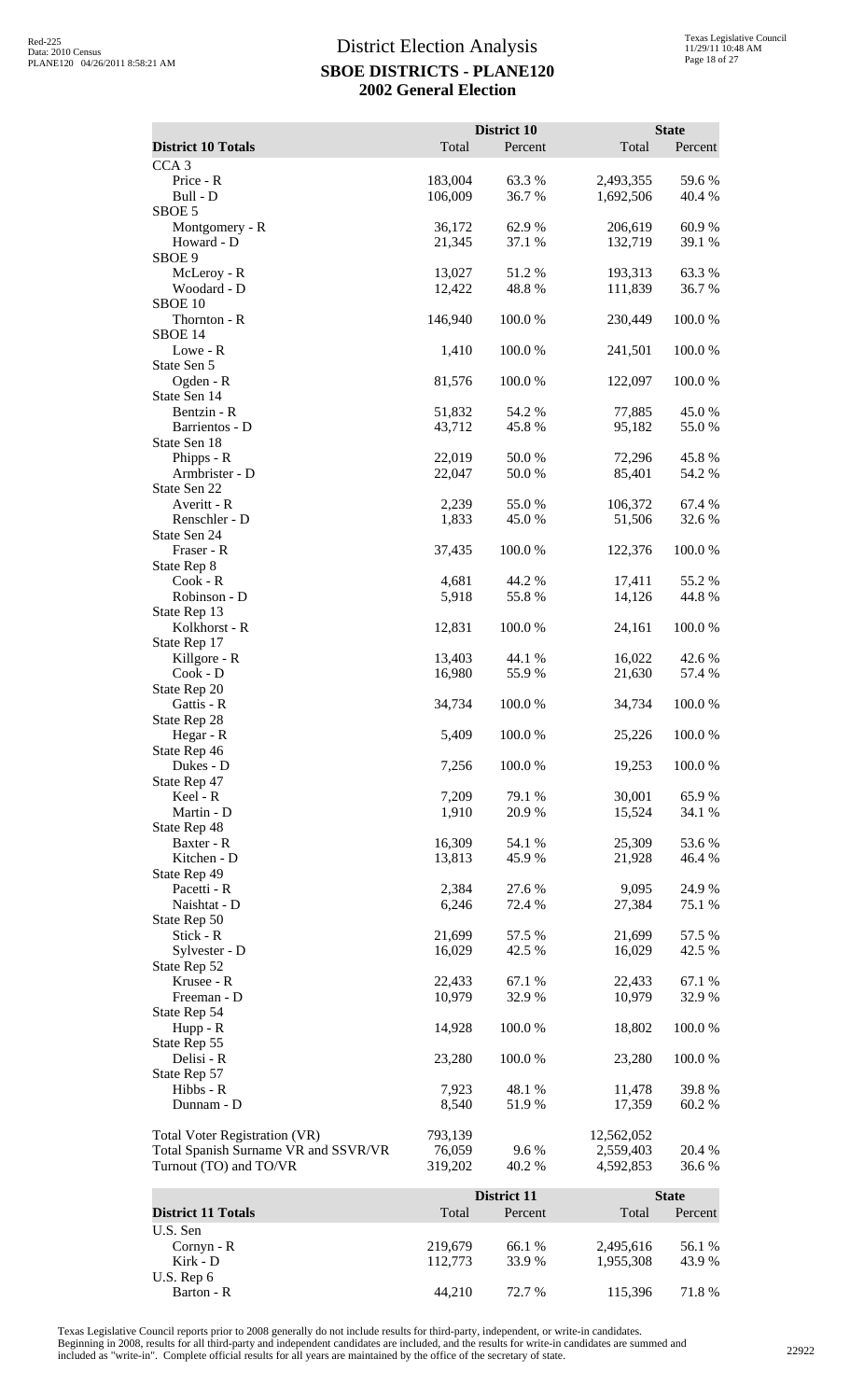# District Election Analysis

## SBOE DISTRICTS - PLANE120

### 2002 General Election

| District 10 Totals | District 10 Total | District 10 Percent | State Total | State Percent |
|---|---|---|---|---|
| CCA 3 | | | | |
| Price - R | 183,004 | 63.3 % | 2,493,355 | 59.6 % |
| Bull - D | 106,009 | 36.7 % | 1,692,506 | 40.4 % |
| SBOE 5 | | | | |
| Montgomery - R | 36,172 | 62.9 % | 206,619 | 60.9 % |
| Howard - D | 21,345 | 37.1 % | 132,719 | 39.1 % |
| SBOE 9 | | | | |
| McLeroy - R | 13,027 | 51.2 % | 193,313 | 63.3 % |
| Woodard - D | 12,422 | 48.8 % | 111,839 | 36.7 % |
| SBOE 10 | | | | |
| Thornton - R | 146,940 | 100.0 % | 230,449 | 100.0 % |
| SBOE 14 | | | | |
| Lowe - R | 1,410 | 100.0 % | 241,501 | 100.0 % |
| State Sen 5 | | | | |
| Ogden - R | 81,576 | 100.0 % | 122,097 | 100.0 % |
| State Sen 14 | | | | |
| Bentzin - R | 51,832 | 54.2 % | 77,885 | 45.0 % |
| Barrientos - D | 43,712 | 45.8 % | 95,182 | 55.0 % |
| State Sen 18 | | | | |
| Phipps - R | 22,019 | 50.0 % | 72,296 | 45.8 % |
| Armbrister - D | 22,047 | 50.0 % | 85,401 | 54.2 % |
| State Sen 22 | | | | |
| Averitt - R | 2,239 | 55.0 % | 106,372 | 67.4 % |
| Renschler - D | 1,833 | 45.0 % | 51,506 | 32.6 % |
| State Sen 24 | | | | |
| Fraser - R | 37,435 | 100.0 % | 122,376 | 100.0 % |
| State Rep 8 | | | | |
| Cook - R | 4,681 | 44.2 % | 17,411 | 55.2 % |
| Robinson - D | 5,918 | 55.8 % | 14,126 | 44.8 % |
| State Rep 13 | | | | |
| Kolkhorst - R | 12,831 | 100.0 % | 24,161 | 100.0 % |
| State Rep 17 | | | | |
| Killgore - R | 13,403 | 44.1 % | 16,022 | 42.6 % |
| Cook - D | 16,980 | 55.9 % | 21,630 | 57.4 % |
| State Rep 20 | | | | |
| Gattis - R | 34,734 | 100.0 % | 34,734 | 100.0 % |
| State Rep 28 | | | | |
| Hegar - R | 5,409 | 100.0 % | 25,226 | 100.0 % |
| State Rep 46 | | | | |
| Dukes - D | 7,256 | 100.0 % | 19,253 | 100.0 % |
| State Rep 47 | | | | |
| Keel - R | 7,209 | 79.1 % | 30,001 | 65.9 % |
| Martin - D | 1,910 | 20.9 % | 15,524 | 34.1 % |
| State Rep 48 | | | | |
| Baxter - R | 16,309 | 54.1 % | 25,309 | 53.6 % |
| Kitchen - D | 13,813 | 45.9 % | 21,928 | 46.4 % |
| State Rep 49 | | | | |
| Pacetti - R | 2,384 | 27.6 % | 9,095 | 24.9 % |
| Naishtat - D | 6,246 | 72.4 % | 27,384 | 75.1 % |
| State Rep 50 | | | | |
| Stick - R | 21,699 | 57.5 % | 21,699 | 57.5 % |
| Sylvester - D | 16,029 | 42.5 % | 16,029 | 42.5 % |
| State Rep 52 | | | | |
| Krusee - R | 22,433 | 67.1 % | 22,433 | 67.1 % |
| Freeman - D | 10,979 | 32.9 % | 10,979 | 32.9 % |
| State Rep 54 | | | | |
| Hupp - R | 14,928 | 100.0 % | 18,802 | 100.0 % |
| State Rep 55 | | | | |
| Delisi - R | 23,280 | 100.0 % | 23,280 | 100.0 % |
| State Rep 57 | | | | |
| Hibbs - R | 7,923 | 48.1 % | 11,478 | 39.8 % |
| Dunnam - D | 8,540 | 51.9 % | 17,359 | 60.2 % |
| Total Voter Registration (VR) | 793,139 | | 12,562,052 | |
| Total Spanish Surname VR and SSVR/VR | 76,059 | 9.6 % | 2,559,403 | 20.4 % |
| Turnout (TO) and TO/VR | 319,202 | 40.2 % | 4,592,853 | 36.6 % |

| District 11 Totals | District 11 Total | District 11 Percent | State Total | State Percent |
|---|---|---|---|---|
| U.S. Sen | | | | |
| Cornyn - R | 219,679 | 66.1 % | 2,495,616 | 56.1 % |
| Kirk - D | 112,773 | 33.9 % | 1,955,308 | 43.9 % |
| U.S. Rep 6 | | | | |
| Barton - R | 44,210 | 72.7 % | 115,396 | 71.8 % |

Texas Legislative Council reports prior to 2008 generally do not include results for third-party, independent, or write-in candidates. Beginning in 2008, results for all third-party and independent candidates are included, and the results for write-in candidates are summed and included as "write-in". Complete official results for all years are maintained by the office of the secretary of state.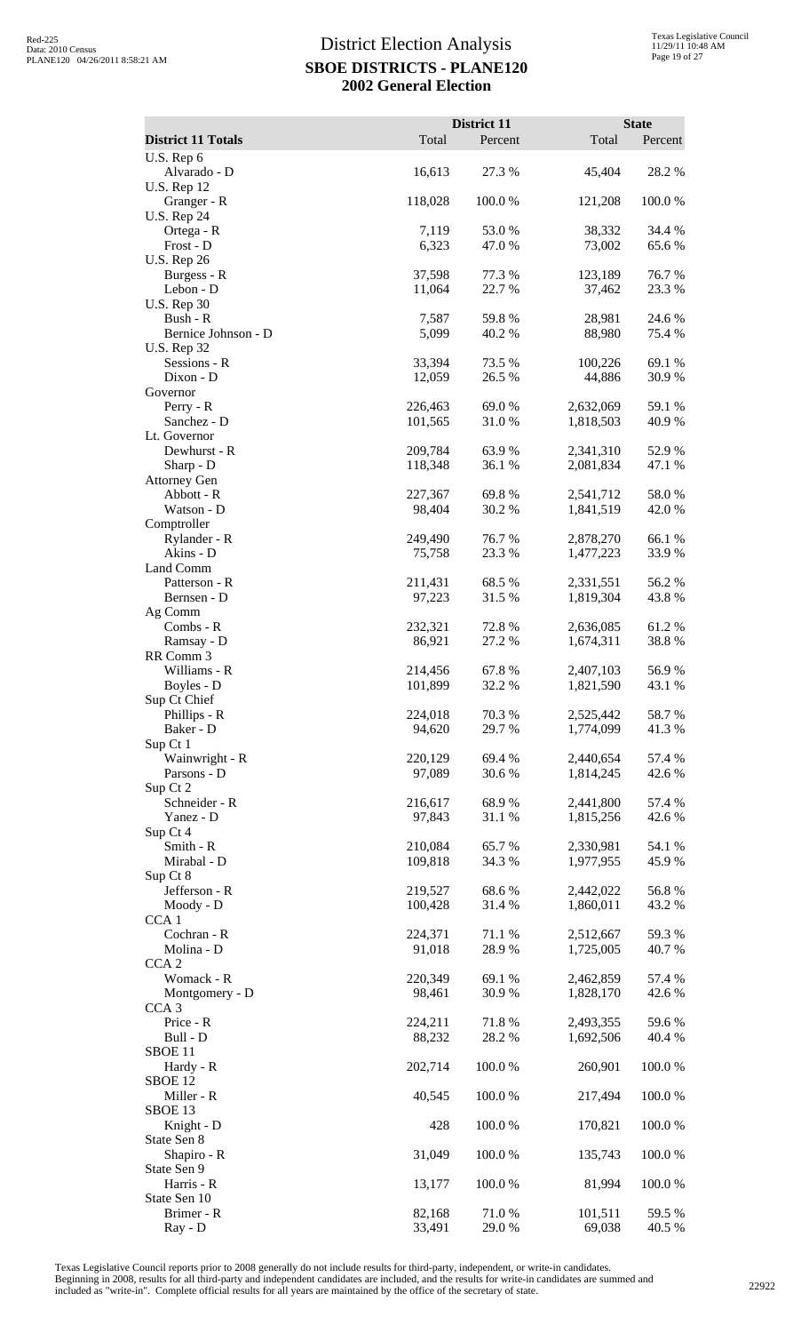# District Election Analysis

## SBOE DISTRICTS - PLANE120

## 2002 General Election

| District 11 Totals | District 11 Total | District 11 Percent | State Total | State Percent |
|---|---|---|---|---|
| U.S. Rep 6 | | | | |
| Alvarado - D | 16,613 | 27.3 % | 45,404 | 28.2 % |
| U.S. Rep 12 | | | | |
| Granger - R | 118,028 | 100.0 % | 121,208 | 100.0 % |
| U.S. Rep 24 | | | | |
| Ortega - R | 7,119 | 53.0 % | 38,332 | 34.4 % |
| Frost - D | 6,323 | 47.0 % | 73,002 | 65.6 % |
| U.S. Rep 26 | | | | |
| Burgess - R | 37,598 | 77.3 % | 123,189 | 76.7 % |
| Lebon - D | 11,064 | 22.7 % | 37,462 | 23.3 % |
| U.S. Rep 30 | | | | |
| Bush - R | 7,587 | 59.8 % | 28,981 | 24.6 % |
| Bernice Johnson - D | 5,099 | 40.2 % | 88,980 | 75.4 % |
| U.S. Rep 32 | | | | |
| Sessions - R | 33,394 | 73.5 % | 100,226 | 69.1 % |
| Dixon - D | 12,059 | 26.5 % | 44,886 | 30.9 % |
| Governor | | | | |
| Perry - R | 226,463 | 69.0 % | 2,632,069 | 59.1 % |
| Sanchez - D | 101,565 | 31.0 % | 1,818,503 | 40.9 % |
| Lt. Governor | | | | |
| Dewhurst - R | 209,784 | 63.9 % | 2,341,310 | 52.9 % |
| Sharp - D | 118,348 | 36.1 % | 2,081,834 | 47.1 % |
| Attorney Gen | | | | |
| Abbott - R | 227,367 | 69.8 % | 2,541,712 | 58.0 % |
| Watson - D | 98,404 | 30.2 % | 1,841,519 | 42.0 % |
| Comptroller | | | | |
| Rylander - R | 249,490 | 76.7 % | 2,878,270 | 66.1 % |
| Akins - D | 75,758 | 23.3 % | 1,477,223 | 33.9 % |
| Land Comm | | | | |
| Patterson - R | 211,431 | 68.5 % | 2,331,551 | 56.2 % |
| Bernsen - D | 97,223 | 31.5 % | 1,819,304 | 43.8 % |
| Ag Comm | | | | |
| Combs - R | 232,321 | 72.8 % | 2,636,085 | 61.2 % |
| Ramsay - D | 86,921 | 27.2 % | 1,674,311 | 38.8 % |
| RR Comm 3 | | | | |
| Williams - R | 214,456 | 67.8 % | 2,407,103 | 56.9 % |
| Boyles - D | 101,899 | 32.2 % | 1,821,590 | 43.1 % |
| Sup Ct Chief | | | | |
| Phillips - R | 224,018 | 70.3 % | 2,525,442 | 58.7 % |
| Baker - D | 94,620 | 29.7 % | 1,774,099 | 41.3 % |
| Sup Ct 1 | | | | |
| Wainwright - R | 220,129 | 69.4 % | 2,440,654 | 57.4 % |
| Parsons - D | 97,089 | 30.6 % | 1,814,245 | 42.6 % |
| Sup Ct 2 | | | | |
| Schneider - R | 216,617 | 68.9 % | 2,441,800 | 57.4 % |
| Yanez - D | 97,843 | 31.1 % | 1,815,256 | 42.6 % |
| Sup Ct 4 | | | | |
| Smith - R | 210,084 | 65.7 % | 2,330,981 | 54.1 % |
| Mirabal - D | 109,818 | 34.3 % | 1,977,955 | 45.9 % |
| Sup Ct 8 | | | | |
| Jefferson - R | 219,527 | 68.6 % | 2,442,022 | 56.8 % |
| Moody - D | 100,428 | 31.4 % | 1,860,011 | 43.2 % |
| CCA 1 | | | | |
| Cochran - R | 224,371 | 71.1 % | 2,512,667 | 59.3 % |
| Molina - D | 91,018 | 28.9 % | 1,725,005 | 40.7 % |
| CCA 2 | | | | |
| Womack - R | 220,349 | 69.1 % | 2,462,859 | 57.4 % |
| Montgomery - D | 98,461 | 30.9 % | 1,828,170 | 42.6 % |
| CCA 3 | | | | |
| Price - R | 224,211 | 71.8 % | 2,493,355 | 59.6 % |
| Bull - D | 88,232 | 28.2 % | 1,692,506 | 40.4 % |
| SBOE 11 | | | | |
| Hardy - R | 202,714 | 100.0 % | 260,901 | 100.0 % |
| SBOE 12 | | | | |
| Miller - R | 40,545 | 100.0 % | 217,494 | 100.0 % |
| SBOE 13 | | | | |
| Knight - D | 428 | 100.0 % | 170,821 | 100.0 % |
| State Sen 8 | | | | |
| Shapiro - R | 31,049 | 100.0 % | 135,743 | 100.0 % |
| State Sen 9 | | | | |
| Harris - R | 13,177 | 100.0 % | 81,994 | 100.0 % |
| State Sen 10 | | | | |
| Brimer - R | 82,168 | 71.0 % | 101,511 | 59.5 % |
| Ray - D | 33,491 | 29.0 % | 69,038 | 40.5 % |

Texas Legislative Council reports prior to 2008 generally do not include results for third-party, independent, or write-in candidates. Beginning in 2008, results for all third-party and independent candidates are included, and the results for write-in candidates are summed and included as "write-in". Complete official results for all years are maintained by the office of the secretary of state.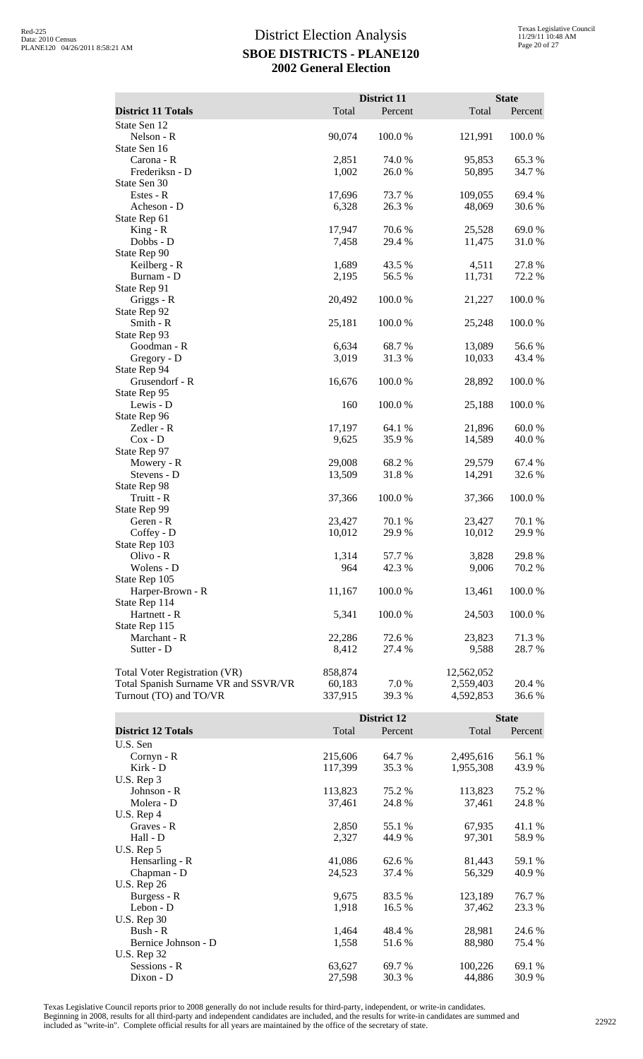# District Election Analysis
## SBOE DISTRICTS - PLANE120
## 2002 General Election

| District 11 Totals | District 11 Total | District 11 Percent | State Total | State Percent |
|---|---|---|---|---|
| State Sen 12 | | | | |
| Nelson - R | 90,074 | 100.0 % | 121,991 | 100.0 % |
| State Sen 16 | | | | |
| Carona - R | 2,851 | 74.0 % | 95,853 | 65.3 % |
| Frederiksn - D | 1,002 | 26.0 % | 50,895 | 34.7 % |
| State Sen 30 | | | | |
| Estes - R | 17,696 | 73.7 % | 109,055 | 69.4 % |
| Acheson - D | 6,328 | 26.3 % | 48,069 | 30.6 % |
| State Rep 61 | | | | |
| King - R | 17,947 | 70.6 % | 25,528 | 69.0 % |
| Dobbs - D | 7,458 | 29.4 % | 11,475 | 31.0 % |
| State Rep 90 | | | | |
| Keilberg - R | 1,689 | 43.5 % | 4,511 | 27.8 % |
| Burnam - D | 2,195 | 56.5 % | 11,731 | 72.2 % |
| State Rep 91 | | | | |
| Griggs - R | 20,492 | 100.0 % | 21,227 | 100.0 % |
| State Rep 92 | | | | |
| Smith - R | 25,181 | 100.0 % | 25,248 | 100.0 % |
| State Rep 93 | | | | |
| Goodman - R | 6,634 | 68.7 % | 13,089 | 56.6 % |
| Gregory - D | 3,019 | 31.3 % | 10,033 | 43.4 % |
| State Rep 94 | | | | |
| Grusendorf - R | 16,676 | 100.0 % | 28,892 | 100.0 % |
| State Rep 95 | | | | |
| Lewis - D | 160 | 100.0 % | 25,188 | 100.0 % |
| State Rep 96 | | | | |
| Zedler - R | 17,197 | 64.1 % | 21,896 | 60.0 % |
| Cox - D | 9,625 | 35.9 % | 14,589 | 40.0 % |
| State Rep 97 | | | | |
| Mowery - R | 29,008 | 68.2 % | 29,579 | 67.4 % |
| Stevens - D | 13,509 | 31.8 % | 14,291 | 32.6 % |
| State Rep 98 | | | | |
| Truitt - R | 37,366 | 100.0 % | 37,366 | 100.0 % |
| State Rep 99 | | | | |
| Geren - R | 23,427 | 70.1 % | 23,427 | 70.1 % |
| Coffey - D | 10,012 | 29.9 % | 10,012 | 29.9 % |
| State Rep 103 | | | | |
| Olivo - R | 1,314 | 57.7 % | 3,828 | 29.8 % |
| Wolens - D | 964 | 42.3 % | 9,006 | 70.2 % |
| State Rep 105 | | | | |
| Harper-Brown - R | 11,167 | 100.0 % | 13,461 | 100.0 % |
| State Rep 114 | | | | |
| Hartnett - R | 5,341 | 100.0 % | 24,503 | 100.0 % |
| State Rep 115 | | | | |
| Marchant - R | 22,286 | 72.6 % | 23,823 | 71.3 % |
| Sutter - D | 8,412 | 27.4 % | 9,588 | 28.7 % |
| | | | | |
| Total Voter Registration (VR) | 858,874 | | 12,562,052 | |
| Total Spanish Surname VR and SSVR/VR | 60,183 | 7.0 % | 2,559,403 | 20.4 % |
| Turnout (TO) and TO/VR | 337,915 | 39.3 % | 4,592,853 | 36.6 % |

| District 12 Totals | District 12 Total | District 12 Percent | State Total | State Percent |
|---|---|---|---|---|
| U.S. Sen | | | | |
| Cornyn - R | 215,606 | 64.7 % | 2,495,616 | 56.1 % |
| Kirk - D | 117,399 | 35.3 % | 1,955,308 | 43.9 % |
| U.S. Rep 3 | | | | |
| Johnson - R | 113,823 | 75.2 % | 113,823 | 75.2 % |
| Molera - D | 37,461 | 24.8 % | 37,461 | 24.8 % |
| U.S. Rep 4 | | | | |
| Graves - R | 2,850 | 55.1 % | 67,935 | 41.1 % |
| Hall - D | 2,327 | 44.9 % | 97,301 | 58.9 % |
| U.S. Rep 5 | | | | |
| Hensarling - R | 41,086 | 62.6 % | 81,443 | 59.1 % |
| Chapman - D | 24,523 | 37.4 % | 56,329 | 40.9 % |
| U.S. Rep 26 | | | | |
| Burgess - R | 9,675 | 83.5 % | 123,189 | 76.7 % |
| Lebon - D | 1,918 | 16.5 % | 37,462 | 23.3 % |
| U.S. Rep 30 | | | | |
| Bush - R | 1,464 | 48.4 % | 28,981 | 24.6 % |
| Bernice Johnson - D | 1,558 | 51.6 % | 88,980 | 75.4 % |
| U.S. Rep 32 | | | | |
| Sessions - R | 63,627 | 69.7 % | 100,226 | 69.1 % |
| Dixon - D | 27,598 | 30.3 % | 44,886 | 30.9 % |

Texas Legislative Council reports prior to 2008 generally do not include results for third-party, independent, or write-in candidates. Beginning in 2008, results for all third-party and independent candidates are included, and the results for write-in candidates are summed and included as "write-in". Complete official results for all years are maintained by the office of the secretary of state.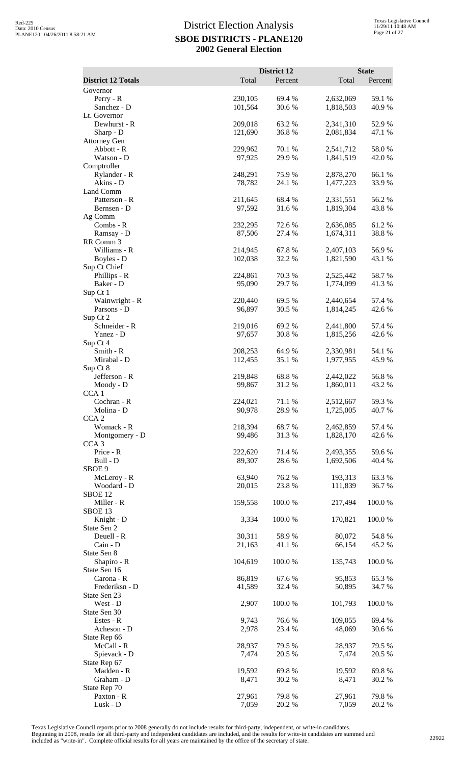# District Election Analysis

## SBOE DISTRICTS - PLANE120

## 2002 General Election

| District 12 Totals | District 12 Total | District 12 Percent | State Total | State Percent |
|---|---|---|---|---|
| Governor | | | | |
| Perry - R | 230,105 | 69.4 % | 2,632,069 | 59.1 % |
| Sanchez - D | 101,564 | 30.6 % | 1,818,503 | 40.9 % |
| Lt. Governor | | | | |
| Dewhurst - R | 209,018 | 63.2 % | 2,341,310 | 52.9 % |
| Sharp - D | 121,690 | 36.8 % | 2,081,834 | 47.1 % |
| Attorney Gen | | | | |
| Abbott - R | 229,962 | 70.1 % | 2,541,712 | 58.0 % |
| Watson - D | 97,925 | 29.9 % | 1,841,519 | 42.0 % |
| Comptroller | | | | |
| Rylander - R | 248,291 | 75.9 % | 2,878,270 | 66.1 % |
| Akins - D | 78,782 | 24.1 % | 1,477,223 | 33.9 % |
| Land Comm | | | | |
| Patterson - R | 211,645 | 68.4 % | 2,331,551 | 56.2 % |
| Bernsen - D | 97,592 | 31.6 % | 1,819,304 | 43.8 % |
| Ag Comm | | | | |
| Combs - R | 232,295 | 72.6 % | 2,636,085 | 61.2 % |
| Ramsay - D | 87,506 | 27.4 % | 1,674,311 | 38.8 % |
| RR Comm 3 | | | | |
| Williams - R | 214,945 | 67.8 % | 2,407,103 | 56.9 % |
| Boyles - D | 102,038 | 32.2 % | 1,821,590 | 43.1 % |
| Sup Ct Chief | | | | |
| Phillips - R | 224,861 | 70.3 % | 2,525,442 | 58.7 % |
| Baker - D | 95,090 | 29.7 % | 1,774,099 | 41.3 % |
| Sup Ct 1 | | | | |
| Wainwright - R | 220,440 | 69.5 % | 2,440,654 | 57.4 % |
| Parsons - D | 96,897 | 30.5 % | 1,814,245 | 42.6 % |
| Sup Ct 2 | | | | |
| Schneider - R | 219,016 | 69.2 % | 2,441,800 | 57.4 % |
| Yanez - D | 97,657 | 30.8 % | 1,815,256 | 42.6 % |
| Sup Ct 4 | | | | |
| Smith - R | 208,253 | 64.9 % | 2,330,981 | 54.1 % |
| Mirabal - D | 112,455 | 35.1 % | 1,977,955 | 45.9 % |
| Sup Ct 8 | | | | |
| Jefferson - R | 219,848 | 68.8 % | 2,442,022 | 56.8 % |
| Moody - D | 99,867 | 31.2 % | 1,860,011 | 43.2 % |
| CCA 1 | | | | |
| Cochran - R | 224,021 | 71.1 % | 2,512,667 | 59.3 % |
| Molina - D | 90,978 | 28.9 % | 1,725,005 | 40.7 % |
| CCA 2 | | | | |
| Womack - R | 218,394 | 68.7 % | 2,462,859 | 57.4 % |
| Montgomery - D | 99,486 | 31.3 % | 1,828,170 | 42.6 % |
| CCA 3 | | | | |
| Price - R | 222,620 | 71.4 % | 2,493,355 | 59.6 % |
| Bull - D | 89,307 | 28.6 % | 1,692,506 | 40.4 % |
| SBOE 9 | | | | |
| McLeroy - R | 63,940 | 76.2 % | 193,313 | 63.3 % |
| Woodard - D | 20,015 | 23.8 % | 111,839 | 36.7 % |
| SBOE 12 | | | | |
| Miller - R | 159,558 | 100.0 % | 217,494 | 100.0 % |
| SBOE 13 | | | | |
| Knight - D | 3,334 | 100.0 % | 170,821 | 100.0 % |
| State Sen 2 | | | | |
| Deuell - R | 30,311 | 58.9 % | 80,072 | 54.8 % |
| Cain - D | 21,163 | 41.1 % | 66,154 | 45.2 % |
| State Sen 8 | | | | |
| Shapiro - R | 104,619 | 100.0 % | 135,743 | 100.0 % |
| State Sen 16 | | | | |
| Carona - R | 86,819 | 67.6 % | 95,853 | 65.3 % |
| Frederiksn - D | 41,589 | 32.4 % | 50,895 | 34.7 % |
| State Sen 23 | | | | |
| West - D | 2,907 | 100.0 % | 101,793 | 100.0 % |
| State Sen 30 | | | | |
| Estes - R | 9,743 | 76.6 % | 109,055 | 69.4 % |
| Acheson - D | 2,978 | 23.4 % | 48,069 | 30.6 % |
| State Rep 66 | | | | |
| McCall - R | 28,937 | 79.5 % | 28,937 | 79.5 % |
| Spievack - D | 7,474 | 20.5 % | 7,474 | 20.5 % |
| State Rep 67 | | | | |
| Madden - R | 19,592 | 69.8 % | 19,592 | 69.8 % |
| Graham - D | 8,471 | 30.2 % | 8,471 | 30.2 % |
| State Rep 70 | | | | |
| Paxton - R | 27,961 | 79.8 % | 27,961 | 79.8 % |
| Lusk - D | 7,059 | 20.2 % | 7,059 | 20.2 % |

Texas Legislative Council reports prior to 2008 generally do not include results for third-party, independent, or write-in candidates. Beginning in 2008, results for all third-party and independent candidates are included, and the results for write-in candidates are summed and included as "write-in". Complete official results for all years are maintained by the office of the secretary of state.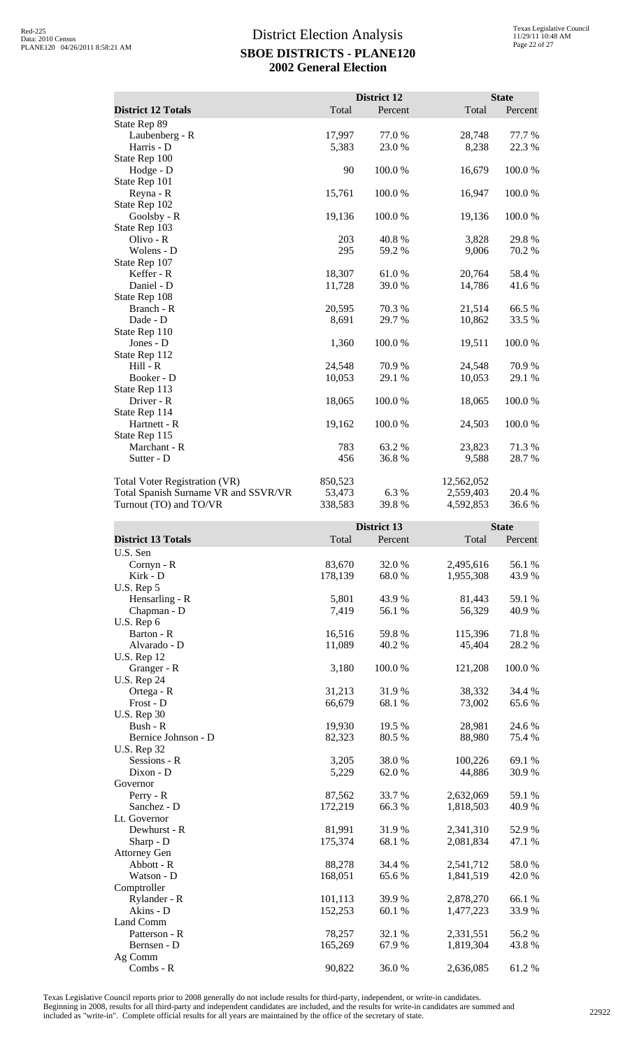# District Election Analysis
## SBOE DISTRICTS - PLANE120
## 2002 General Election

| District 12 Totals | District 12 Total | District 12 Percent | State Total | State Percent |
|---|---|---|---|---|
| State Rep 89 | | | | |
| Laubenberg - R | 17,997 | 77.0 % | 28,748 | 77.7 % |
| Harris - D | 5,383 | 23.0 % | 8,238 | 22.3 % |
| State Rep 100 | | | | |
| Hodge - D | 90 | 100.0 % | 16,679 | 100.0 % |
| State Rep 101 | | | | |
| Reyna - R | 15,761 | 100.0 % | 16,947 | 100.0 % |
| State Rep 102 | | | | |
| Goolsby - R | 19,136 | 100.0 % | 19,136 | 100.0 % |
| State Rep 103 | | | | |
| Olivo - R | 203 | 40.8 % | 3,828 | 29.8 % |
| Wolens - D | 295 | 59.2 % | 9,006 | 70.2 % |
| State Rep 107 | | | | |
| Keffer - R | 18,307 | 61.0 % | 20,764 | 58.4 % |
| Daniel - D | 11,728 | 39.0 % | 14,786 | 41.6 % |
| State Rep 108 | | | | |
| Branch - R | 20,595 | 70.3 % | 21,514 | 66.5 % |
| Dade - D | 8,691 | 29.7 % | 10,862 | 33.5 % |
| State Rep 110 | | | | |
| Jones - D | 1,360 | 100.0 % | 19,511 | 100.0 % |
| State Rep 112 | | | | |
| Hill - R | 24,548 | 70.9 % | 24,548 | 70.9 % |
| Booker - D | 10,053 | 29.1 % | 10,053 | 29.1 % |
| State Rep 113 | | | | |
| Driver - R | 18,065 | 100.0 % | 18,065 | 100.0 % |
| State Rep 114 | | | | |
| Hartnett - R | 19,162 | 100.0 % | 24,503 | 100.0 % |
| State Rep 115 | | | | |
| Marchant - R | 783 | 63.2 % | 23,823 | 71.3 % |
| Sutter - D | 456 | 36.8 % | 9,588 | 28.7 % |
| | | | | |
| Total Voter Registration (VR) | 850,523 | | 12,562,052 | |
| Total Spanish Surname VR and SSVR/VR | 53,473 | 6.3 % | 2,559,403 | 20.4 % |
| Turnout (TO) and TO/VR | 338,583 | 39.8 % | 4,592,853 | 36.6 % |

| District 13 Totals | District 13 Total | District 13 Percent | State Total | State Percent |
|---|---|---|---|---|
| U.S. Sen | | | | |
| Cornyn - R | 83,670 | 32.0 % | 2,495,616 | 56.1 % |
| Kirk - D | 178,139 | 68.0 % | 1,955,308 | 43.9 % |
| U.S. Rep 5 | | | | |
| Hensarling - R | 5,801 | 43.9 % | 81,443 | 59.1 % |
| Chapman - D | 7,419 | 56.1 % | 56,329 | 40.9 % |
| U.S. Rep 6 | | | | |
| Barton - R | 16,516 | 59.8 % | 115,396 | 71.8 % |
| Alvarado - D | 11,089 | 40.2 % | 45,404 | 28.2 % |
| U.S. Rep 12 | | | | |
| Granger - R | 3,180 | 100.0 % | 121,208 | 100.0 % |
| U.S. Rep 24 | | | | |
| Ortega - R | 31,213 | 31.9 % | 38,332 | 34.4 % |
| Frost - D | 66,679 | 68.1 % | 73,002 | 65.6 % |
| U.S. Rep 30 | | | | |
| Bush - R | 19,930 | 19.5 % | 28,981 | 24.6 % |
| Bernice Johnson - D | 82,323 | 80.5 % | 88,980 | 75.4 % |
| U.S. Rep 32 | | | | |
| Sessions - R | 3,205 | 38.0 % | 100,226 | 69.1 % |
| Dixon - D | 5,229 | 62.0 % | 44,886 | 30.9 % |
| Governor | | | | |
| Perry - R | 87,562 | 33.7 % | 2,632,069 | 59.1 % |
| Sanchez - D | 172,219 | 66.3 % | 1,818,503 | 40.9 % |
| Lt. Governor | | | | |
| Dewhurst - R | 81,991 | 31.9 % | 2,341,310 | 52.9 % |
| Sharp - D | 175,374 | 68.1 % | 2,081,834 | 47.1 % |
| Attorney Gen | | | | |
| Abbott - R | 88,278 | 34.4 % | 2,541,712 | 58.0 % |
| Watson - D | 168,051 | 65.6 % | 1,841,519 | 42.0 % |
| Comptroller | | | | |
| Rylander - R | 101,113 | 39.9 % | 2,878,270 | 66.1 % |
| Akins - D | 152,253 | 60.1 % | 1,477,223 | 33.9 % |
| Land Comm | | | | |
| Patterson - R | 78,257 | 32.1 % | 2,331,551 | 56.2 % |
| Bernsen - D | 165,269 | 67.9 % | 1,819,304 | 43.8 % |
| Ag Comm | | | | |
| Combs - R | 90,822 | 36.0 % | 2,636,085 | 61.2 % |

Texas Legislative Council reports prior to 2008 generally do not include results for third-party, independent, or write-in candidates. Beginning in 2008, results for all third-party and independent candidates are included, and the results for write-in candidates are summed and included as "write-in". Complete official results for all years are maintained by the office of the secretary of state.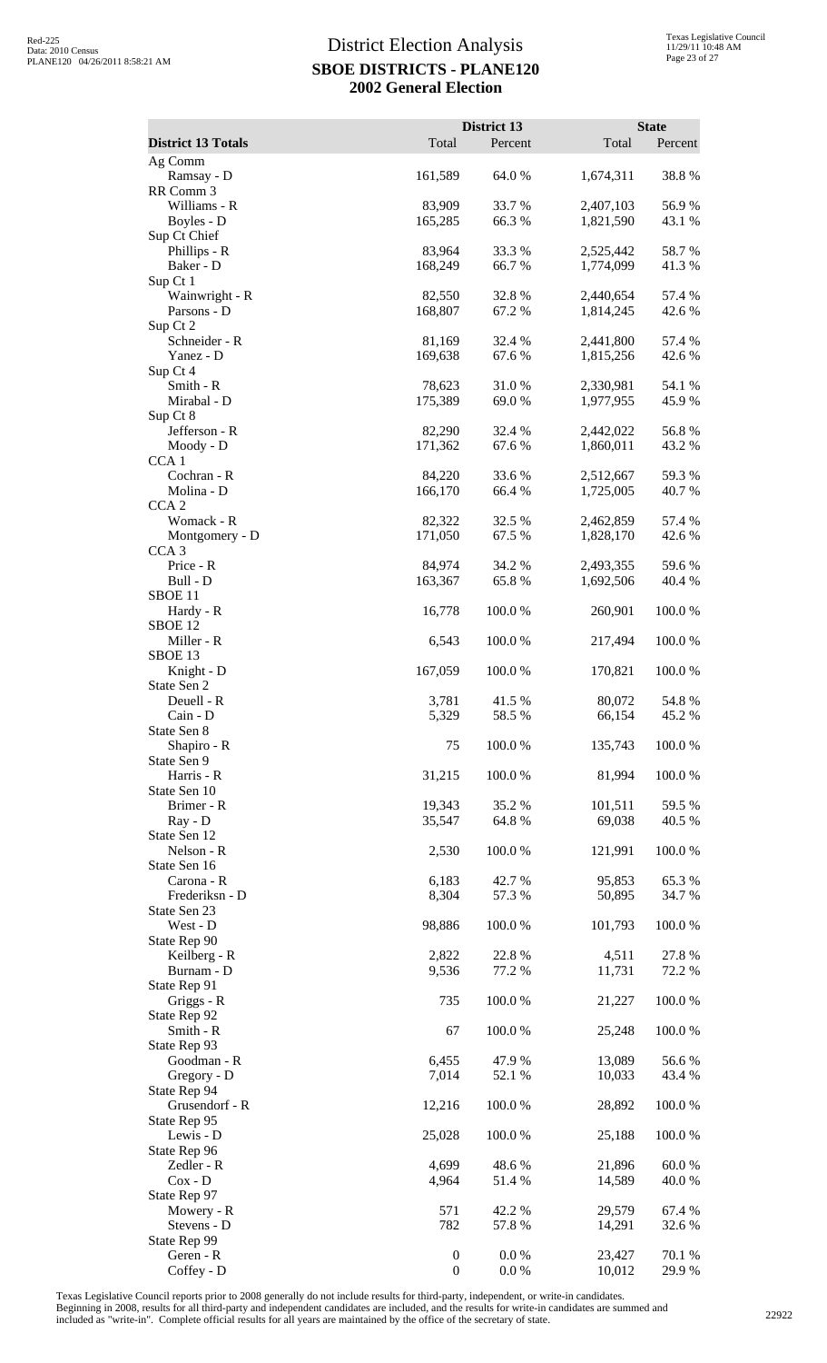# District Election Analysis
## SBOE DISTRICTS - PLANE120
## 2002 General Election

| District 13 Totals | District 13 Total | District 13 Percent | State Total | State Percent |
|---|---|---|---|---|
| Ag Comm | | | | |
| Ramsay - D | 161,589 | 64.0 % | 1,674,311 | 38.8 % |
| RR Comm 3 | | | | |
| Williams - R | 83,909 | 33.7 % | 2,407,103 | 56.9 % |
| Boyles - D | 165,285 | 66.3 % | 1,821,590 | 43.1 % |
| Sup Ct Chief | | | | |
| Phillips - R | 83,964 | 33.3 % | 2,525,442 | 58.7 % |
| Baker - D | 168,249 | 66.7 % | 1,774,099 | 41.3 % |
| Sup Ct 1 | | | | |
| Wainwright - R | 82,550 | 32.8 % | 2,440,654 | 57.4 % |
| Parsons - D | 168,807 | 67.2 % | 1,814,245 | 42.6 % |
| Sup Ct 2 | | | | |
| Schneider - R | 81,169 | 32.4 % | 2,441,800 | 57.4 % |
| Yanez - D | 169,638 | 67.6 % | 1,815,256 | 42.6 % |
| Sup Ct 4 | | | | |
| Smith - R | 78,623 | 31.0 % | 2,330,981 | 54.1 % |
| Mirabal - D | 175,389 | 69.0 % | 1,977,955 | 45.9 % |
| Sup Ct 8 | | | | |
| Jefferson - R | 82,290 | 32.4 % | 2,442,022 | 56.8 % |
| Moody - D | 171,362 | 67.6 % | 1,860,011 | 43.2 % |
| CCA 1 | | | | |
| Cochran - R | 84,220 | 33.6 % | 2,512,667 | 59.3 % |
| Molina - D | 166,170 | 66.4 % | 1,725,005 | 40.7 % |
| CCA 2 | | | | |
| Womack - R | 82,322 | 32.5 % | 2,462,859 | 57.4 % |
| Montgomery - D | 171,050 | 67.5 % | 1,828,170 | 42.6 % |
| CCA 3 | | | | |
| Price - R | 84,974 | 34.2 % | 2,493,355 | 59.6 % |
| Bull - D | 163,367 | 65.8 % | 1,692,506 | 40.4 % |
| SBOE 11 | | | | |
| Hardy - R | 16,778 | 100.0 % | 260,901 | 100.0 % |
| SBOE 12 | | | | |
| Miller - R | 6,543 | 100.0 % | 217,494 | 100.0 % |
| SBOE 13 | | | | |
| Knight - D | 167,059 | 100.0 % | 170,821 | 100.0 % |
| State Sen 2 | | | | |
| Deuell - R | 3,781 | 41.5 % | 80,072 | 54.8 % |
| Cain - D | 5,329 | 58.5 % | 66,154 | 45.2 % |
| State Sen 8 | | | | |
| Shapiro - R | 75 | 100.0 % | 135,743 | 100.0 % |
| State Sen 9 | | | | |
| Harris - R | 31,215 | 100.0 % | 81,994 | 100.0 % |
| State Sen 10 | | | | |
| Brimer - R | 19,343 | 35.2 % | 101,511 | 59.5 % |
| Ray - D | 35,547 | 64.8 % | 69,038 | 40.5 % |
| State Sen 12 | | | | |
| Nelson - R | 2,530 | 100.0 % | 121,991 | 100.0 % |
| State Sen 16 | | | | |
| Carona - R | 6,183 | 42.7 % | 95,853 | 65.3 % |
| Frederiksn - D | 8,304 | 57.3 % | 50,895 | 34.7 % |
| State Sen 23 | | | | |
| West - D | 98,886 | 100.0 % | 101,793 | 100.0 % |
| State Rep 90 | | | | |
| Keilberg - R | 2,822 | 22.8 % | 4,511 | 27.8 % |
| Burnam - D | 9,536 | 77.2 % | 11,731 | 72.2 % |
| State Rep 91 | | | | |
| Griggs - R | 735 | 100.0 % | 21,227 | 100.0 % |
| State Rep 92 | | | | |
| Smith - R | 67 | 100.0 % | 25,248 | 100.0 % |
| State Rep 93 | | | | |
| Goodman - R | 6,455 | 47.9 % | 13,089 | 56.6 % |
| Gregory - D | 7,014 | 52.1 % | 10,033 | 43.4 % |
| State Rep 94 | | | | |
| Grusendorf - R | 12,216 | 100.0 % | 28,892 | 100.0 % |
| State Rep 95 | | | | |
| Lewis - D | 25,028 | 100.0 % | 25,188 | 100.0 % |
| State Rep 96 | | | | |
| Zedler - R | 4,699 | 48.6 % | 21,896 | 60.0 % |
| Cox - D | 4,964 | 51.4 % | 14,589 | 40.0 % |
| State Rep 97 | | | | |
| Mowery - R | 571 | 42.2 % | 29,579 | 67.4 % |
| Stevens - D | 782 | 57.8 % | 14,291 | 32.6 % |
| State Rep 99 | | | | |
| Geren - R | 0 | 0.0 % | 23,427 | 70.1 % |
| Coffey - D | 0 | 0.0 % | 10,012 | 29.9 % |

Texas Legislative Council reports prior to 2008 generally do not include results for third-party, independent, or write-in candidates. Beginning in 2008, results for all third-party and independent candidates are included, and the results for write-in candidates are summed and included as "write-in". Complete official results for all years are maintained by the office of the secretary of state.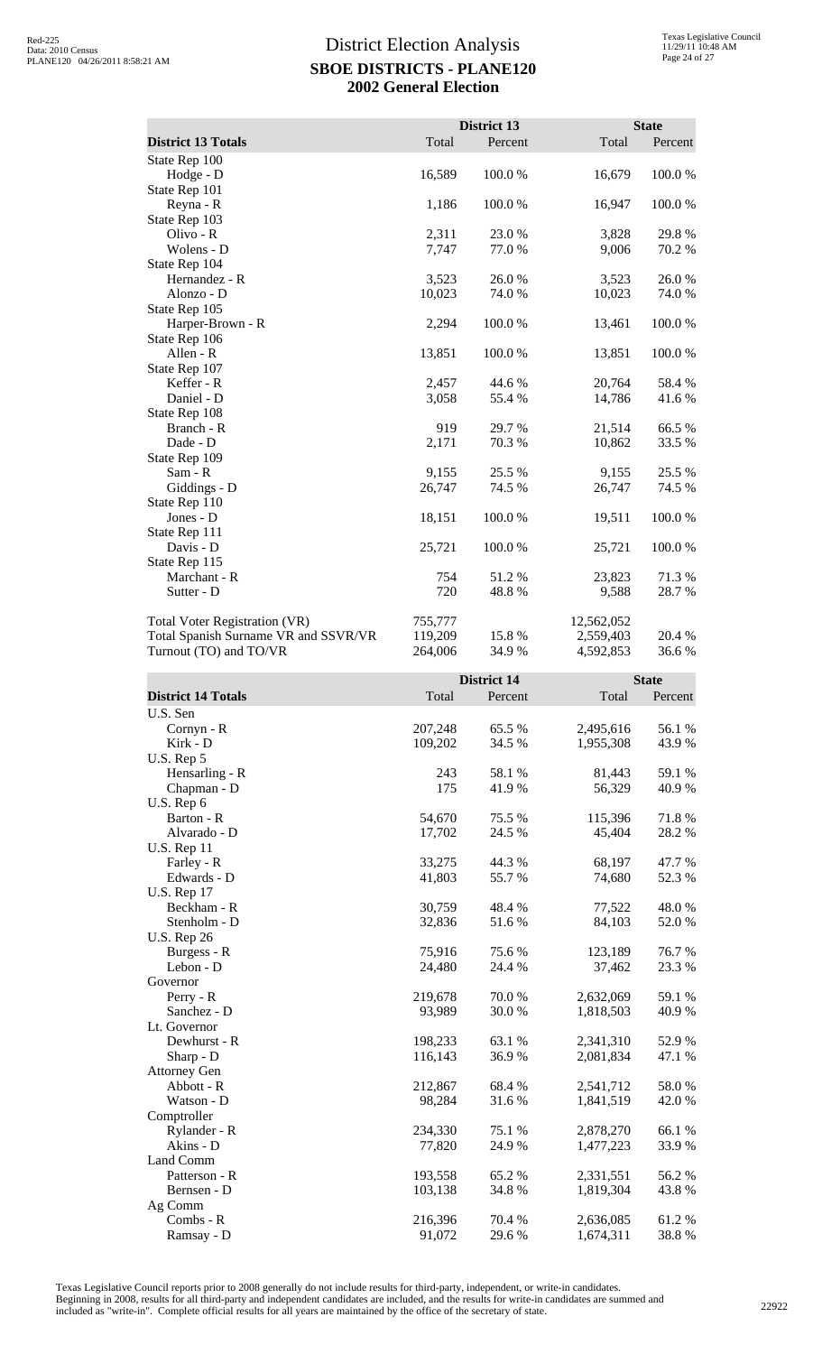# District Election Analysis

## SBOE DISTRICTS - PLANE120

## 2002 General Election

| District 13 Totals | District 13 Total | District 13 Percent | State Total | State Percent |
|---|---|---|---|---|
| State Rep 100 | | | | |
| Hodge - D | 16,589 | 100.0 % | 16,679 | 100.0 % |
| State Rep 101 | | | | |
| Reyna - R | 1,186 | 100.0 % | 16,947 | 100.0 % |
| State Rep 103 | | | | |
| Olivo - R | 2,311 | 23.0 % | 3,828 | 29.8 % |
| Wolens - D | 7,747 | 77.0 % | 9,006 | 70.2 % |
| State Rep 104 | | | | |
| Hernandez - R | 3,523 | 26.0 % | 3,523 | 26.0 % |
| Alonzo - D | 10,023 | 74.0 % | 10,023 | 74.0 % |
| State Rep 105 | | | | |
| Harper-Brown - R | 2,294 | 100.0 % | 13,461 | 100.0 % |
| State Rep 106 | | | | |
| Allen - R | 13,851 | 100.0 % | 13,851 | 100.0 % |
| State Rep 107 | | | | |
| Keffer - R | 2,457 | 44.6 % | 20,764 | 58.4 % |
| Daniel - D | 3,058 | 55.4 % | 14,786 | 41.6 % |
| State Rep 108 | | | | |
| Branch - R | 919 | 29.7 % | 21,514 | 66.5 % |
| Dade - D | 2,171 | 70.3 % | 10,862 | 33.5 % |
| State Rep 109 | | | | |
| Sam - R | 9,155 | 25.5 % | 9,155 | 25.5 % |
| Giddings - D | 26,747 | 74.5 % | 26,747 | 74.5 % |
| State Rep 110 | | | | |
| Jones - D | 18,151 | 100.0 % | 19,511 | 100.0 % |
| State Rep 111 | | | | |
| Davis - D | 25,721 | 100.0 % | 25,721 | 100.0 % |
| State Rep 115 | | | | |
| Marchant - R | 754 | 51.2 % | 23,823 | 71.3 % |
| Sutter - D | 720 | 48.8 % | 9,588 | 28.7 % |
| | | | | |
| Total Voter Registration (VR) | 755,777 | | 12,562,052 | |
| Total Spanish Surname VR and SSVR/VR | 119,209 | 15.8 % | 2,559,403 | 20.4 % |
| Turnout (TO) and TO/VR | 264,006 | 34.9 % | 4,592,853 | 36.6 % |

| District 14 Totals | District 14 Total | District 14 Percent | State Total | State Percent |
|---|---|---|---|---|
| U.S. Sen | | | | |
| Cornyn - R | 207,248 | 65.5 % | 2,495,616 | 56.1 % |
| Kirk - D | 109,202 | 34.5 % | 1,955,308 | 43.9 % |
| U.S. Rep 5 | | | | |
| Hensarling - R | 243 | 58.1 % | 81,443 | 59.1 % |
| Chapman - D | 175 | 41.9 % | 56,329 | 40.9 % |
| U.S. Rep 6 | | | | |
| Barton - R | 54,670 | 75.5 % | 115,396 | 71.8 % |
| Alvarado - D | 17,702 | 24.5 % | 45,404 | 28.2 % |
| U.S. Rep 11 | | | | |
| Farley - R | 33,275 | 44.3 % | 68,197 | 47.7 % |
| Edwards - D | 41,803 | 55.7 % | 74,680 | 52.3 % |
| U.S. Rep 17 | | | | |
| Beckham - R | 30,759 | 48.4 % | 77,522 | 48.0 % |
| Stenholm - D | 32,836 | 51.6 % | 84,103 | 52.0 % |
| U.S. Rep 26 | | | | |
| Burgess - R | 75,916 | 75.6 % | 123,189 | 76.7 % |
| Lebon - D | 24,480 | 24.4 % | 37,462 | 23.3 % |
| Governor | | | | |
| Perry - R | 219,678 | 70.0 % | 2,632,069 | 59.1 % |
| Sanchez - D | 93,989 | 30.0 % | 1,818,503 | 40.9 % |
| Lt. Governor | | | | |
| Dewhurst - R | 198,233 | 63.1 % | 2,341,310 | 52.9 % |
| Sharp - D | 116,143 | 36.9 % | 2,081,834 | 47.1 % |
| Attorney Gen | | | | |
| Abbott - R | 212,867 | 68.4 % | 2,541,712 | 58.0 % |
| Watson - D | 98,284 | 31.6 % | 1,841,519 | 42.0 % |
| Comptroller | | | | |
| Rylander - R | 234,330 | 75.1 % | 2,878,270 | 66.1 % |
| Akins - D | 77,820 | 24.9 % | 1,477,223 | 33.9 % |
| Land Comm | | | | |
| Patterson - R | 193,558 | 65.2 % | 2,331,551 | 56.2 % |
| Bernsen - D | 103,138 | 34.8 % | 1,819,304 | 43.8 % |
| Ag Comm | | | | |
| Combs - R | 216,396 | 70.4 % | 2,636,085 | 61.2 % |
| Ramsay - D | 91,072 | 29.6 % | 1,674,311 | 38.8 % |

Texas Legislative Council reports prior to 2008 generally do not include results for third-party, independent, or write-in candidates. Beginning in 2008, results for all third-party and independent candidates are included, and the results for write-in candidates are summed and included as "write-in". Complete official results for all years are maintained by the office of the secretary of state.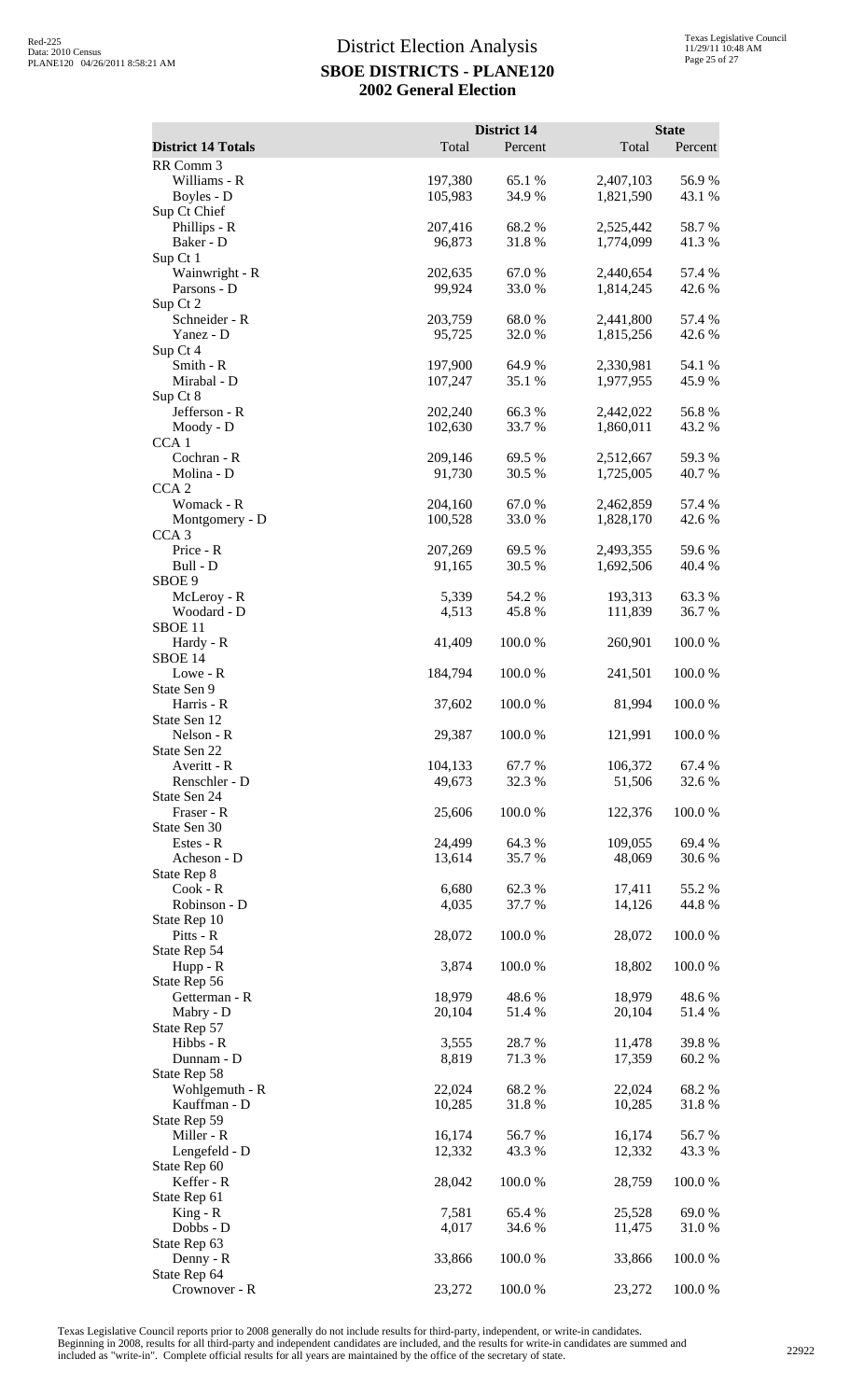# District Election Analysis

## SBOE DISTRICTS - PLANE120

## 2002 General Election

| District 14 Totals | District 14 Total | District 14 Percent | State Total | State Percent |
|---|---|---|---|---|
| RR Comm 3 | | | | |
| Williams - R | 197,380 | 65.1 % | 2,407,103 | 56.9 % |
| Boyles - D | 105,983 | 34.9 % | 1,821,590 | 43.1 % |
| Sup Ct Chief | | | | |
| Phillips - R | 207,416 | 68.2 % | 2,525,442 | 58.7 % |
| Baker - D | 96,873 | 31.8 % | 1,774,099 | 41.3 % |
| Sup Ct 1 | | | | |
| Wainwright - R | 202,635 | 67.0 % | 2,440,654 | 57.4 % |
| Parsons - D | 99,924 | 33.0 % | 1,814,245 | 42.6 % |
| Sup Ct 2 | | | | |
| Schneider - R | 203,759 | 68.0 % | 2,441,800 | 57.4 % |
| Yanez - D | 95,725 | 32.0 % | 1,815,256 | 42.6 % |
| Sup Ct 4 | | | | |
| Smith - R | 197,900 | 64.9 % | 2,330,981 | 54.1 % |
| Mirabal - D | 107,247 | 35.1 % | 1,977,955 | 45.9 % |
| Sup Ct 8 | | | | |
| Jefferson - R | 202,240 | 66.3 % | 2,442,022 | 56.8 % |
| Moody - D | 102,630 | 33.7 % | 1,860,011 | 43.2 % |
| CCA 1 | | | | |
| Cochran - R | 209,146 | 69.5 % | 2,512,667 | 59.3 % |
| Molina - D | 91,730 | 30.5 % | 1,725,005 | 40.7 % |
| CCA 2 | | | | |
| Womack - R | 204,160 | 67.0 % | 2,462,859 | 57.4 % |
| Montgomery - D | 100,528 | 33.0 % | 1,828,170 | 42.6 % |
| CCA 3 | | | | |
| Price - R | 207,269 | 69.5 % | 2,493,355 | 59.6 % |
| Bull - D | 91,165 | 30.5 % | 1,692,506 | 40.4 % |
| SBOE 9 | | | | |
| McLeroy - R | 5,339 | 54.2 % | 193,313 | 63.3 % |
| Woodard - D | 4,513 | 45.8 % | 111,839 | 36.7 % |
| SBOE 11 | | | | |
| Hardy - R | 41,409 | 100.0 % | 260,901 | 100.0 % |
| SBOE 14 | | | | |
| Lowe - R | 184,794 | 100.0 % | 241,501 | 100.0 % |
| State Sen 9 | | | | |
| Harris - R | 37,602 | 100.0 % | 81,994 | 100.0 % |
| State Sen 12 | | | | |
| Nelson - R | 29,387 | 100.0 % | 121,991 | 100.0 % |
| State Sen 22 | | | | |
| Averitt - R | 104,133 | 67.7 % | 106,372 | 67.4 % |
| Renschler - D | 49,673 | 32.3 % | 51,506 | 32.6 % |
| State Sen 24 | | | | |
| Fraser - R | 25,606 | 100.0 % | 122,376 | 100.0 % |
| State Sen 30 | | | | |
| Estes - R | 24,499 | 64.3 % | 109,055 | 69.4 % |
| Acheson - D | 13,614 | 35.7 % | 48,069 | 30.6 % |
| State Rep 8 | | | | |
| Cook - R | 6,680 | 62.3 % | 17,411 | 55.2 % |
| Robinson - D | 4,035 | 37.7 % | 14,126 | 44.8 % |
| State Rep 10 | | | | |
| Pitts - R | 28,072 | 100.0 % | 28,072 | 100.0 % |
| State Rep 54 | | | | |
| Hupp - R | 3,874 | 100.0 % | 18,802 | 100.0 % |
| State Rep 56 | | | | |
| Getterman - R | 18,979 | 48.6 % | 18,979 | 48.6 % |
| Mabry - D | 20,104 | 51.4 % | 20,104 | 51.4 % |
| State Rep 57 | | | | |
| Hibbs - R | 3,555 | 28.7 % | 11,478 | 39.8 % |
| Dunnam - D | 8,819 | 71.3 % | 17,359 | 60.2 % |
| State Rep 58 | | | | |
| Wohlgemuth - R | 22,024 | 68.2 % | 22,024 | 68.2 % |
| Kauffman - D | 10,285 | 31.8 % | 10,285 | 31.8 % |
| State Rep 59 | | | | |
| Miller - R | 16,174 | 56.7 % | 16,174 | 56.7 % |
| Lengefeld - D | 12,332 | 43.3 % | 12,332 | 43.3 % |
| State Rep 60 | | | | |
| Keffer - R | 28,042 | 100.0 % | 28,759 | 100.0 % |
| State Rep 61 | | | | |
| King - R | 7,581 | 65.4 % | 25,528 | 69.0 % |
| Dobbs - D | 4,017 | 34.6 % | 11,475 | 31.0 % |
| State Rep 63 | | | | |
| Denny - R | 33,866 | 100.0 % | 33,866 | 100.0 % |
| State Rep 64 | | | | |
| Crownover - R | 23,272 | 100.0 % | 23,272 | 100.0 % |

Texas Legislative Council reports prior to 2008 generally do not include results for third-party, independent, or write-in candidates. Beginning in 2008, results for all third-party and independent candidates are included, and the results for write-in candidates are summed and included as "write-in". Complete official results for all years are maintained by the office of the secretary of state.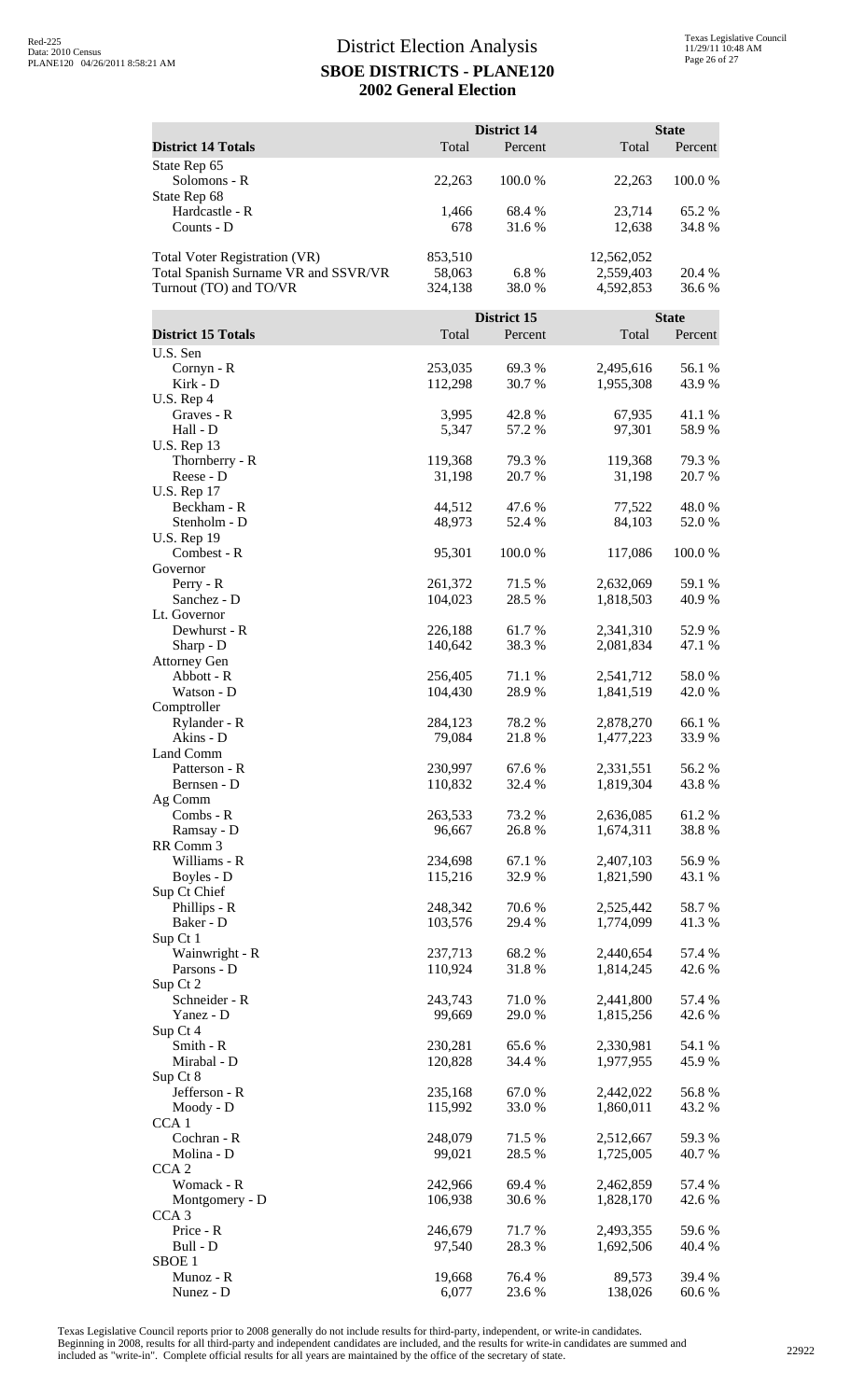# District Election Analysis

## SBOE DISTRICTS - PLANE120

## 2002 General Election

| District 14 Totals | District 14 Total | District 14 Percent | State Total | State Percent |
|---|---|---|---|---|
| State Rep 65 | | | | |
| Solomons - R | 22,263 | 100.0 % | 22,263 | 100.0 % |
| State Rep 68 | | | | |
| Hardcastle - R | 1,466 | 68.4 % | 23,714 | 65.2 % |
| Counts - D | 678 | 31.6 % | 12,638 | 34.8 % |
| Total Voter Registration (VR) | 853,510 | | 12,562,052 | |
| Total Spanish Surname VR and SSVR/VR | 58,063 | 6.8 % | 2,559,403 | 20.4 % |
| Turnout (TO) and TO/VR | 324,138 | 38.0 % | 4,592,853 | 36.6 % |

| District 15 Totals | District 15 Total | District 15 Percent | State Total | State Percent |
|---|---|---|---|---|
| U.S. Sen | | | | |
| Cornyn - R | 253,035 | 69.3 % | 2,495,616 | 56.1 % |
| Kirk - D | 112,298 | 30.7 % | 1,955,308 | 43.9 % |
| U.S. Rep 4 | | | | |
| Graves - R | 3,995 | 42.8 % | 67,935 | 41.1 % |
| Hall - D | 5,347 | 57.2 % | 97,301 | 58.9 % |
| U.S. Rep 13 | | | | |
| Thornberry - R | 119,368 | 79.3 % | 119,368 | 79.3 % |
| Reese - D | 31,198 | 20.7 % | 31,198 | 20.7 % |
| U.S. Rep 17 | | | | |
| Beckham - R | 44,512 | 47.6 % | 77,522 | 48.0 % |
| Stenholm - D | 48,973 | 52.4 % | 84,103 | 52.0 % |
| U.S. Rep 19 | | | | |
| Combest - R | 95,301 | 100.0 % | 117,086 | 100.0 % |
| Governor | | | | |
| Perry - R | 261,372 | 71.5 % | 2,632,069 | 59.1 % |
| Sanchez - D | 104,023 | 28.5 % | 1,818,503 | 40.9 % |
| Lt. Governor | | | | |
| Dewhurst - R | 226,188 | 61.7 % | 2,341,310 | 52.9 % |
| Sharp - D | 140,642 | 38.3 % | 2,081,834 | 47.1 % |
| Attorney Gen | | | | |
| Abbott - R | 256,405 | 71.1 % | 2,541,712 | 58.0 % |
| Watson - D | 104,430 | 28.9 % | 1,841,519 | 42.0 % |
| Comptroller | | | | |
| Rylander - R | 284,123 | 78.2 % | 2,878,270 | 66.1 % |
| Akins - D | 79,084 | 21.8 % | 1,477,223 | 33.9 % |
| Land Comm | | | | |
| Patterson - R | 230,997 | 67.6 % | 2,331,551 | 56.2 % |
| Bernsen - D | 110,832 | 32.4 % | 1,819,304 | 43.8 % |
| Ag Comm | | | | |
| Combs - R | 263,533 | 73.2 % | 2,636,085 | 61.2 % |
| Ramsay - D | 96,667 | 26.8 % | 1,674,311 | 38.8 % |
| RR Comm 3 | | | | |
| Williams - R | 234,698 | 67.1 % | 2,407,103 | 56.9 % |
| Boyles - D | 115,216 | 32.9 % | 1,821,590 | 43.1 % |
| Sup Ct Chief | | | | |
| Phillips - R | 248,342 | 70.6 % | 2,525,442 | 58.7 % |
| Baker - D | 103,576 | 29.4 % | 1,774,099 | 41.3 % |
| Sup Ct 1 | | | | |
| Wainwright - R | 237,713 | 68.2 % | 2,440,654 | 57.4 % |
| Parsons - D | 110,924 | 31.8 % | 1,814,245 | 42.6 % |
| Sup Ct 2 | | | | |
| Schneider - R | 243,743 | 71.0 % | 2,441,800 | 57.4 % |
| Yanez - D | 99,669 | 29.0 % | 1,815,256 | 42.6 % |
| Sup Ct 4 | | | | |
| Smith - R | 230,281 | 65.6 % | 2,330,981 | 54.1 % |
| Mirabal - D | 120,828 | 34.4 % | 1,977,955 | 45.9 % |
| Sup Ct 8 | | | | |
| Jefferson - R | 235,168 | 67.0 % | 2,442,022 | 56.8 % |
| Moody - D | 115,992 | 33.0 % | 1,860,011 | 43.2 % |
| CCA 1 | | | | |
| Cochran - R | 248,079 | 71.5 % | 2,512,667 | 59.3 % |
| Molina - D | 99,021 | 28.5 % | 1,725,005 | 40.7 % |
| CCA 2 | | | | |
| Womack - R | 242,966 | 69.4 % | 2,462,859 | 57.4 % |
| Montgomery - D | 106,938 | 30.6 % | 1,828,170 | 42.6 % |
| CCA 3 | | | | |
| Price - R | 246,679 | 71.7 % | 2,493,355 | 59.6 % |
| Bull - D | 97,540 | 28.3 % | 1,692,506 | 40.4 % |
| SBOE 1 | | | | |
| Munoz - R | 19,668 | 76.4 % | 89,573 | 39.4 % |
| Nunez - D | 6,077 | 23.6 % | 138,026 | 60.6 % |

Texas Legislative Council reports prior to 2008 generally do not include results for third-party, independent, or write-in candidates. Beginning in 2008, results for all third-party and independent candidates are included, and the results for write-in candidates are summed and included as "write-in". Complete official results for all years are maintained by the office of the secretary of state.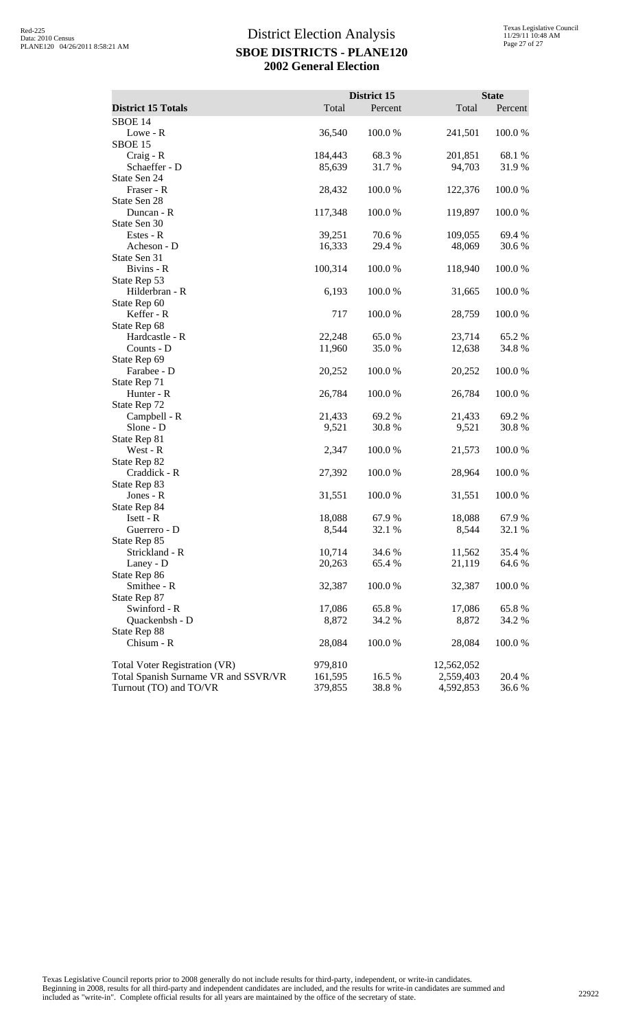# District Election Analysis
## SBOE DISTRICTS - PLANE120
## 2002 General Election

| District 15 Totals | District 15 Total | District 15 Percent | State Total | State Percent |
|---|---|---|---|---|
| SBOE 14 | | | | |
| Lowe - R | 36,540 | 100.0 % | 241,501 | 100.0 % |
| SBOE 15 | | | | |
| Craig - R | 184,443 | 68.3 % | 201,851 | 68.1 % |
| Schaeffer - D | 85,639 | 31.7 % | 94,703 | 31.9 % |
| State Sen 24 | | | | |
| Fraser - R | 28,432 | 100.0 % | 122,376 | 100.0 % |
| State Sen 28 | | | | |
| Duncan - R | 117,348 | 100.0 % | 119,897 | 100.0 % |
| State Sen 30 | | | | |
| Estes - R | 39,251 | 70.6 % | 109,055 | 69.4 % |
| Acheson - D | 16,333 | 29.4 % | 48,069 | 30.6 % |
| State Sen 31 | | | | |
| Bivins - R | 100,314 | 100.0 % | 118,940 | 100.0 % |
| State Rep 53 | | | | |
| Hilderbran - R | 6,193 | 100.0 % | 31,665 | 100.0 % |
| State Rep 60 | | | | |
| Keffer - R | 717 | 100.0 % | 28,759 | 100.0 % |
| State Rep 68 | | | | |
| Hardcastle - R | 22,248 | 65.0 % | 23,714 | 65.2 % |
| Counts - D | 11,960 | 35.0 % | 12,638 | 34.8 % |
| State Rep 69 | | | | |
| Farabee - D | 20,252 | 100.0 % | 20,252 | 100.0 % |
| State Rep 71 | | | | |
| Hunter - R | 26,784 | 100.0 % | 26,784 | 100.0 % |
| State Rep 72 | | | | |
| Campbell - R | 21,433 | 69.2 % | 21,433 | 69.2 % |
| Slone - D | 9,521 | 30.8 % | 9,521 | 30.8 % |
| State Rep 81 | | | | |
| West - R | 2,347 | 100.0 % | 21,573 | 100.0 % |
| State Rep 82 | | | | |
| Craddick - R | 27,392 | 100.0 % | 28,964 | 100.0 % |
| State Rep 83 | | | | |
| Jones - R | 31,551 | 100.0 % | 31,551 | 100.0 % |
| State Rep 84 | | | | |
| Isett - R | 18,088 | 67.9 % | 18,088 | 67.9 % |
| Guerrero - D | 8,544 | 32.1 % | 8,544 | 32.1 % |
| State Rep 85 | | | | |
| Strickland - R | 10,714 | 34.6 % | 11,562 | 35.4 % |
| Laney - D | 20,263 | 65.4 % | 21,119 | 64.6 % |
| State Rep 86 | | | | |
| Smithee - R | 32,387 | 100.0 % | 32,387 | 100.0 % |
| State Rep 87 | | | | |
| Swinford - R | 17,086 | 65.8 % | 17,086 | 65.8 % |
| Quackenbsh - D | 8,872 | 34.2 % | 8,872 | 34.2 % |
| State Rep 88 | | | | |
| Chisum - R | 28,084 | 100.0 % | 28,084 | 100.0 % |
| Total Voter Registration (VR) | 979,810 | | 12,562,052 | |
| Total Spanish Surname VR and SSVR/VR | 161,595 | 16.5 % | 2,559,403 | 20.4 % |
| Turnout (TO) and TO/VR | 379,855 | 38.8 % | 4,592,853 | 36.6 % |

Texas Legislative Council reports prior to 2008 generally do not include results for third-party, independent, or write-in candidates. Beginning in 2008, results for all third-party and independent candidates are included, and the results for write-in candidates are summed and included as "write-in". Complete official results for all years are maintained by the office of the secretary of state.